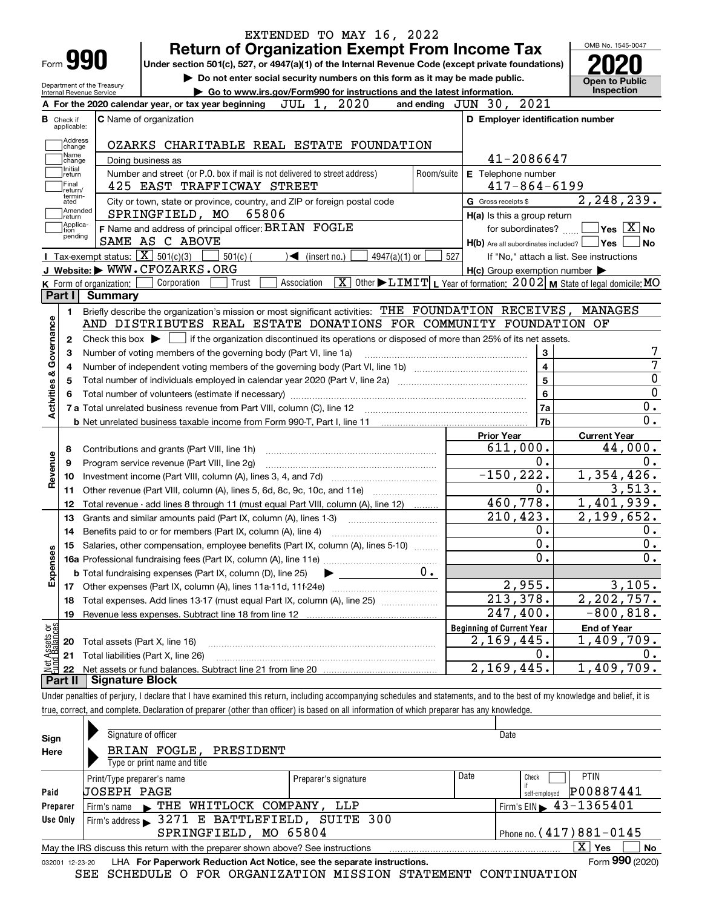EXTENDED TO MAY 16, 2022

# Form 990 — Return of Organization Exempt From Income Tax (2020)

Under section 501(c), 527, or 4947(a)(1) of the Internal Revenue Code (except private foundations)

▶ Do not enter social security numbers on this form as it may be made public.

▶ Go to www.irs.gov/Form990 for instructions and the latest information.

Department of the Treasury, Internal Revenue Service

OMB No. 1545-0047 — **Open to Public Inspection**

**A** For the 2020 calendar year, or tax year beginning JUL 1, 2020 and ending JUN 30, 2021

**B** Check if applicable: Address change; Name change; Initial return; Final return/terminated; Amended return; Application pending

**C** Name of organization: OZARKS CHARITABLE REAL ESTATE FOUNDATION

Doing business as

Number and street (or P.O. box if mail is not delivered to street address): 425 EAST TRAFFICWAY STREET — Room/suite

City or town, state or province, country, and ZIP or foreign postal code: SPRINGFIELD, MO 65806

**D** Employer identification number: 41-2086647

**E** Telephone number: 417-864-6199

**G** Gross receipts $ 2,248,239.

**F** Name and address of principal officer: BRIAN FOGLE, SAME AS C ABOVE

**H(a)** Is this a group return for subordinates? ☐ Yes ☒ No

**H(b)** Are all subordinates included? ☐ Yes ☐ No — If "No," attach a list. See instructions

**H(c)** Group exemption number ▶

**I** Tax-exempt status: ☒ 501(c)(3) ☐ 501(c) ( ) ◀ (insert no.) ☐ 4947(a)(1) or ☐ 527

**J** Website: ▶ WWW.CFOZARKS.ORG

**K** Form of organization: ☐ Corporation ☐ Trust ☐ Association ☒ Other ▶ LIMIT **L** Year of formation: 2002 **M** State of legal domicile: MO

## Part I Summary

**Activities & Governance**

1 Briefly describe the organization's mission or most significant activities: THE FOUNDATION RECEIVES, MANAGES AND DISTRIBUTES REAL ESTATE DONATIONS FOR COMMUNITY FOUNDATION OF

2 Check this box ▶ ☐ if the organization discontinued its operations or disposed of more than 25% of its net assets.

| Line | Description | No. | Value |
|---|---|---|---|
| 3 | Number of voting members of the governing body (Part VI, line 1a) | 3 | 7 |
| 4 | Number of independent voting members of the governing body (Part VI, line 1b) | 4 | 7 |
| 5 | Total number of individuals employed in calendar year 2020 (Part V, line 2a) | 5 | 0 |
| 6 | Total number of volunteers (estimate if necessary) | 6 | 0 |
| 7a | Total unrelated business revenue from Part VIII, column (C), line 12 | 7a | 0. |
| 7b | Net unrelated business taxable income from Form 990-T, Part I, line 11 | 7b | 0. |

| Line | Description | Prior Year | Current Year |
|---|---|---|---|
| **Revenue** | | | |
| 8 | Contributions and grants (Part VIII, line 1h) | 611,000. | 44,000. |
| 9 | Program service revenue (Part VIII, line 2g) | 0. | 0. |
| 10 | Investment income (Part VIII, column (A), lines 3, 4, and 7d) | -150,222. | 1,354,426. |
| 11 | Other revenue (Part VIII, column (A), lines 5, 6d, 8c, 9c, 10c, and 11e) | 0. | 3,513. |
| 12 | Total revenue - add lines 8 through 11 (must equal Part VIII, column (A), line 12) | 460,778. | 1,401,939. |
| **Expenses** | | | |
| 13 | Grants and similar amounts paid (Part IX, column (A), lines 1-3) | 210,423. | 2,199,652. |
| 14 | Benefits paid to or for members (Part IX, column (A), line 4) | 0. | 0. |
| 15 | Salaries, other compensation, employee benefits (Part IX, column (A), lines 5-10) | 0. | 0. |
| 16a | Professional fundraising fees (Part IX, column (A), line 11e) | 0. | 0. |
| b | Total fundraising expenses (Part IX, column (D), line 25) ▶ 0. | | |
| 17 | Other expenses (Part IX, column (A), lines 11a-11d, 11f-24e) | 2,955. | 3,105. |
| 18 | Total expenses. Add lines 13-17 (must equal Part IX, column (A), line 25) | 213,378. | 2,202,757. |
| 19 | Revenue less expenses. Subtract line 18 from line 12 | 247,400. | -800,818. |

| Line | Net Assets or Fund Balances | Beginning of Current Year | End of Year |
|---|---|---|---|
| 20 | Total assets (Part X, line 16) | 2,169,445. | 1,409,709. |
| 21 | Total liabilities (Part X, line 26) | 0. | 0. |
| 22 | Net assets or fund balances. Subtract line 21 from line 20 | 2,169,445. | 1,409,709. |

## Part II Signature Block

Under penalties of perjury, I declare that I have examined this return, including accompanying schedules and statements, and to the best of my knowledge and belief, it is true, correct, and complete. Declaration of preparer (other than officer) is based on all information of which preparer has any knowledge.

**Sign Here**

Signature of officer — Date

BRIAN FOGLE, PRESIDENT

Type or print name and title

**Paid Preparer Use Only**

| Print/Type preparer's name | Preparer's signature | Date | Check if self-employed | PTIN |
|---|---|---|---|---|
| JOSEPH PAGE | | | ☐ | P00887441 |

Firm's name ▶ THE WHITLOCK COMPANY, LLP — Firm's EIN ▶ 43-1365401

Firm's address ▶ 3271 E BATTLEFIELD, SUITE 300, SPRINGFIELD, MO 65804 — Phone no. (417)881-0145

May the IRS discuss this return with the preparer shown above? See instructions ☒ Yes ☐ No

032001 12-23-20 LHA For Paperwork Reduction Act Notice, see the separate instructions. Form **990** (2020)

SEE SCHEDULE O FOR ORGANIZATION MISSION STATEMENT CONTINUATION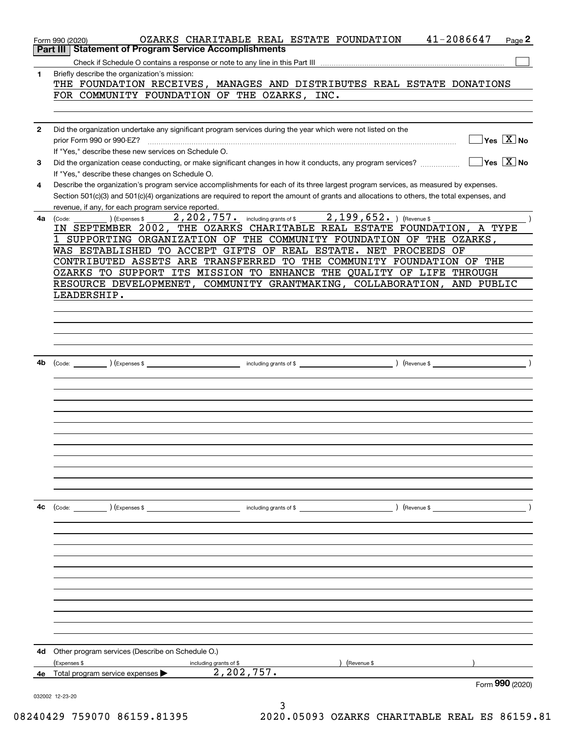Form 990 (2020) OZARKS CHARITABLE REAL ESTATE FOUNDATION 41-2086647

## Part III Statement of Program Service Accomplishments

Check if Schedule O contains a response or note to any line in this Part III ☐

**1** Briefly describe the organization's mission:

THE FOUNDATION RECEIVES, MANAGES AND DISTRIBUTES REAL ESTATE DONATIONS FOR COMMUNITY FOUNDATION OF THE OZARKS, INC.

**2** Did the organization undertake any significant program services during the year which were not listed on the prior Form 990 or 990-EZ? ☐ Yes ☒ No

If "Yes," describe these new services on Schedule O.

**3** Did the organization cease conducting, or make significant changes in how it conducts, any program services? ☐ Yes ☒ No

If "Yes," describe these changes on Schedule O.

**4** Describe the organization's program service accomplishments for each of its three largest program services, as measured by expenses. Section 501(c)(3) and 501(c)(4) organizations are required to report the amount of grants and allocations to others, the total expenses, and revenue, if any, for each program service reported.

**4a** (Code: ) (Expenses $ 2,202,757. including grants of $ 2,199,652. ) (Revenue $ )

IN SEPTEMBER 2002, THE OZARKS CHARITABLE REAL ESTATE FOUNDATION, A TYPE 1 SUPPORTING ORGANIZATION OF THE COMMUNITY FOUNDATION OF THE OZARKS, WAS ESTABLISHED TO ACCEPT GIFTS OF REAL ESTATE. NET PROCEEDS OF CONTRIBUTED ASSETS ARE TRANSFERRED TO THE COMMUNITY FOUNDATION OF THE OZARKS TO SUPPORT ITS MISSION TO ENHANCE THE QUALITY OF LIFE THROUGH RESOURCE DEVELOPMENET, COMMUNITY GRANTMAKING, COLLABORATION, AND PUBLIC LEADERSHIP.

**4b** (Code: ) (Expenses $ including grants of $ ) (Revenue $ )

**4c** (Code: ) (Expenses $ including grants of $ ) (Revenue $ )

**4d** Other program services (Describe on Schedule O.)

(Expenses $ including grants of $ ) (Revenue $ )

**4e** Total program service expenses ▶ 2,202,757.

Form **990** (2020)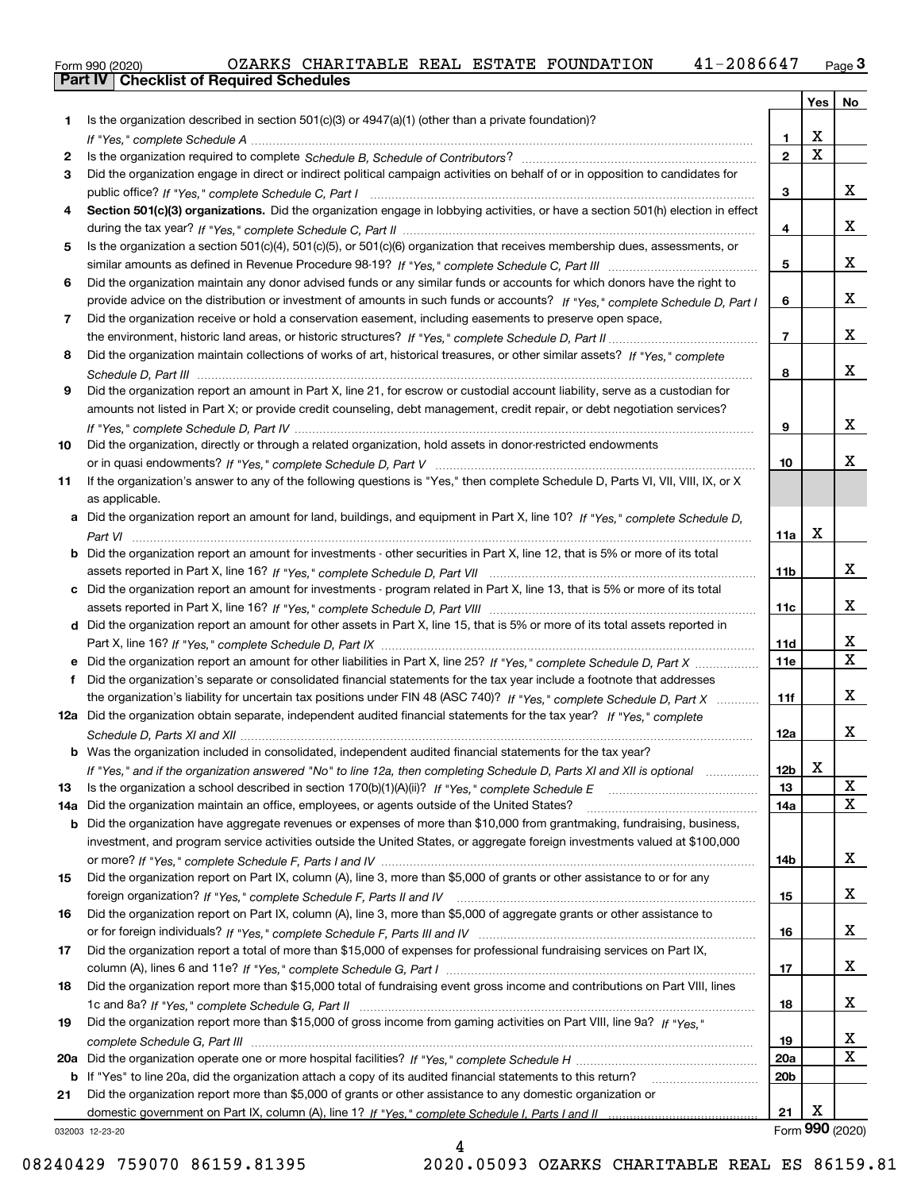Form 990 (2020) OZARKS CHARITABLE REAL ESTATE FOUNDATION 41-2086647

## Part IV Checklist of Required Schedules

| | | | Yes | No |
|---|---|---|---|---|
| 1 | Is the organization described in section 501(c)(3) or 4947(a)(1) (other than a private foundation)? *If "Yes," complete Schedule A* | 1 | X | |
| 2 | Is the organization required to complete *Schedule B, Schedule of Contributors*? | 2 | X | |
| 3 | Did the organization engage in direct or indirect political campaign activities on behalf of or in opposition to candidates for public office? *If "Yes," complete Schedule C, Part I* | 3 | | X |
| 4 | **Section 501(c)(3) organizations.** Did the organization engage in lobbying activities, or have a section 501(h) election in effect during the tax year? *If "Yes," complete Schedule C, Part II* | 4 | | X |
| 5 | Is the organization a section 501(c)(4), 501(c)(5), or 501(c)(6) organization that receives membership dues, assessments, or similar amounts as defined in Revenue Procedure 98-19? *If "Yes," complete Schedule C, Part III* | 5 | | X |
| 6 | Did the organization maintain any donor advised funds or any similar funds or accounts for which donors have the right to provide advice on the distribution or investment of amounts in such funds or accounts? *If "Yes," complete Schedule D, Part I* | 6 | | X |
| 7 | Did the organization receive or hold a conservation easement, including easements to preserve open space, the environment, historic land areas, or historic structures? *If "Yes," complete Schedule D, Part II* | 7 | | X |
| 8 | Did the organization maintain collections of works of art, historical treasures, or other similar assets? *If "Yes," complete Schedule D, Part III* | 8 | | X |
| 9 | Did the organization report an amount in Part X, line 21, for escrow or custodial account liability, serve as a custodian for amounts not listed in Part X; or provide credit counseling, debt management, credit repair, or debt negotiation services? *If "Yes," complete Schedule D, Part IV* | 9 | | X |
| 10 | Did the organization, directly or through a related organization, hold assets in donor-restricted endowments or in quasi endowments? *If "Yes," complete Schedule D, Part V* | 10 | | X |
| 11 | If the organization's answer to any of the following questions is "Yes," then complete Schedule D, Parts VI, VII, VIII, IX, or X as applicable. | | | |
| a | Did the organization report an amount for land, buildings, and equipment in Part X, line 10? *If "Yes," complete Schedule D, Part VI* | 11a | X | |
| b | Did the organization report an amount for investments - other securities in Part X, line 12, that is 5% or more of its total assets reported in Part X, line 16? *If "Yes," complete Schedule D, Part VII* | 11b | | X |
| c | Did the organization report an amount for investments - program related in Part X, line 13, that is 5% or more of its total assets reported in Part X, line 16? *If "Yes," complete Schedule D, Part VIII* | 11c | | X |
| d | Did the organization report an amount for other assets in Part X, line 15, that is 5% or more of its total assets reported in Part X, line 16? *If "Yes," complete Schedule D, Part IX* | 11d | | X |
| e | Did the organization report an amount for other liabilities in Part X, line 25? *If "Yes," complete Schedule D, Part X* | 11e | | X |
| f | Did the organization's separate or consolidated financial statements for the tax year include a footnote that addresses the organization's liability for uncertain tax positions under FIN 48 (ASC 740)? *If "Yes," complete Schedule D, Part X* | 11f | | X |
| 12a | Did the organization obtain separate, independent audited financial statements for the tax year? *If "Yes," complete Schedule D, Parts XI and XII* | 12a | | X |
| b | Was the organization included in consolidated, independent audited financial statements for the tax year? *If "Yes," and if the organization answered "No" to line 12a, then completing Schedule D, Parts XI and XII is optional* | 12b | X | |
| 13 | Is the organization a school described in section 170(b)(1)(A)(ii)? *If "Yes," complete Schedule E* | 13 | | X |
| 14a | Did the organization maintain an office, employees, or agents outside of the United States? | 14a | | X |
| b | Did the organization have aggregate revenues or expenses of more than $10,000 from grantmaking, fundraising, business, investment, and program service activities outside the United States, or aggregate foreign investments valued at $100,000 or more? *If "Yes," complete Schedule F, Parts I and IV* | 14b | | X |
| 15 | Did the organization report on Part IX, column (A), line 3, more than $5,000 of grants or other assistance to or for any foreign organization? *If "Yes," complete Schedule F, Parts II and IV* | 15 | | X |
| 16 | Did the organization report on Part IX, column (A), line 3, more than $5,000 of aggregate grants or other assistance to or for foreign individuals? *If "Yes," complete Schedule F, Parts III and IV* | 16 | | X |
| 17 | Did the organization report a total of more than $15,000 of expenses for professional fundraising services on Part IX, column (A), lines 6 and 11e? *If "Yes," complete Schedule G, Part I* | 17 | | X |
| 18 | Did the organization report more than $15,000 total of fundraising event gross income and contributions on Part VIII, lines 1c and 8a? *If "Yes," complete Schedule G, Part II* | 18 | | X |
| 19 | Did the organization report more than $15,000 of gross income from gaming activities on Part VIII, line 9a? *If "Yes," complete Schedule G, Part III* | 19 | | X |
| 20a | Did the organization operate one or more hospital facilities? *If "Yes," complete Schedule H* | 20a | | X |
| b | If "Yes" to line 20a, did the organization attach a copy of its audited financial statements to this return? | 20b | | |
| 21 | Did the organization report more than $5,000 of grants or other assistance to any domestic organization or domestic government on Part IX, column (A), line 1? *If "Yes," complete Schedule I, Parts I and II* | 21 | X | |

032003 12-23-20 Form **990** (2020)

08240429 759070 86159.81395 2020.05093 OZARKS CHARITABLE REAL ES 86159.81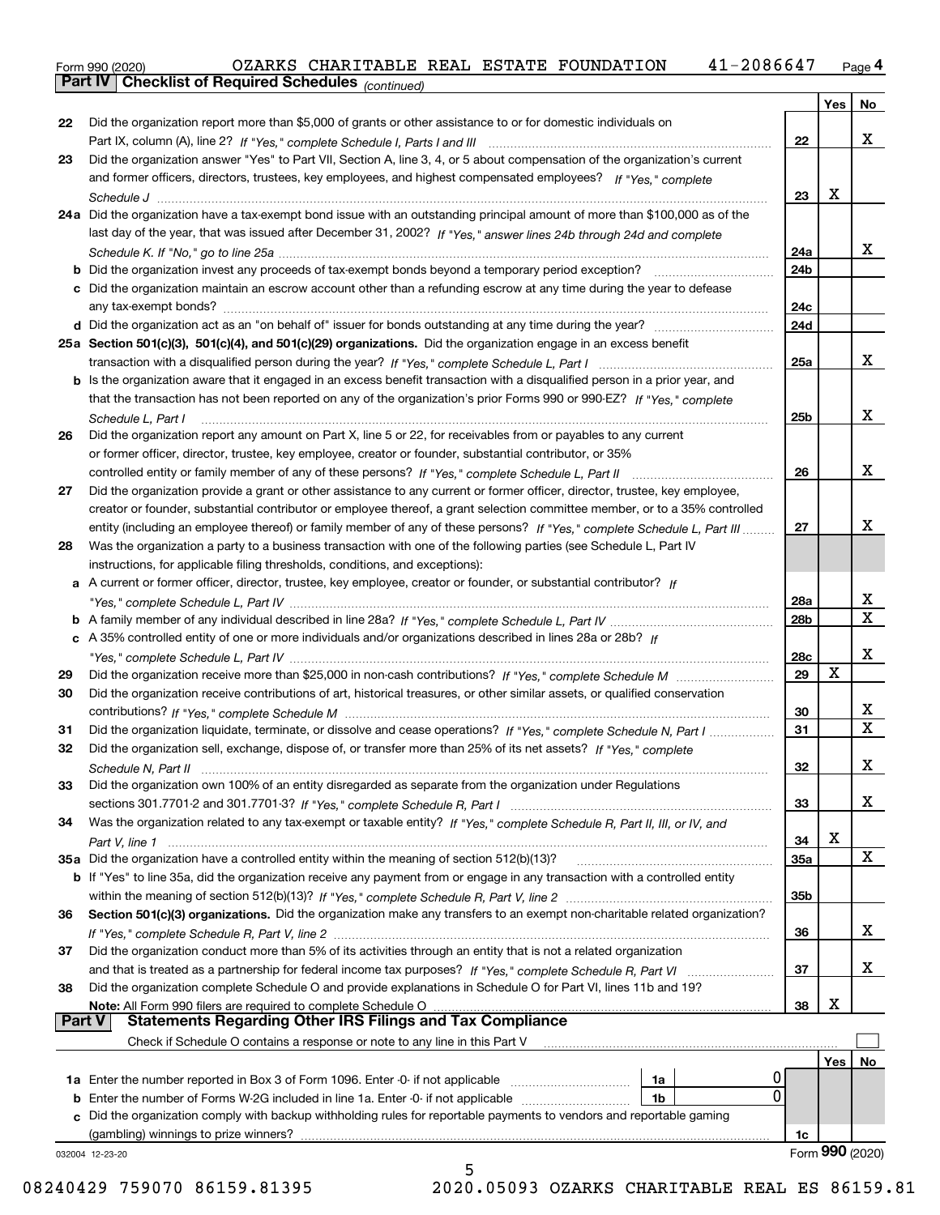Form 990 (2020) OZARKS CHARITABLE REAL ESTATE FOUNDATION 41-2086647 Page 4

## Part IV Checklist of Required Schedules *(continued)*

| | | | Yes | No |
|---|---|---|---|---|
| 22 | Did the organization report more than $5,000 of grants or other assistance to or for domestic individuals on Part IX, column (A), line 2? *If "Yes," complete Schedule I, Parts I and III* | 22 | | X |
| 23 | Did the organization answer "Yes" to Part VII, Section A, line 3, 4, or 5 about compensation of the organization's current and former officers, directors, trustees, key employees, and highest compensated employees? *If "Yes," complete Schedule J* | 23 | X | |
| 24a | Did the organization have a tax-exempt bond issue with an outstanding principal amount of more than $100,000 as of the last day of the year, that was issued after December 31, 2002? *If "Yes," answer lines 24b through 24d and complete Schedule K. If "No," go to line 25a* | 24a | | X |
| b | Did the organization invest any proceeds of tax-exempt bonds beyond a temporary period exception? | 24b | | |
| c | Did the organization maintain an escrow account other than a refunding escrow at any time during the year to defease any tax-exempt bonds? | 24c | | |
| d | Did the organization act as an "on behalf of" issuer for bonds outstanding at any time during the year? | 24d | | |
| 25a | **Section 501(c)(3), 501(c)(4), and 501(c)(29) organizations.** Did the organization engage in an excess benefit transaction with a disqualified person during the year? *If "Yes," complete Schedule L, Part I* | 25a | | X |
| b | Is the organization aware that it engaged in an excess benefit transaction with a disqualified person in a prior year, and that the transaction has not been reported on any of the organization's prior Forms 990 or 990-EZ? *If "Yes," complete Schedule L, Part I* | 25b | | X |
| 26 | Did the organization report any amount on Part X, line 5 or 22, for receivables from or payables to any current or former officer, director, trustee, key employee, creator or founder, substantial contributor, or 35% controlled entity or family member of any of these persons? *If "Yes," complete Schedule L, Part II* | 26 | | X |
| 27 | Did the organization provide a grant or other assistance to any current or former officer, director, trustee, key employee, creator or founder, substantial contributor or employee thereof, a grant selection committee member, or to a 35% controlled entity (including an employee thereof) or family member of any of these persons? *If "Yes," complete Schedule L, Part III* | 27 | | X |
| 28 | Was the organization a party to a business transaction with one of the following parties (see Schedule L, Part IV instructions, for applicable filing thresholds, conditions, and exceptions): | | | |
| a | A current or former officer, director, trustee, key employee, creator or founder, or substantial contributor? *If "Yes," complete Schedule L, Part IV* | 28a | | X |
| b | A family member of any individual described in line 28a? *If "Yes," complete Schedule L, Part IV* | 28b | | X |
| c | A 35% controlled entity of one or more individuals and/or organizations described in lines 28a or 28b? *If "Yes," complete Schedule L, Part IV* | 28c | | X |
| 29 | Did the organization receive more than $25,000 in non-cash contributions? *If "Yes," complete Schedule M* | 29 | X | |
| 30 | Did the organization receive contributions of art, historical treasures, or other similar assets, or qualified conservation contributions? *If "Yes," complete Schedule M* | 30 | | X |
| 31 | Did the organization liquidate, terminate, or dissolve and cease operations? *If "Yes," complete Schedule N, Part I* | 31 | | X |
| 32 | Did the organization sell, exchange, dispose of, or transfer more than 25% of its net assets? *If "Yes," complete Schedule N, Part II* | 32 | | X |
| 33 | Did the organization own 100% of an entity disregarded as separate from the organization under Regulations sections 301.7701-2 and 301.7701-3? *If "Yes," complete Schedule R, Part I* | 33 | | X |
| 34 | Was the organization related to any tax-exempt or taxable entity? *If "Yes," complete Schedule R, Part II, III, or IV, and Part V, line 1* | 34 | X | |
| 35a | Did the organization have a controlled entity within the meaning of section 512(b)(13)? | 35a | | X |
| b | If "Yes" to line 35a, did the organization receive any payment from or engage in any transaction with a controlled entity within the meaning of section 512(b)(13)? *If "Yes," complete Schedule R, Part V, line 2* | 35b | | |
| 36 | **Section 501(c)(3) organizations.** Did the organization make any transfers to an exempt non-charitable related organization? *If "Yes," complete Schedule R, Part V, line 2* | 36 | | X |
| 37 | Did the organization conduct more than 5% of its activities through an entity that is not a related organization and that is treated as a partnership for federal income tax purposes? *If "Yes," complete Schedule R, Part VI* | 37 | | X |
| 38 | Did the organization complete Schedule O and provide explanations in Schedule O for Part VI, lines 11b and 19? **Note:** All Form 990 filers are required to complete Schedule O | 38 | X | |

## Part V Statements Regarding Other IRS Filings and Tax Compliance

Check if Schedule O contains a response or note to any line in this Part V ☐

| | | | | | Yes | No |
|---|---|---|---|---|---|---|
| 1a | Enter the number reported in Box 3 of Form 1096. Enter -0- if not applicable | 1a | 0 | | | |
| b | Enter the number of Forms W-2G included in line 1a. Enter -0- if not applicable | 1b | 0 | | | |
| c | Did the organization comply with backup withholding rules for reportable payments to vendors and reportable gaming (gambling) winnings to prize winners? | | | 1c | | |

032004 12-23-20 Form **990** (2020)

08240429 759070 86159.81395 2020.05093 OZARKS CHARITABLE REAL ES 86159.81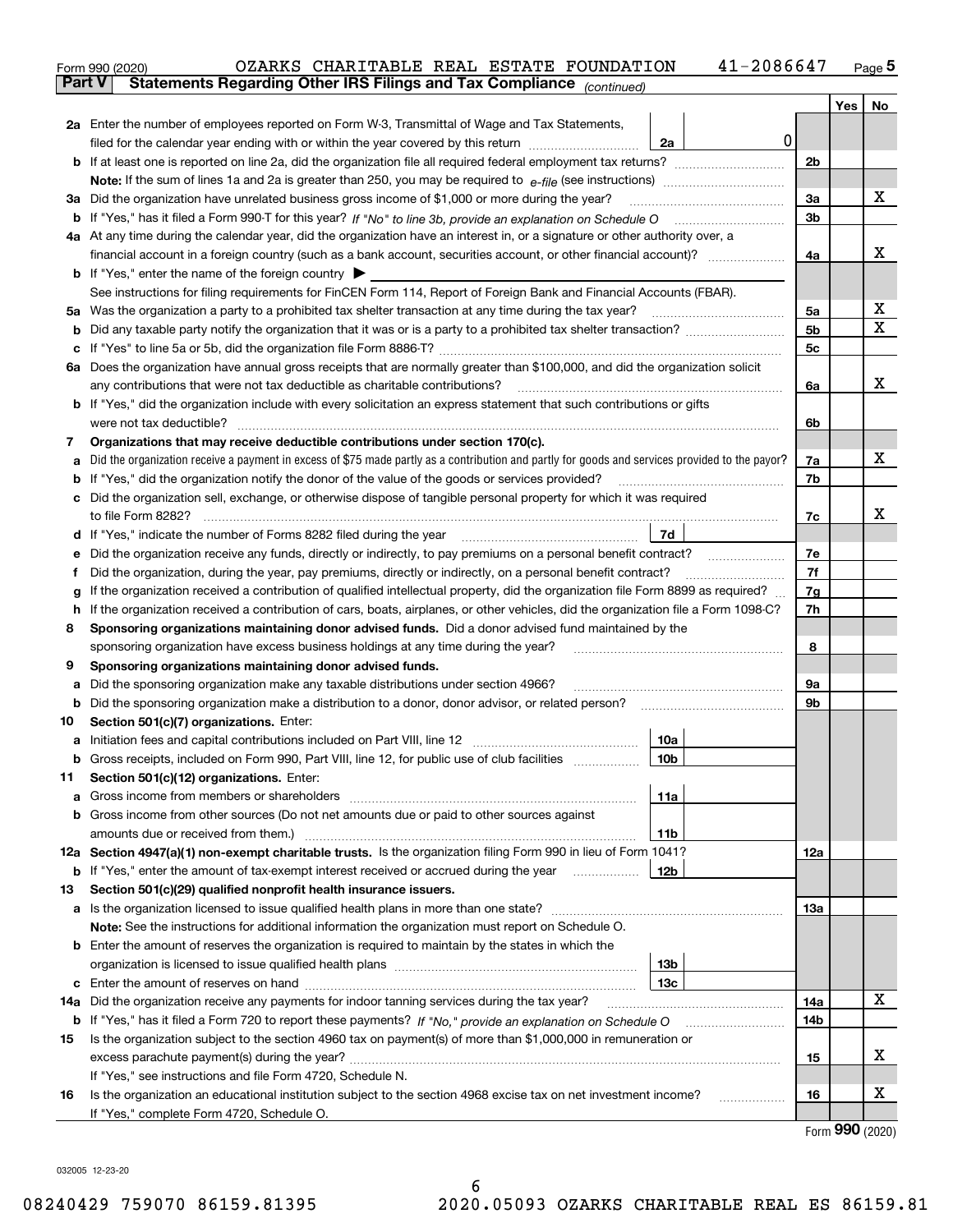Form 990 (2020) OZARKS CHARITABLE REAL ESTATE FOUNDATION 41-2086647 Page 5

**Part V Statements Regarding Other IRS Filings and Tax Compliance** *(continued)*

| | | | | Yes | No |
|---|---|---|---|---|---|
| **2a** | Enter the number of employees reported on Form W-3, Transmittal of Wage and Tax Statements, filed for the calendar year ending with or within the year covered by this return | 2a 0 | | | |
| **b** | If at least one is reported on line 2a, did the organization file all required federal employment tax returns? | | 2b | | |
| | **Note:** If the sum of lines 1a and 2a is greater than 250, you may be required to *e-file* (see instructions) | | | | |
| **3a** | Did the organization have unrelated business gross income of $1,000 or more during the year? | | 3a | | X |
| **b** | If "Yes," has it filed a Form 990-T for this year? *If "No" to line 3b, provide an explanation on Schedule O* | | 3b | | |
| **4a** | At any time during the calendar year, did the organization have an interest in, or a signature or other authority over, a financial account in a foreign country (such as a bank account, securities account, or other financial account)? | | 4a | | X |
| **b** | If "Yes," enter the name of the foreign country ▶ | | | | |
| | See instructions for filing requirements for FinCEN Form 114, Report of Foreign Bank and Financial Accounts (FBAR). | | | | |
| **5a** | Was the organization a party to a prohibited tax shelter transaction at any time during the tax year? | | 5a | | X |
| **b** | Did any taxable party notify the organization that it was or is a party to a prohibited tax shelter transaction? | | 5b | | X |
| **c** | If "Yes" to line 5a or 5b, did the organization file Form 8886-T? | | 5c | | |
| **6a** | Does the organization have annual gross receipts that are normally greater than $100,000, and did the organization solicit any contributions that were not tax deductible as charitable contributions? | | 6a | | X |
| **b** | If "Yes," did the organization include with every solicitation an express statement that such contributions or gifts were not tax deductible? | | 6b | | |
| **7** | **Organizations that may receive deductible contributions under section 170(c).** | | | | |
| **a** | Did the organization receive a payment in excess of $75 made partly as a contribution and partly for goods and services provided to the payor? | | 7a | | X |
| **b** | If "Yes," did the organization notify the donor of the value of the goods or services provided? | | 7b | | |
| **c** | Did the organization sell, exchange, or otherwise dispose of tangible personal property for which it was required to file Form 8282? | | 7c | | X |
| **d** | If "Yes," indicate the number of Forms 8282 filed during the year | 7d | | | |
| **e** | Did the organization receive any funds, directly or indirectly, to pay premiums on a personal benefit contract? | | 7e | | |
| **f** | Did the organization, during the year, pay premiums, directly or indirectly, on a personal benefit contract? | | 7f | | |
| **g** | If the organization received a contribution of qualified intellectual property, did the organization file Form 8899 as required? | | 7g | | |
| **h** | If the organization received a contribution of cars, boats, airplanes, or other vehicles, did the organization file a Form 1098-C? | | 7h | | |
| **8** | **Sponsoring organizations maintaining donor advised funds.** Did a donor advised fund maintained by the sponsoring organization have excess business holdings at any time during the year? | | 8 | | |
| **9** | **Sponsoring organizations maintaining donor advised funds.** | | | | |
| **a** | Did the sponsoring organization make any taxable distributions under section 4966? | | 9a | | |
| **b** | Did the sponsoring organization make a distribution to a donor, donor advisor, or related person? | | 9b | | |
| **10** | **Section 501(c)(7) organizations.** Enter: | | | | |
| **a** | Initiation fees and capital contributions included on Part VIII, line 12 | 10a | | | |
| **b** | Gross receipts, included on Form 990, Part VIII, line 12, for public use of club facilities | 10b | | | |
| **11** | **Section 501(c)(12) organizations.** Enter: | | | | |
| **a** | Gross income from members or shareholders | 11a | | | |
| **b** | Gross income from other sources (Do not net amounts due or paid to other sources against amounts due or received from them.) | 11b | | | |
| **12a** | **Section 4947(a)(1) non-exempt charitable trusts.** Is the organization filing Form 990 in lieu of Form 1041? | | 12a | | |
| **b** | If "Yes," enter the amount of tax-exempt interest received or accrued during the year | 12b | | | |
| **13** | **Section 501(c)(29) qualified nonprofit health insurance issuers.** | | | | |
| **a** | Is the organization licensed to issue qualified health plans in more than one state? | | 13a | | |
| | **Note:** See the instructions for additional information the organization must report on Schedule O. | | | | |
| **b** | Enter the amount of reserves the organization is required to maintain by the states in which the organization is licensed to issue qualified health plans | 13b | | | |
| **c** | Enter the amount of reserves on hand | 13c | | | |
| **14a** | Did the organization receive any payments for indoor tanning services during the tax year? | | 14a | | X |
| **b** | If "Yes," has it filed a Form 720 to report these payments? *If "No," provide an explanation on Schedule O* | | 14b | | |
| **15** | Is the organization subject to the section 4960 tax on payment(s) of more than $1,000,000 in remuneration or excess parachute payment(s) during the year? | | 15 | | X |
| | If "Yes," see instructions and file Form 4720, Schedule N. | | | | |
| **16** | Is the organization an educational institution subject to the section 4968 excise tax on net investment income? | | 16 | | X |
| | If "Yes," complete Form 4720, Schedule O. | | | | |

Form **990** (2020)

032005 12-23-20

08240429 759070 86159.81395 2020.05093 OZARKS CHARITABLE REAL ES 86159.81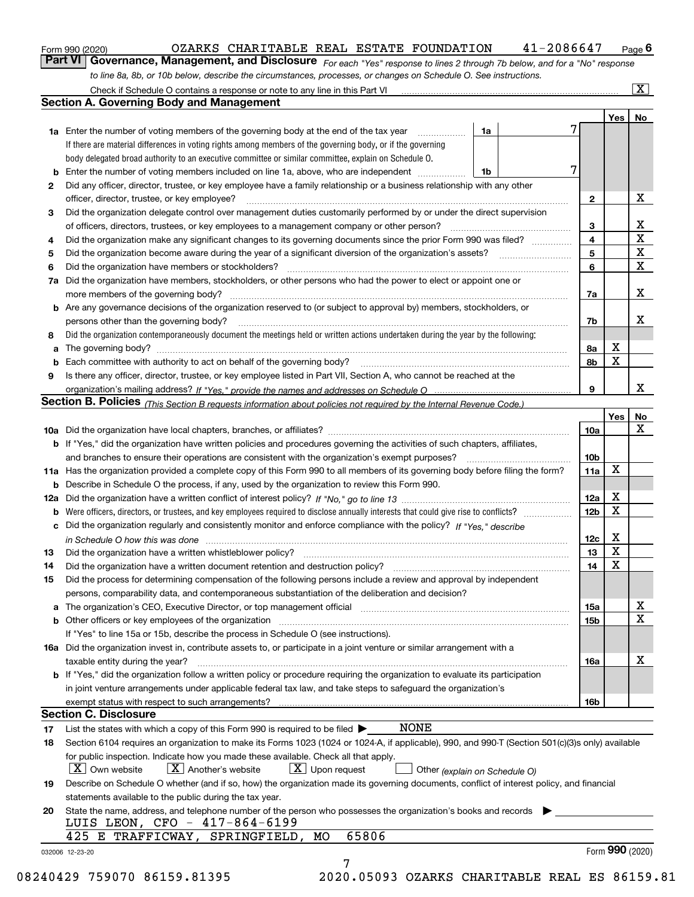Form 990 (2020) OZARKS CHARITABLE REAL ESTATE FOUNDATION 41-2086647

**Part VI Governance, Management, and Disclosure** *For each "Yes" response to lines 2 through 7b below, and for a "No" response to line 8a, 8b, or 10b below, describe the circumstances, processes, or changes on Schedule O. See instructions.*

Check if Schedule O contains a response or note to any line in this Part VI [X]

## Section A. Governing Body and Management

| | | | | Yes | No |
|---|---|---|---|---|---|
| **1a** | Enter the number of voting members of the governing body at the end of the tax year. If there are material differences in voting rights among members of the governing body, or if the governing body delegated broad authority to an executive committee or similar committee, explain on Schedule O. | 1a | 7 | | |
| **b** | Enter the number of voting members included on line 1a, above, who are independent | 1b | 7 | | |
| **2** | Did any officer, director, trustee, or key employee have a family relationship or a business relationship with any other officer, director, trustee, or key employee? | | 2 | | X |
| **3** | Did the organization delegate control over management duties customarily performed by or under the direct supervision of officers, directors, trustees, or key employees to a management company or other person? | | 3 | | X |
| **4** | Did the organization make any significant changes to its governing documents since the prior Form 990 was filed? | | 4 | | X |
| **5** | Did the organization become aware during the year of a significant diversion of the organization's assets? | | 5 | | X |
| **6** | Did the organization have members or stockholders? | | 6 | | X |
| **7a** | Did the organization have members, stockholders, or other persons who had the power to elect or appoint one or more members of the governing body? | | 7a | | X |
| **b** | Are any governance decisions of the organization reserved to (or subject to approval by) members, stockholders, or persons other than the governing body? | | 7b | | X |
| **8** | Did the organization contemporaneously document the meetings held or written actions undertaken during the year by the following: | | | | |
| **a** | The governing body? | | 8a | X | |
| **b** | Each committee with authority to act on behalf of the governing body? | | 8b | X | |
| **9** | Is there any officer, director, trustee, or key employee listed in Part VII, Section A, who cannot be reached at the organization's mailing address? *If "Yes," provide the names and addresses on Schedule O* | | 9 | | X |

## Section B. Policies *(This Section B requests information about policies not required by the Internal Revenue Code.)*

| | | | Yes | No |
|---|---|---|---|---|
| **10a** | Did the organization have local chapters, branches, or affiliates? | 10a | | X |
| **b** | If "Yes," did the organization have written policies and procedures governing the activities of such chapters, affiliates, and branches to ensure their operations are consistent with the organization's exempt purposes? | 10b | | |
| **11a** | Has the organization provided a complete copy of this Form 990 to all members of its governing body before filing the form? | 11a | X | |
| **b** | Describe in Schedule O the process, if any, used by the organization to review this Form 990. | | | |
| **12a** | Did the organization have a written conflict of interest policy? *If "No," go to line 13* | 12a | X | |
| **b** | Were officers, directors, or trustees, and key employees required to disclose annually interests that could give rise to conflicts? | 12b | X | |
| **c** | Did the organization regularly and consistently monitor and enforce compliance with the policy? *If "Yes," describe in Schedule O how this was done* | 12c | X | |
| **13** | Did the organization have a written whistleblower policy? | 13 | X | |
| **14** | Did the organization have a written document retention and destruction policy? | 14 | X | |
| **15** | Did the process for determining compensation of the following persons include a review and approval by independent persons, comparability data, and contemporaneous substantiation of the deliberation and decision? | | | |
| **a** | The organization's CEO, Executive Director, or top management official | 15a | | X |
| **b** | Other officers or key employees of the organization | 15b | | X |
| | If "Yes" to line 15a or 15b, describe the process in Schedule O (see instructions). | | | |
| **16a** | Did the organization invest in, contribute assets to, or participate in a joint venture or similar arrangement with a taxable entity during the year? | 16a | | X |
| **b** | If "Yes," did the organization follow a written policy or procedure requiring the organization to evaluate its participation in joint venture arrangements under applicable federal tax law, and take steps to safeguard the organization's exempt status with respect to such arrangements? | 16b | | |

## Section C. Disclosure

**17** List the states with which a copy of this Form 990 is required to be filed ▶ NONE

**18** Section 6104 requires an organization to make its Forms 1023 (1024 or 1024-A, if applicable), 990, and 990-T (Section 501(c)(3)s only) available for public inspection. Indicate how you made these available. Check all that apply.

[X] Own website [X] Another's website [X] Upon request [ ] Other *(explain on Schedule O)*

**19** Describe on Schedule O whether (and if so, how) the organization made its governing documents, conflict of interest policy, and financial statements available to the public during the tax year.

**20** State the name, address, and telephone number of the person who possesses the organization's books and records ▶

LUIS LEON, CFO - 417-864-6199
425 E TRAFFICWAY, SPRINGFIELD, MO 65806

032006 12-23-20

Form **990** (2020)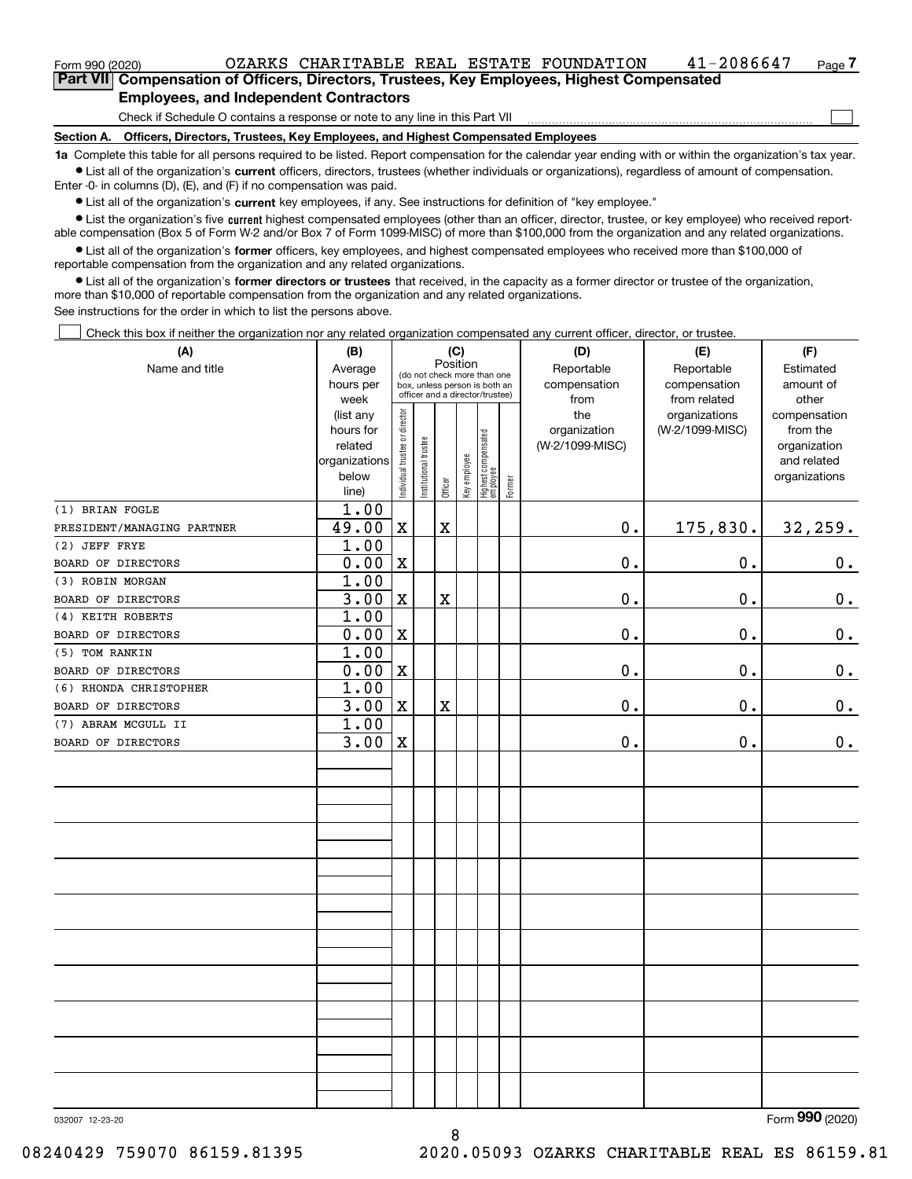Form 990 (2020) OZARKS CHARITABLE REAL ESTATE FOUNDATION 41-2086647

## Part VII Compensation of Officers, Directors, Trustees, Key Employees, Highest Compensated Employees, and Independent Contractors

Check if Schedule O contains a response or note to any line in this Part VII

### Section A. Officers, Directors, Trustees, Key Employees, and Highest Compensated Employees

**1a** Complete this table for all persons required to be listed. Report compensation for the calendar year ending with or within the organization's tax year.

- List all of the organization's **current** officers, directors, trustees (whether individuals or organizations), regardless of amount of compensation. Enter -0- in columns (D), (E), and (F) if no compensation was paid.
- List all of the organization's **current** key employees, if any. See instructions for definition of "key employee."
- List the organization's five **current** highest compensated employees (other than an officer, director, trustee, or key employee) who received reportable compensation (Box 5 of Form W-2 and/or Box 7 of Form 1099-MISC) of more than $100,000 from the organization and any related organizations.
- List all of the organization's **former** officers, key employees, and highest compensated employees who received more than $100,000 of reportable compensation from the organization and any related organizations.
- List all of the organization's **former directors or trustees** that received, in the capacity as a former director or trustee of the organization, more than $10,000 of reportable compensation from the organization and any related organizations.

See instructions for the order in which to list the persons above.

Check this box if neither the organization nor any related organization compensated any current officer, director, or trustee.

| (A) Name and title | (B) Average hours per week (list any hours for related organizations below line) | (C) Position: Individual trustee or director | Institutional trustee | Officer | Key employee | Highest compensated employee | Former | (D) Reportable compensation from the organization (W-2/1099-MISC) | (E) Reportable compensation from related organizations (W-2/1099-MISC) | (F) Estimated amount of other compensation from the organization and related organizations |
|---|---|---|---|---|---|---|---|---|---|---|
| (1) BRIAN FOGLE<br>PRESIDENT/MANAGING PARTNER | 1.00<br>49.00 | X | | X | | | | 0. | 175,830. | 32,259. |
| (2) JEFF FRYE<br>BOARD OF DIRECTORS | 1.00<br>0.00 | X | | | | | | 0. | 0. | 0. |
| (3) ROBIN MORGAN<br>BOARD OF DIRECTORS | 1.00<br>3.00 | X | | X | | | | 0. | 0. | 0. |
| (4) KEITH ROBERTS<br>BOARD OF DIRECTORS | 1.00<br>0.00 | X | | | | | | 0. | 0. | 0. |
| (5) TOM RANKIN<br>BOARD OF DIRECTORS | 1.00<br>0.00 | X | | | | | | 0. | 0. | 0. |
| (6) RHONDA CHRISTOPHER<br>BOARD OF DIRECTORS | 1.00<br>3.00 | X | | X | | | | 0. | 0. | 0. |
| (7) ABRAM MCGULL II<br>BOARD OF DIRECTORS | 1.00<br>3.00 | X | | | | | | 0. | 0. | 0. |

032007 12-23-20

Form 990 (2020)

08240429 759070 86159.81395 2020.05093 OZARKS CHARITABLE REAL ES 86159.81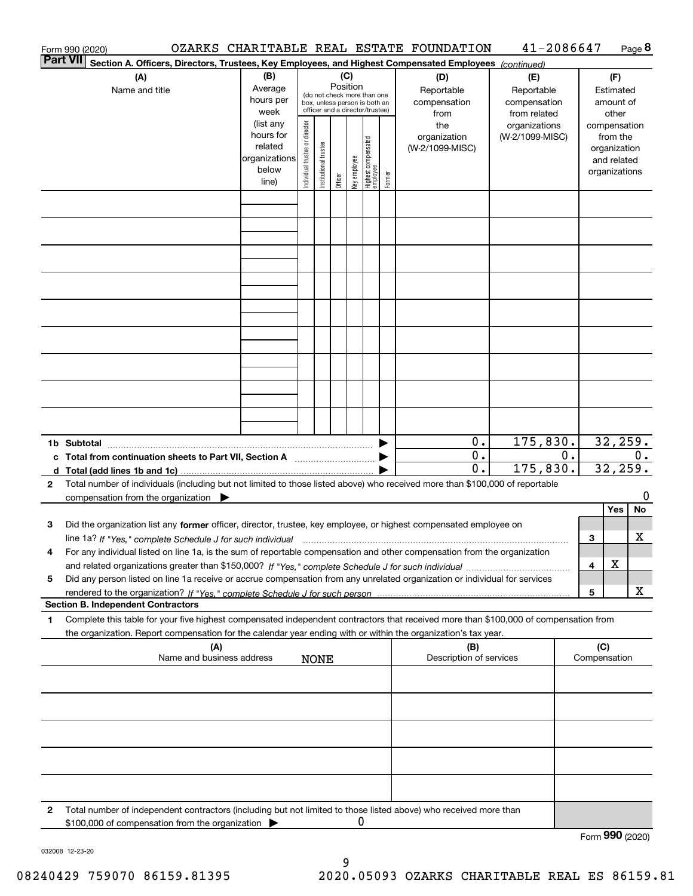Form 990 (2020) OZARKS CHARITABLE REAL ESTATE FOUNDATION 41-2086647 Page **8**

**Part VII** **Section A. Officers, Directors, Trustees, Key Employees, and Highest Compensated Employees** *(continued)*

| (A) Name and title | (B) Average hours per week (list any hours for related organizations below line) | (C) Position (do not check more than one box, unless person is both an officer and a director/trustee): Individual trustee or director | Institutional trustee | Officer | Key employee | Highest compensated employee | Former | (D) Reportable compensation from the organization (W-2/1099-MISC) | (E) Reportable compensation from related organizations (W-2/1099-MISC) | (F) Estimated amount of other compensation from the organization and related organizations |
|---|---|---|---|---|---|---|---|---|---|---|
| | | | | | | | | | | |
| | | | | | | | | | | |
| | | | | | | | | | | |
| | | | | | | | | | | |
| | | | | | | | | | | |
| | | | | | | | | | | |
| | | | | | | | | | | |
| | | | | | | | | | | |
| | | | | | | | | | | |
| **1b Subtotal** | | | | | | | ▶ | 0. | 175,830. | 32,259. |
| **c Total from continuation sheets to Part VII, Section A** | | | | | | | ▶ | 0. | 0. | 0. |
| **d Total (add lines 1b and 1c)** | | | | | | | ▶ | 0. | 175,830. | 32,259. |

**2** Total number of individuals (including but not limited to those listed above) who received more than $100,000 of reportable compensation from the organization ▶ 0

| | | Yes | No |
|---|---|---|---|
| **3** Did the organization list any **former** officer, director, trustee, key employee, or highest compensated employee on line 1a? *If "Yes," complete Schedule J for such individual* | 3 | | X |
| **4** For any individual listed on line 1a, is the sum of reportable compensation and other compensation from the organization and related organizations greater than $150,000? *If "Yes," complete Schedule J for such individual* | 4 | X | |
| **5** Did any person listed on line 1a receive or accrue compensation from any unrelated organization or individual for services rendered to the organization? *If "Yes," complete Schedule J for such person* | 5 | | X |

**Section B. Independent Contractors**

**1** Complete this table for your five highest compensated independent contractors that received more than $100,000 of compensation from the organization. Report compensation for the calendar year ending with or within the organization's tax year.

| (A) Name and business address | (B) Description of services | (C) Compensation |
|---|---|---|
| NONE | | |
| | | |
| | | |
| | | |
| | | |

**2** Total number of independent contractors (including but not limited to those listed above) who received more than $100,000 of compensation from the organization ▶ 0

Form **990** (2020)

032008 12-23-20

08240429 759070 86159.81395 2020.05093 OZARKS CHARITABLE REAL ES 86159.81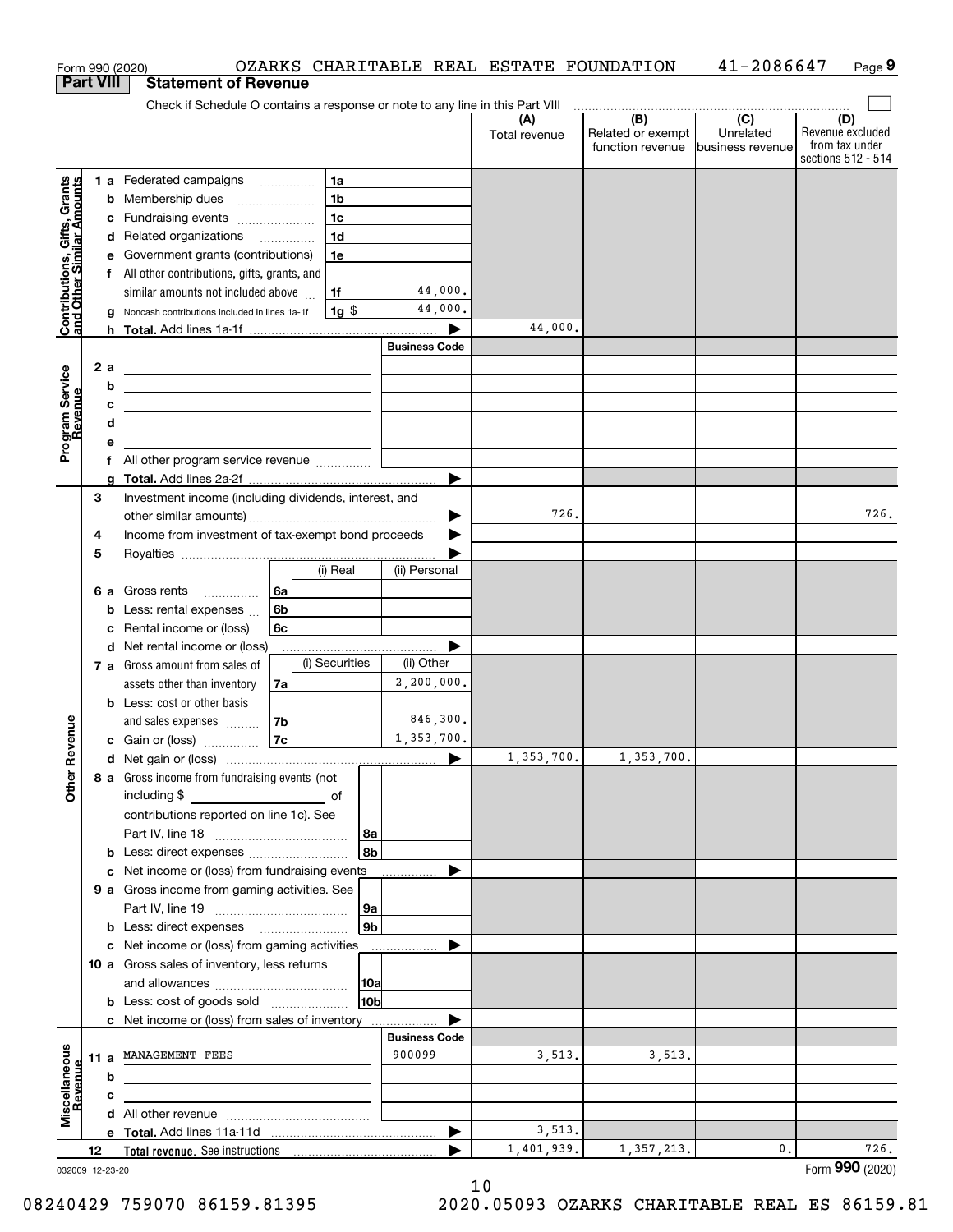Form 990 (2020) OZARKS CHARITABLE REAL ESTATE FOUNDATION 41-2086647

## Part VIII Statement of Revenue

Check if Schedule O contains a response or note to any line in this Part VIII

| | | | | (A) Total revenue | (B) Related or exempt function revenue | (C) Unrelated business revenue | (D) Revenue excluded from tax under sections 512 - 514 |
|---|---|---|---|---|---|---|---|
| **Contributions, Gifts, Grants and Other Similar Amounts** | 1 a Federated campaigns | 1a | | | | | |
| | b Membership dues | 1b | | | | | |
| | c Fundraising events | 1c | | | | | |
| | d Related organizations | 1d | | | | | |
| | e Government grants (contributions) | 1e | | | | | |
| | f All other contributions, gifts, grants, and similar amounts not included above | 1f | 44,000. | | | | |
| | g Noncash contributions included in lines 1a-1f | 1g $ | 44,000. | | | | |
| | h **Total.** Add lines 1a-1f | | | 44,000. | | | |
| **Program Service Revenue** | | | Business Code | | | | |
| | 2 a | | | | | | |
| | b | | | | | | |
| | c | | | | | | |
| | d | | | | | | |
| | e | | | | | | |
| | f All other program service revenue | | | | | | |
| | g **Total.** Add lines 2a-2f | | | | | | |
| **Other Revenue** | 3 Investment income (including dividends, interest, and other similar amounts) | | | 726. | | | 726. |
| | 4 Income from investment of tax-exempt bond proceeds | | | | | | |
| | 5 Royalties | | | | | | |
| | | (i) Real | (ii) Personal | | | | |
| | 6 a Gross rents — 6a | | | | | | |
| | b Less: rental expenses — 6b | | | | | | |
| | c Rental income or (loss) — 6c | | | | | | |
| | d Net rental income or (loss) | | | | | | |
| | | (i) Securities | (ii) Other | | | | |
| | 7 a Gross amount from sales of assets other than inventory — 7a | | 2,200,000. | | | | |
| | b Less: cost or other basis and sales expenses — 7b | | 846,300. | | | | |
| | c Gain or (loss) — 7c | | 1,353,700. | | | | |
| | d Net gain or (loss) | | | 1,353,700. | 1,353,700. | | |
| | 8 a Gross income from fundraising events (not including $ of contributions reported on line 1c). See Part IV, line 18 | 8a | | | | | |
| | b Less: direct expenses | 8b | | | | | |
| | c Net income or (loss) from fundraising events | | | | | | |
| | 9 a Gross income from gaming activities. See Part IV, line 19 | 9a | | | | | |
| | b Less: direct expenses | 9b | | | | | |
| | c Net income or (loss) from gaming activities | | | | | | |
| | 10 a Gross sales of inventory, less returns and allowances | 10a | | | | | |
| | b Less: cost of goods sold | 10b | | | | | |
| | c Net income or (loss) from sales of inventory | | | | | | |
| **Miscellaneous Revenue** | | | Business Code | | | | |
| | 11 a MANAGEMENT FEES | | 900099 | 3,513. | 3,513. | | |
| | b | | | | | | |
| | c | | | | | | |
| | d All other revenue | | | | | | |
| | e **Total.** Add lines 11a-11d | | | 3,513. | | | |
| | 12 **Total revenue.** See instructions | | | 1,401,939. | 1,357,213. | 0. | 726. |

032009 12-23-20 Form **990** (2020)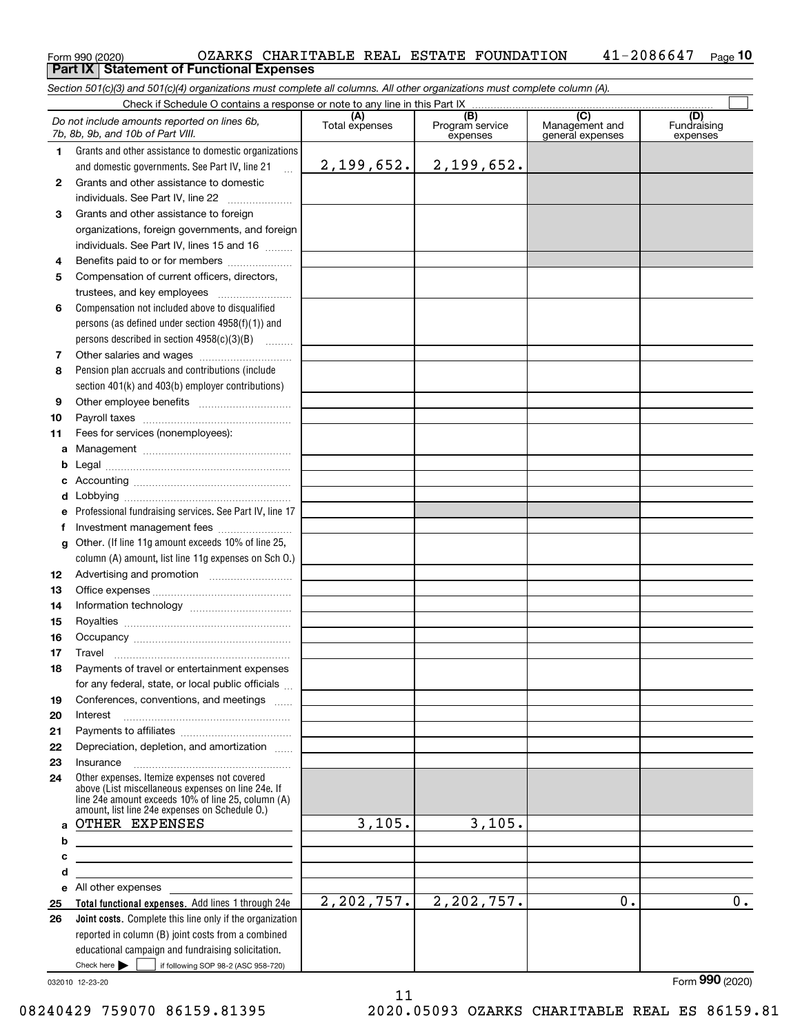Form 990 (2020) OZARKS CHARITABLE REAL ESTATE FOUNDATION 41-2086647 Page 10

**Part IX Statement of Functional Expenses**

*Section 501(c)(3) and 501(c)(4) organizations must complete all columns. All other organizations must complete column (A).*

Check if Schedule O contains a response or note to any line in this Part IX ☐

| *Do not include amounts reported on lines 6b, 7b, 8b, 9b, and 10b of Part VIII.* | (A) Total expenses | (B) Program service expenses | (C) Management and general expenses | (D) Fundraising expenses |
|---|---|---|---|---|
| **1** Grants and other assistance to domestic organizations and domestic governments. See Part IV, line 21 | 2,199,652. | 2,199,652. | | |
| **2** Grants and other assistance to domestic individuals. See Part IV, line 22 | | | | |
| **3** Grants and other assistance to foreign organizations, foreign governments, and foreign individuals. See Part IV, lines 15 and 16 | | | | |
| **4** Benefits paid to or for members | | | | |
| **5** Compensation of current officers, directors, trustees, and key employees | | | | |
| **6** Compensation not included above to disqualified persons (as defined under section 4958(f)(1)) and persons described in section 4958(c)(3)(B) | | | | |
| **7** Other salaries and wages | | | | |
| **8** Pension plan accruals and contributions (include section 401(k) and 403(b) employer contributions) | | | | |
| **9** Other employee benefits | | | | |
| **10** Payroll taxes | | | | |
| **11** Fees for services (nonemployees): | | | | |
| **a** Management | | | | |
| **b** Legal | | | | |
| **c** Accounting | | | | |
| **d** Lobbying | | | | |
| **e** Professional fundraising services. See Part IV, line 17 | | | | |
| **f** Investment management fees | | | | |
| **g** Other. (If line 11g amount exceeds 10% of line 25, column (A) amount, list line 11g expenses on Sch O.) | | | | |
| **12** Advertising and promotion | | | | |
| **13** Office expenses | | | | |
| **14** Information technology | | | | |
| **15** Royalties | | | | |
| **16** Occupancy | | | | |
| **17** Travel | | | | |
| **18** Payments of travel or entertainment expenses for any federal, state, or local public officials | | | | |
| **19** Conferences, conventions, and meetings | | | | |
| **20** Interest | | | | |
| **21** Payments to affiliates | | | | |
| **22** Depreciation, depletion, and amortization | | | | |
| **23** Insurance | | | | |
| **24** Other expenses. Itemize expenses not covered above (List miscellaneous expenses on line 24e. If line 24e amount exceeds 10% of line 25, column (A) amount, list line 24e expenses on Schedule O.) | | | | |
| **a** OTHER EXPENSES | 3,105. | 3,105. | | |
| **b** | | | | |
| **c** | | | | |
| **d** | | | | |
| **e** All other expenses | | | | |
| **25 Total functional expenses.** Add lines 1 through 24e | 2,202,757. | 2,202,757. | 0. | 0. |
| **26 Joint costs.** Complete this line only if the organization reported in column (B) joint costs from a combined educational campaign and fundraising solicitation. Check here ☐ if following SOP 98-2 (ASC 958-720) | | | | |

032010 12-23-20 Form **990** (2020)

08240429 759070 86159.81395 2020.05093 OZARKS CHARITABLE REAL ES 86159.81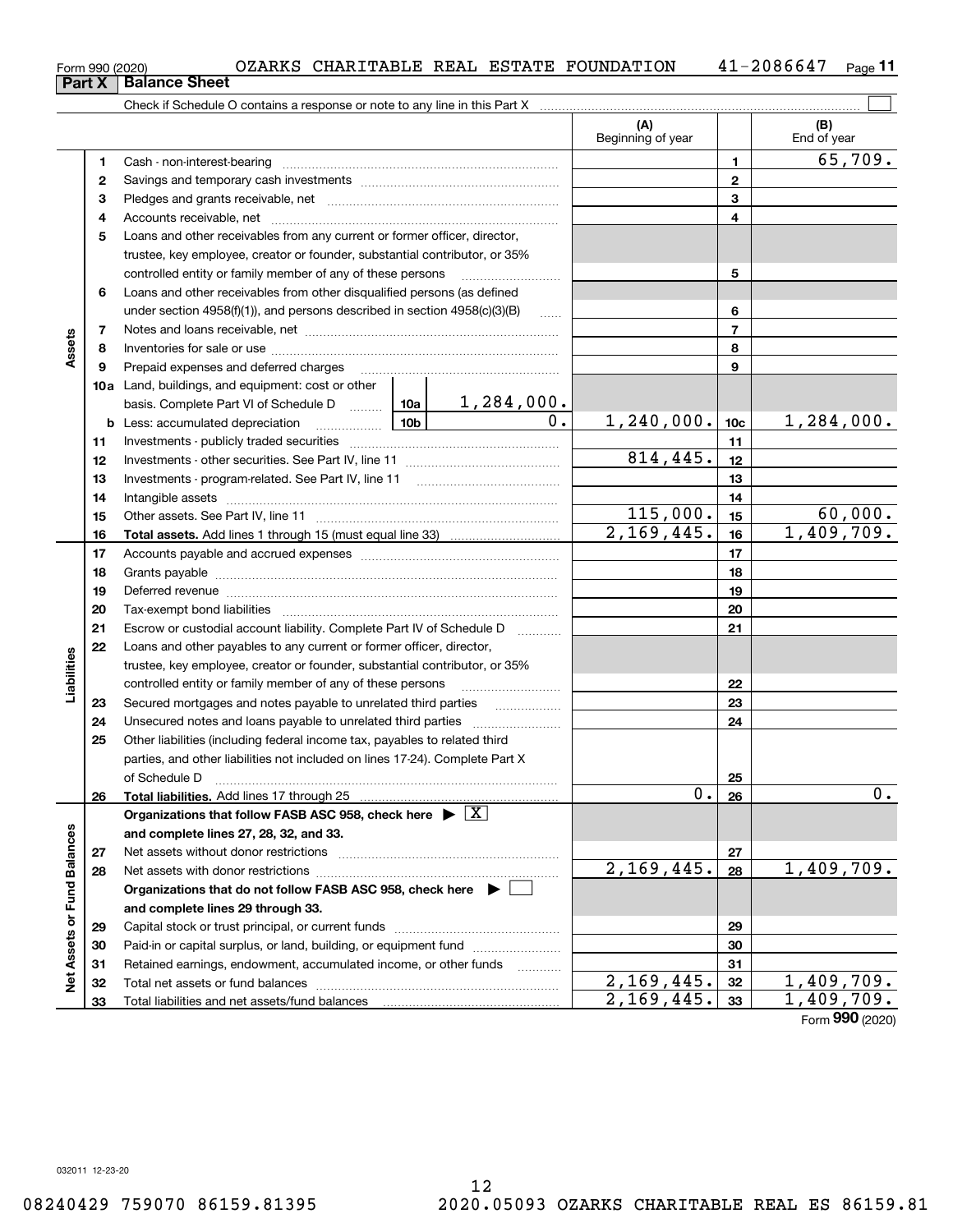Form 990 (2020) OZARKS CHARITABLE REAL ESTATE FOUNDATION 41-2086647

## Part X Balance Sheet

Check if Schedule O contains a response or note to any line in this Part X ☐

| | | | | (A) Beginning of year | | (B) End of year |
|---|---|---|---|---|---|---|
| Assets | 1 | Cash - non-interest-bearing | | | 1 | 65,709. |
| | 2 | Savings and temporary cash investments | | | 2 | |
| | 3 | Pledges and grants receivable, net | | | 3 | |
| | 4 | Accounts receivable, net | | | 4 | |
| | 5 | Loans and other receivables from any current or former officer, director, trustee, key employee, creator or founder, substantial contributor, or 35% controlled entity or family member of any of these persons | | | 5 | |
| | 6 | Loans and other receivables from other disqualified persons (as defined under section 4958(f)(1)), and persons described in section 4958(c)(3)(B) | | | 6 | |
| | 7 | Notes and loans receivable, net | | | 7 | |
| | 8 | Inventories for sale or use | | | 8 | |
| | 9 | Prepaid expenses and deferred charges | | | 9 | |
| | 10a | Land, buildings, and equipment: cost or other basis. Complete Part VI of Schedule D | 10a 1,284,000. | | | |
| | b | Less: accumulated depreciation | 10b 0. | 1,240,000. | 10c | 1,284,000. |
| | 11 | Investments - publicly traded securities | | | 11 | |
| | 12 | Investments - other securities. See Part IV, line 11 | | 814,445. | 12 | |
| | 13 | Investments - program-related. See Part IV, line 11 | | | 13 | |
| | 14 | Intangible assets | | | 14 | |
| | 15 | Other assets. See Part IV, line 11 | | 115,000. | 15 | 60,000. |
| | 16 | **Total assets.** Add lines 1 through 15 (must equal line 33) | | 2,169,445. | 16 | 1,409,709. |
| Liabilities | 17 | Accounts payable and accrued expenses | | | 17 | |
| | 18 | Grants payable | | | 18 | |
| | 19 | Deferred revenue | | | 19 | |
| | 20 | Tax-exempt bond liabilities | | | 20 | |
| | 21 | Escrow or custodial account liability. Complete Part IV of Schedule D | | | 21 | |
| | 22 | Loans and other payables to any current or former officer, director, trustee, key employee, creator or founder, substantial contributor, or 35% controlled entity or family member of any of these persons | | | 22 | |
| | 23 | Secured mortgages and notes payable to unrelated third parties | | | 23 | |
| | 24 | Unsecured notes and loans payable to unrelated third parties | | | 24 | |
| | 25 | Other liabilities (including federal income tax, payables to related third parties, and other liabilities not included on lines 17-24). Complete Part X of Schedule D | | | 25 | |
| | 26 | **Total liabilities.** Add lines 17 through 25 | | 0. | 26 | 0. |
| Net Assets or Fund Balances | | **Organizations that follow FASB ASC 958, check here ▶ ☒ and complete lines 27, 28, 32, and 33.** | | | | |
| | 27 | Net assets without donor restrictions | | | 27 | |
| | 28 | Net assets with donor restrictions | | 2,169,445. | 28 | 1,409,709. |
| | | **Organizations that do not follow FASB ASC 958, check here ▶ ☐ and complete lines 29 through 33.** | | | | |
| | 29 | Capital stock or trust principal, or current funds | | | 29 | |
| | 30 | Paid-in or capital surplus, or land, building, or equipment fund | | | 30 | |
| | 31 | Retained earnings, endowment, accumulated income, or other funds | | | 31 | |
| | 32 | Total net assets or fund balances | | 2,169,445. | 32 | 1,409,709. |
| | 33 | Total liabilities and net assets/fund balances | | 2,169,445. | 33 | 1,409,709. |

Form 990 (2020)

032011 12-23-20

08240429 759070 86159.81395 2020.05093 OZARKS CHARITABLE REAL ES 86159.81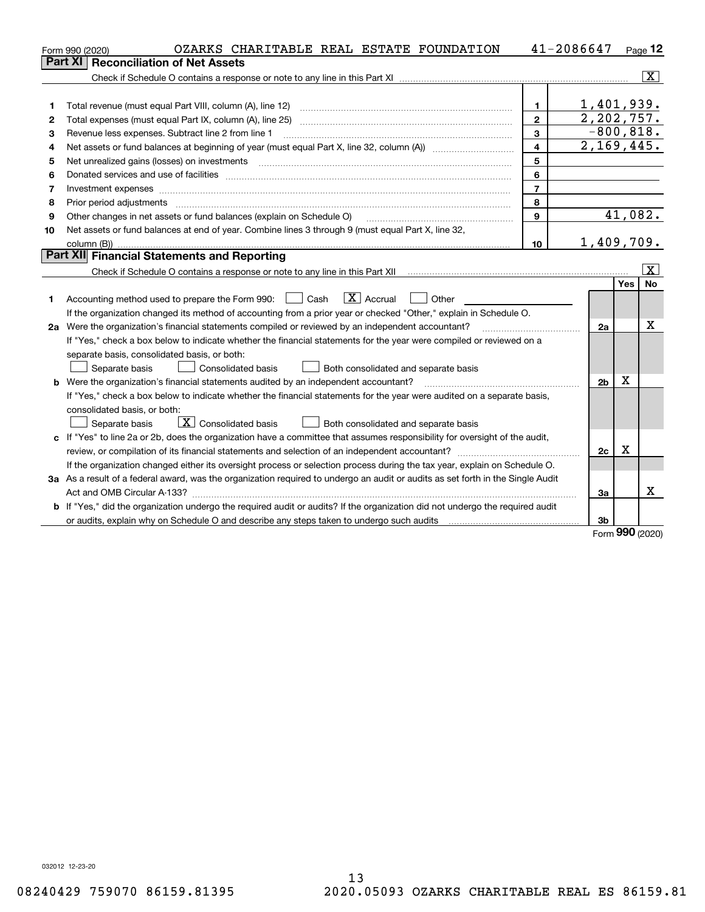Form 990 (2020) OZARKS CHARITABLE REAL ESTATE FOUNDATION 41-2086647

## Part XI Reconciliation of Net Assets

Check if Schedule O contains a response or note to any line in this Part XI ..... [X]

| | | | |
|---|---|---|---|
| 1 | Total revenue (must equal Part VIII, column (A), line 12) | 1 | 1,401,939. |
| 2 | Total expenses (must equal Part IX, column (A), line 25) | 2 | 2,202,757. |
| 3 | Revenue less expenses. Subtract line 2 from line 1 | 3 | -800,818. |
| 4 | Net assets or fund balances at beginning of year (must equal Part X, line 32, column (A)) | 4 | 2,169,445. |
| 5 | Net unrealized gains (losses) on investments | 5 | |
| 6 | Donated services and use of facilities | 6 | |
| 7 | Investment expenses | 7 | |
| 8 | Prior period adjustments | 8 | |
| 9 | Other changes in net assets or fund balances (explain on Schedule O) | 9 | 41,082. |
| 10 | Net assets or fund balances at end of year. Combine lines 3 through 9 (must equal Part X, line 32, column (B)) | 10 | 1,409,709. |

## Part XII Financial Statements and Reporting

Check if Schedule O contains a response or note to any line in this Part XII ..... [X]

| | | | Yes | No |
|---|---|---|---|---|
| 1 | Accounting method used to prepare the Form 990: [ ] Cash [X] Accrual [ ] Other<br>If the organization changed its method of accounting from a prior year or checked "Other," explain in Schedule O. | | | |
| 2a | Were the organization's financial statements compiled or reviewed by an independent accountant?<br>If "Yes," check a box below to indicate whether the financial statements for the year were compiled or reviewed on a separate basis, consolidated basis, or both:<br>[ ] Separate basis [ ] Consolidated basis [ ] Both consolidated and separate basis | 2a | | X |
| b | Were the organization's financial statements audited by an independent accountant?<br>If "Yes," check a box below to indicate whether the financial statements for the year were audited on a separate basis, consolidated basis, or both:<br>[ ] Separate basis [X] Consolidated basis [ ] Both consolidated and separate basis | 2b | X | |
| c | If "Yes" to line 2a or 2b, does the organization have a committee that assumes responsibility for oversight of the audit, review, or compilation of its financial statements and selection of an independent accountant?<br>If the organization changed either its oversight process or selection process during the tax year, explain on Schedule O. | 2c | X | |
| 3a | As a result of a federal award, was the organization required to undergo an audit or audits as set forth in the Single Audit Act and OMB Circular A-133? | 3a | | X |
| b | If "Yes," did the organization undergo the required audit or audits? If the organization did not undergo the required audit or audits, explain why on Schedule O and describe any steps taken to undergo such audits | 3b | | |

Form 990 (2020)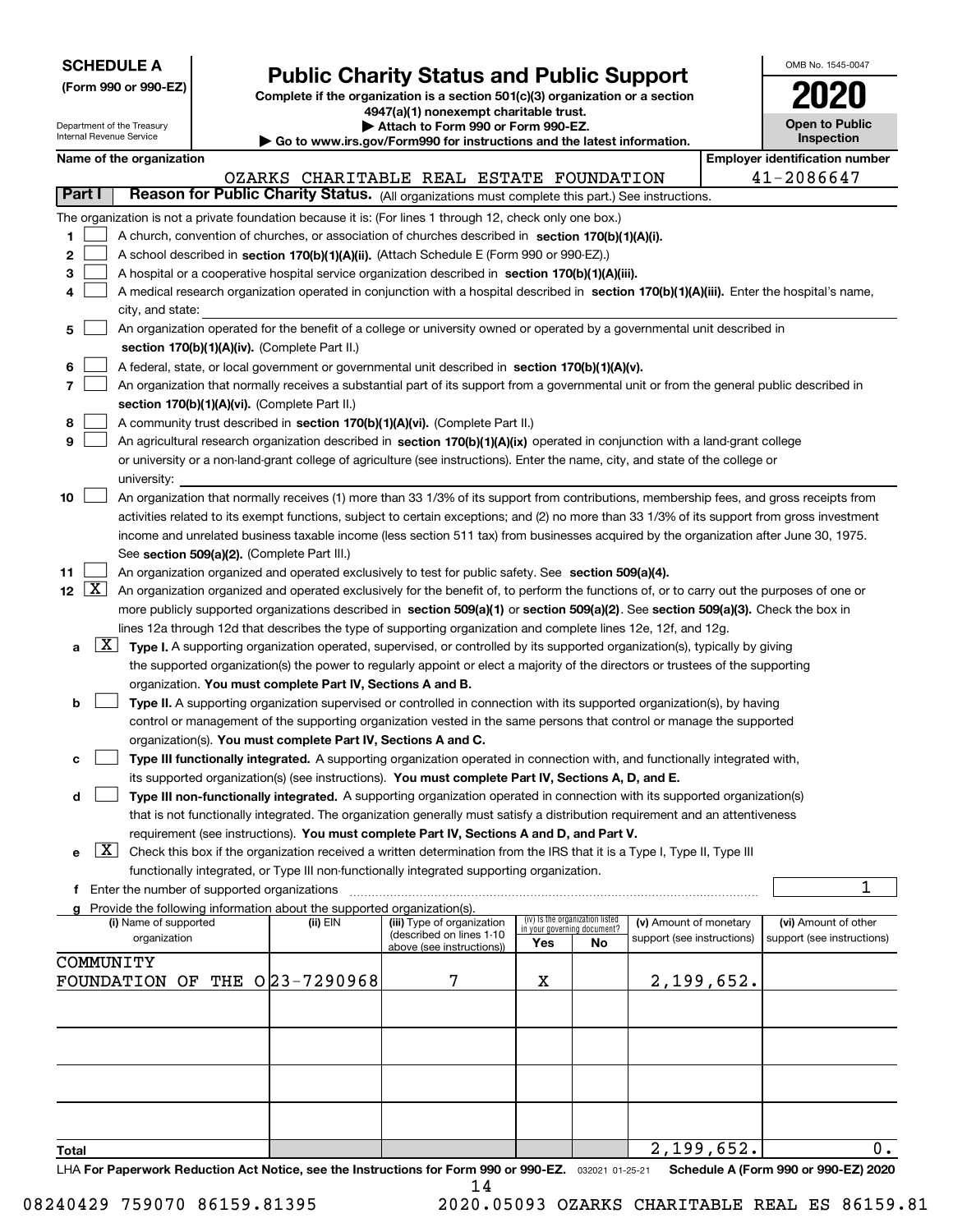**SCHEDULE A**
**(Form 990 or 990-EZ)**

Department of the Treasury
Internal Revenue Service

# Public Charity Status and Public Support

**Complete if the organization is a section 501(c)(3) organization or a section 4947(a)(1) nonexempt charitable trust.**
**▶ Attach to Form 990 or Form 990-EZ.**
**▶ Go to www.irs.gov/Form990 for instructions and the latest information.**

OMB No. 1545-0047

**2020**

**Open to Public Inspection**

**Name of the organization:** OZARKS CHARITABLE REAL ESTATE FOUNDATION

**Employer identification number:** 41-2086647

**Part I — Reason for Public Charity Status.** (All organizations must complete this part.) See instructions.

The organization is not a private foundation because it is: (For lines 1 through 12, check only one box.)

1. [ ] A church, convention of churches, or association of churches described in **section 170(b)(1)(A)(i).**
2. [ ] A school described in **section 170(b)(1)(A)(ii).** (Attach Schedule E (Form 990 or 990-EZ).)
3. [ ] A hospital or a cooperative hospital service organization described in **section 170(b)(1)(A)(iii).**
4. [ ] A medical research organization operated in conjunction with a hospital described in **section 170(b)(1)(A)(iii).** Enter the hospital's name, city, and state:
5. [ ] An organization operated for the benefit of a college or university owned or operated by a governmental unit described in **section 170(b)(1)(A)(iv).** (Complete Part II.)
6. [ ] A federal, state, or local government or governmental unit described in **section 170(b)(1)(A)(v).**
7. [ ] An organization that normally receives a substantial part of its support from a governmental unit or from the general public described in **section 170(b)(1)(A)(vi).** (Complete Part II.)
8. [ ] A community trust described in **section 170(b)(1)(A)(vi).** (Complete Part II.)
9. [ ] An agricultural research organization described in **section 170(b)(1)(A)(ix)** operated in conjunction with a land-grant college or university or a non-land-grant college of agriculture (see instructions). Enter the name, city, and state of the college or university:
10. [ ] An organization that normally receives (1) more than 33 1/3% of its support from contributions, membership fees, and gross receipts from activities related to its exempt functions, subject to certain exceptions; and (2) no more than 33 1/3% of its support from gross investment income and unrelated business taxable income (less section 511 tax) from businesses acquired by the organization after June 30, 1975. See **section 509(a)(2).** (Complete Part III.)
11. [ ] An organization organized and operated exclusively to test for public safety. See **section 509(a)(4).**
12. [X] An organization organized and operated exclusively for the benefit of, to perform the functions of, or to carry out the purposes of one or more publicly supported organizations described in **section 509(a)(1)** or **section 509(a)(2)**. See **section 509(a)(3).** Check the box in lines 12a through 12d that describes the type of supporting organization and complete lines 12e, 12f, and 12g.
   - **a** [X] **Type I.** A supporting organization operated, supervised, or controlled by its supported organization(s), typically by giving the supported organization(s) the power to regularly appoint or elect a majority of the directors or trustees of the supporting organization. **You must complete Part IV, Sections A and B.**
   - **b** [ ] **Type II.** A supporting organization supervised or controlled in connection with its supported organization(s), by having control or management of the supporting organization vested in the same persons that control or manage the supported organization(s). **You must complete Part IV, Sections A and C.**
   - **c** [ ] **Type III functionally integrated.** A supporting organization operated in connection with, and functionally integrated with, its supported organization(s) (see instructions). **You must complete Part IV, Sections A, D, and E.**
   - **d** [ ] **Type III non-functionally integrated.** A supporting organization operated in connection with its supported organization(s) that is not functionally integrated. The organization generally must satisfy a distribution requirement and an attentiveness requirement (see instructions). **You must complete Part IV, Sections A and D, and Part V.**
   - **e** [X] Check this box if the organization received a written determination from the IRS that it is a Type I, Type II, Type III functionally integrated, or Type III non-functionally integrated supporting organization.
   - **f** Enter the number of supported organizations: 1
   - **g** Provide the following information about the supported organization(s).

| (i) Name of supported organization | (ii) EIN | (iii) Type of organization (described on lines 1-10 above (see instructions)) | (iv) Is the organization listed in your governing document? Yes | No | (v) Amount of monetary support (see instructions) | (vi) Amount of other support (see instructions) |
|---|---|---|---|---|---|---|
| COMMUNITY FOUNDATION OF THE O | 23-7290968 | 7 | X | | 2,199,652. | |
| | | | | | | |
| | | | | | | |
| | | | | | | |
| | | | | | | |
| **Total** | | | | | 2,199,652. | 0. |

LHA **For Paperwork Reduction Act Notice, see the Instructions for Form 990 or 990-EZ.** 032021 01-25-21 **Schedule A (Form 990 or 990-EZ) 2020**

08240429 759070 86159.81395 2020.05093 OZARKS CHARITABLE REAL ES 86159.81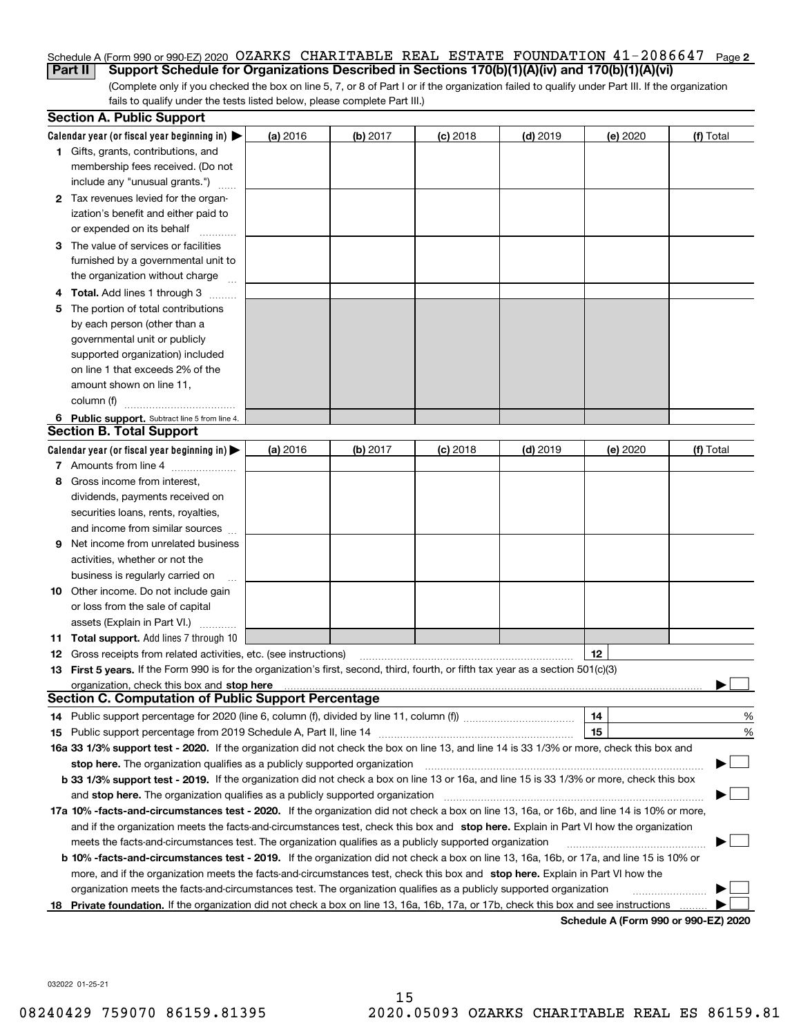Schedule A (Form 990 or 990-EZ) 2020 OZARKS CHARITABLE REAL ESTATE FOUNDATION 41-2086647 Page 2

**Part II Support Schedule for Organizations Described in Sections 170(b)(1)(A)(iv) and 170(b)(1)(A)(vi)**

(Complete only if you checked the box on line 5, 7, or 8 of Part I or if the organization failed to qualify under Part III. If the organization fails to qualify under the tests listed below, please complete Part III.)

## Section A. Public Support

| Calendar year (or fiscal year beginning in) ▶ | (a) 2016 | (b) 2017 | (c) 2018 | (d) 2019 | (e) 2020 | (f) Total |
|---|---|---|---|---|---|---|
| 1 Gifts, grants, contributions, and membership fees received. (Do not include any "unusual grants.") | | | | | | |
| 2 Tax revenues levied for the organization's benefit and either paid to or expended on its behalf | | | | | | |
| 3 The value of services or facilities furnished by a governmental unit to the organization without charge | | | | | | |
| 4 **Total.** Add lines 1 through 3 | | | | | | |
| 5 The portion of total contributions by each person (other than a governmental unit or publicly supported organization) included on line 1 that exceeds 2% of the amount shown on line 11, column (f) | | | | | | |
| 6 **Public support.** Subtract line 5 from line 4. | | | | | | |

## Section B. Total Support

| Calendar year (or fiscal year beginning in) ▶ | (a) 2016 | (b) 2017 | (c) 2018 | (d) 2019 | (e) 2020 | (f) Total |
|---|---|---|---|---|---|---|
| 7 Amounts from line 4 | | | | | | |
| 8 Gross income from interest, dividends, payments received on securities loans, rents, royalties, and income from similar sources | | | | | | |
| 9 Net income from unrelated business activities, whether or not the business is regularly carried on | | | | | | |
| 10 Other income. Do not include gain or loss from the sale of capital assets (Explain in Part VI.) | | | | | | |
| 11 **Total support.** Add lines 7 through 10 | | | | | | |

12 Gross receipts from related activities, etc. (see instructions) | 12 |

13 **First 5 years.** If the Form 990 is for the organization's first, second, third, fourth, or fifth tax year as a section 501(c)(3) organization, check this box and **stop here** ▶ ☐

## Section C. Computation of Public Support Percentage

14 Public support percentage for 2020 (line 6, column (f), divided by line 11, column (f)) | 14 | %

15 Public support percentage from 2019 Schedule A, Part II, line 14 | 15 | %

**16a 33 1/3% support test - 2020.** If the organization did not check the box on line 13, and line 14 is 33 1/3% or more, check this box and **stop here.** The organization qualifies as a publicly supported organization ▶ ☐

**b 33 1/3% support test - 2019.** If the organization did not check a box on line 13 or 16a, and line 15 is 33 1/3% or more, check this box and **stop here.** The organization qualifies as a publicly supported organization ▶ ☐

**17a 10% -facts-and-circumstances test - 2020.** If the organization did not check a box on line 13, 16a, or 16b, and line 14 is 10% or more, and if the organization meets the facts-and-circumstances test, check this box and **stop here.** Explain in Part VI how the organization meets the facts-and-circumstances test. The organization qualifies as a publicly supported organization ▶ ☐

**b 10% -facts-and-circumstances test - 2019.** If the organization did not check a box on line 13, 16a, 16b, or 17a, and line 15 is 10% or more, and if the organization meets the facts-and-circumstances test, check this box and **stop here.** Explain in Part VI how the organization meets the facts-and-circumstances test. The organization qualifies as a publicly supported organization ▶ ☐

**18 Private foundation.** If the organization did not check a box on line 13, 16a, 16b, 17a, or 17b, check this box and see instructions ▶ ☐

**Schedule A (Form 990 or 990-EZ) 2020**

032022 01-25-21

08240429 759070 86159.81395 2020.05093 OZARKS CHARITABLE REAL ES 86159.81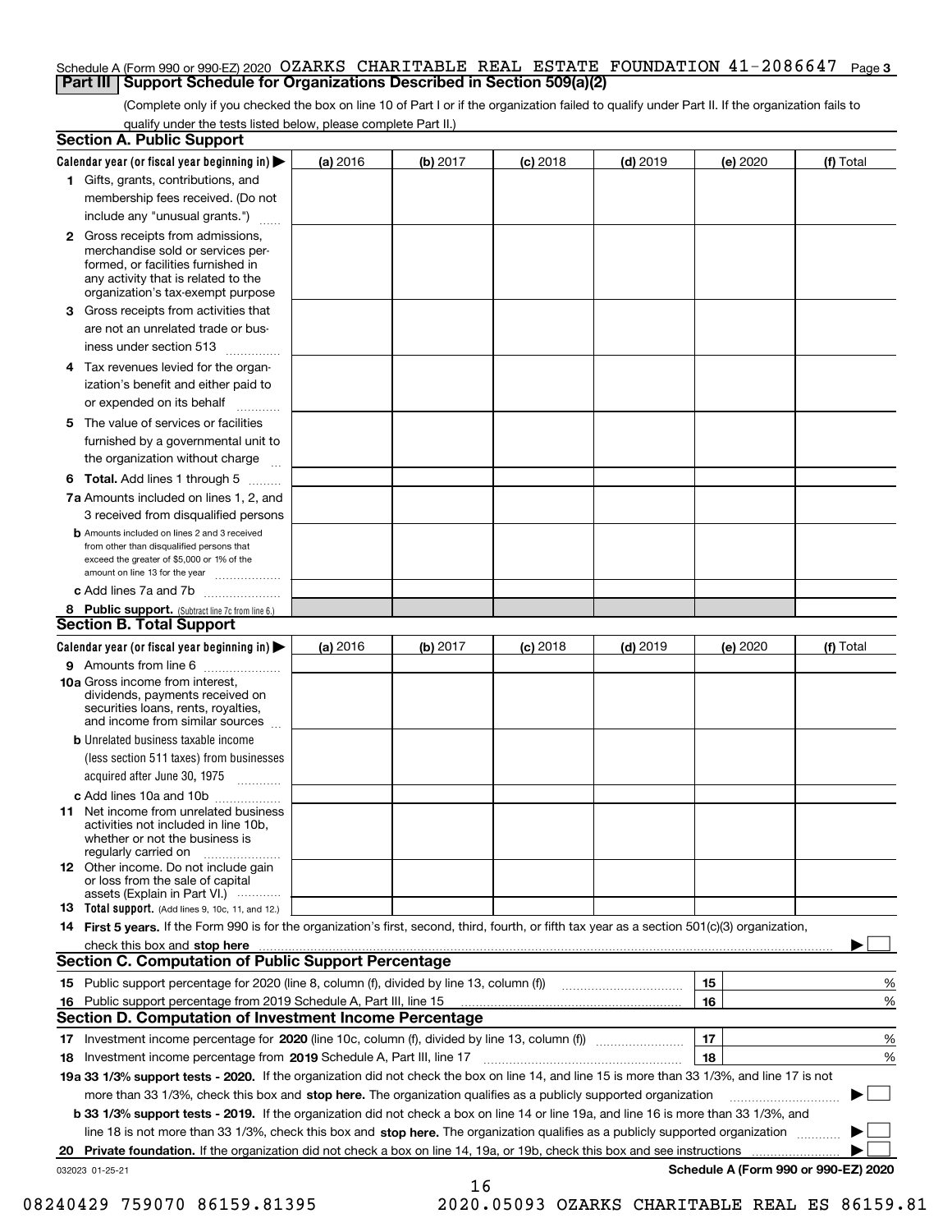Schedule A (Form 990 or 990-EZ) 2020 OZARKS CHARITABLE REAL ESTATE FOUNDATION 41-2086647 Page 3

## Part III Support Schedule for Organizations Described in Section 509(a)(2)

(Complete only if you checked the box on line 10 of Part I or if the organization failed to qualify under Part II. If the organization fails to qualify under the tests listed below, please complete Part II.)

### Section A. Public Support

| Calendar year (or fiscal year beginning in) ▶ | (a) 2016 | (b) 2017 | (c) 2018 | (d) 2019 | (e) 2020 | (f) Total |
|---|---|---|---|---|---|---|
| **1** Gifts, grants, contributions, and membership fees received. (Do not include any "unusual grants.") | | | | | | |
| **2** Gross receipts from admissions, merchandise sold or services performed, or facilities furnished in any activity that is related to the organization's tax-exempt purpose | | | | | | |
| **3** Gross receipts from activities that are not an unrelated trade or business under section 513 | | | | | | |
| **4** Tax revenues levied for the organization's benefit and either paid to or expended on its behalf | | | | | | |
| **5** The value of services or facilities furnished by a governmental unit to the organization without charge | | | | | | |
| **6 Total.** Add lines 1 through 5 | | | | | | |
| **7a** Amounts included on lines 1, 2, and 3 received from disqualified persons | | | | | | |
| **b** Amounts included on lines 2 and 3 received from other than disqualified persons that exceed the greater of $5,000 or 1% of the amount on line 13 for the year | | | | | | |
| **c** Add lines 7a and 7b | | | | | | |
| **8 Public support.** (Subtract line 7c from line 6.) | | | | | | |

### Section B. Total Support

| Calendar year (or fiscal year beginning in) ▶ | (a) 2016 | (b) 2017 | (c) 2018 | (d) 2019 | (e) 2020 | (f) Total |
|---|---|---|---|---|---|---|
| **9** Amounts from line 6 | | | | | | |
| **10a** Gross income from interest, dividends, payments received on securities loans, rents, royalties, and income from similar sources | | | | | | |
| **b** Unrelated business taxable income (less section 511 taxes) from businesses acquired after June 30, 1975 | | | | | | |
| **c** Add lines 10a and 10b | | | | | | |
| **11** Net income from unrelated business activities not included in line 10b, whether or not the business is regularly carried on | | | | | | |
| **12** Other income. Do not include gain or loss from the sale of capital assets (Explain in Part VI.) | | | | | | |
| **13 Total support.** (Add lines 9, 10c, 11, and 12.) | | | | | | |

**14 First 5 years.** If the Form 990 is for the organization's first, second, third, fourth, or fifth tax year as a section 501(c)(3) organization, check this box and **stop here** ▶ ☐

### Section C. Computation of Public Support Percentage

| | | | |
|---|---|---|---|
| **15** Public support percentage for 2020 (line 8, column (f), divided by line 13, column (f)) | 15 | | % |
| **16** Public support percentage from 2019 Schedule A, Part III, line 15 | 16 | | % |

### Section D. Computation of Investment Income Percentage

| | | | |
|---|---|---|---|
| **17** Investment income percentage for **2020** (line 10c, column (f), divided by line 13, column (f)) | 17 | | % |
| **18** Investment income percentage from **2019** Schedule A, Part III, line 17 | 18 | | % |

**19a 33 1/3% support tests - 2020.** If the organization did not check the box on line 14, and line 15 is more than 33 1/3%, and line 17 is not more than 33 1/3%, check this box and **stop here.** The organization qualifies as a publicly supported organization ▶ ☐

**b 33 1/3% support tests - 2019.** If the organization did not check a box on line 14 or line 19a, and line 16 is more than 33 1/3%, and line 18 is not more than 33 1/3%, check this box and **stop here.** The organization qualifies as a publicly supported organization ▶ ☐

**20 Private foundation.** If the organization did not check a box on line 14, 19a, or 19b, check this box and see instructions ▶ ☐

032023 01-25-21 **Schedule A (Form 990 or 990-EZ) 2020**

08240429 759070 86159.81395 2020.05093 OZARKS CHARITABLE REAL ES 86159.81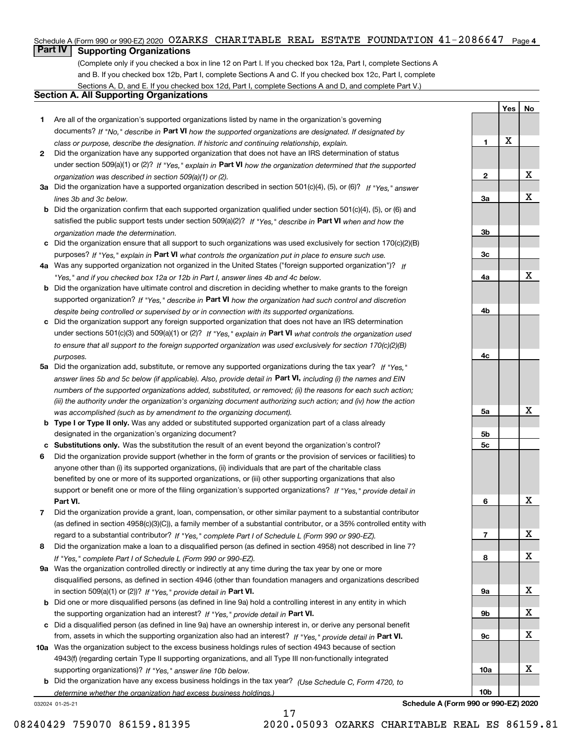Schedule A (Form 990 or 990-EZ) 2020 OZARKS CHARITABLE REAL ESTATE FOUNDATION 41-2086647 Page 4

## Part IV Supporting Organizations

(Complete only if you checked a box in line 12 on Part I. If you checked box 12a, Part I, complete Sections A and B. If you checked box 12b, Part I, complete Sections A and C. If you checked box 12c, Part I, complete Sections A, D, and E. If you checked box 12d, Part I, complete Sections A and D, and complete Part V.)

### Section A. All Supporting Organizations

| | | Line | Yes | No |
|---|---|---|---|---|
| **1** | Are all of the organization's supported organizations listed by name in the organization's governing documents? *If "No," describe in* **Part VI** *how the supported organizations are designated. If designated by class or purpose, describe the designation. If historic and continuing relationship, explain.* | **1** | X | |
| **2** | Did the organization have any supported organization that does not have an IRS determination of status under section 509(a)(1) or (2)? *If "Yes," explain in* **Part VI** *how the organization determined that the supported organization was described in section 509(a)(1) or (2).* | **2** | | X |
| **3a** | Did the organization have a supported organization described in section 501(c)(4), (5), or (6)? *If "Yes," answer lines 3b and 3c below.* | **3a** | | X |
| **b** | Did the organization confirm that each supported organization qualified under section 501(c)(4), (5), or (6) and satisfied the public support tests under section 509(a)(2)? *If "Yes," describe in* **Part VI** *when and how the organization made the determination.* | **3b** | | |
| **c** | Did the organization ensure that all support to such organizations was used exclusively for section 170(c)(2)(B) purposes? *If "Yes," explain in* **Part VI** *what controls the organization put in place to ensure such use.* | **3c** | | |
| **4a** | Was any supported organization not organized in the United States ("foreign supported organization")? *If "Yes," and if you checked box 12a or 12b in Part I, answer lines 4b and 4c below.* | **4a** | | X |
| **b** | Did the organization have ultimate control and discretion in deciding whether to make grants to the foreign supported organization? *If "Yes," describe in* **Part VI** *how the organization had such control and discretion despite being controlled or supervised by or in connection with its supported organizations.* | **4b** | | |
| **c** | Did the organization support any foreign supported organization that does not have an IRS determination under sections 501(c)(3) and 509(a)(1) or (2)? *If "Yes," explain in* **Part VI** *what controls the organization used to ensure that all support to the foreign supported organization was used exclusively for section 170(c)(2)(B) purposes.* | **4c** | | |
| **5a** | Did the organization add, substitute, or remove any supported organizations during the tax year? *If "Yes," answer lines 5b and 5c below (if applicable). Also, provide detail in* **Part VI,** *including (i) the names and EIN numbers of the supported organizations added, substituted, or removed; (ii) the reasons for each such action; (iii) the authority under the organization's organizing document authorizing such action; and (iv) how the action was accomplished (such as by amendment to the organizing document).* | **5a** | | X |
| **b** | **Type I or Type II only.** Was any added or substituted supported organization part of a class already designated in the organization's organizing document? | **5b** | | |
| **c** | **Substitutions only.** Was the substitution the result of an event beyond the organization's control? | **5c** | | |
| **6** | Did the organization provide support (whether in the form of grants or the provision of services or facilities) to anyone other than (i) its supported organizations, (ii) individuals that are part of the charitable class benefited by one or more of its supported organizations, or (iii) other supporting organizations that also support or benefit one or more of the filing organization's supported organizations? *If "Yes," provide detail in* **Part VI.** | **6** | | X |
| **7** | Did the organization provide a grant, loan, compensation, or other similar payment to a substantial contributor (as defined in section 4958(c)(3)(C)), a family member of a substantial contributor, or a 35% controlled entity with regard to a substantial contributor? *If "Yes," complete Part I of Schedule L (Form 990 or 990-EZ).* | **7** | | X |
| **8** | Did the organization make a loan to a disqualified person (as defined in section 4958) not described in line 7? *If "Yes," complete Part I of Schedule L (Form 990 or 990-EZ).* | **8** | | X |
| **9a** | Was the organization controlled directly or indirectly at any time during the tax year by one or more disqualified persons, as defined in section 4946 (other than foundation managers and organizations described in section 509(a)(1) or (2))? *If "Yes," provide detail in* **Part VI.** | **9a** | | X |
| **b** | Did one or more disqualified persons (as defined in line 9a) hold a controlling interest in any entity in which the supporting organization had an interest? *If "Yes," provide detail in* **Part VI.** | **9b** | | X |
| **c** | Did a disqualified person (as defined in line 9a) have an ownership interest in, or derive any personal benefit from, assets in which the supporting organization also had an interest? *If "Yes," provide detail in* **Part VI.** | **9c** | | X |
| **10a** | Was the organization subject to the excess business holdings rules of section 4943 because of section 4943(f) (regarding certain Type II supporting organizations, and all Type III non-functionally integrated supporting organizations)? *If "Yes," answer line 10b below.* | **10a** | | X |
| **b** | Did the organization have any excess business holdings in the tax year? *(Use Schedule C, Form 4720, to determine whether the organization had excess business holdings.)* | **10b** | | |

032024 01-25-21 **Schedule A (Form 990 or 990-EZ) 2020**

08240429 759070 86159.81395 2020.05093 OZARKS CHARITABLE REAL ES 86159.81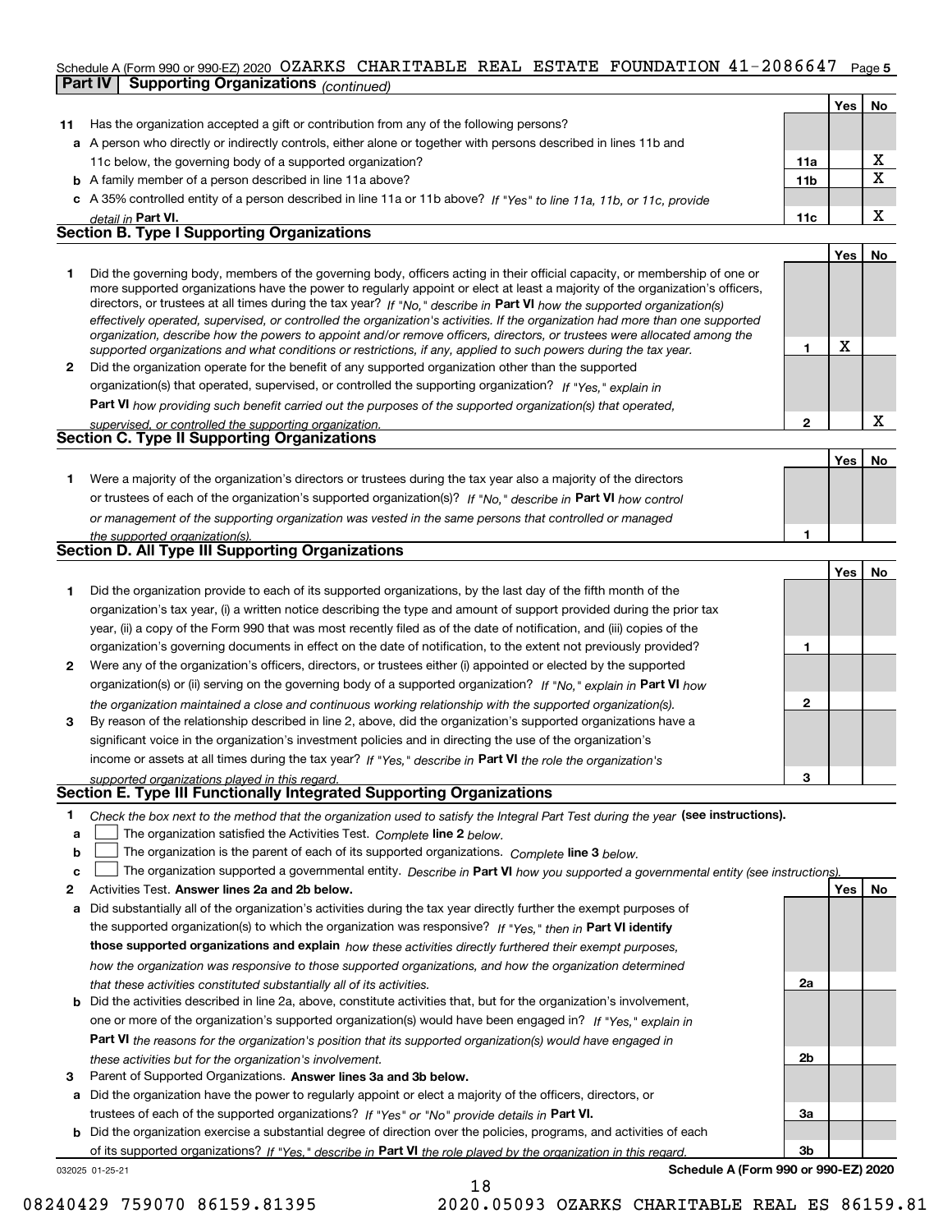Schedule A (Form 990 or 990-EZ) 2020 OZARKS CHARITABLE REAL ESTATE FOUNDATION 41-2086647 Page 5

**Part IV Supporting Organizations** *(continued)*

| | | | Yes | No |
|---|---|---|---|---|
| **11** | Has the organization accepted a gift or contribution from any of the following persons? | | | |
| **a** | A person who directly or indirectly controls, either alone or together with persons described in lines 11b and 11c below, the governing body of a supported organization? | **11a** | | X |
| **b** | A family member of a person described in line 11a above? | **11b** | | X |
| **c** | A 35% controlled entity of a person described in line 11a or 11b above? *If "Yes" to line 11a, 11b, or 11c, provide detail in* **Part VI.** | **11c** | | X |

**Section B. Type I Supporting Organizations**

| | | | Yes | No |
|---|---|---|---|---|
| **1** | Did the governing body, members of the governing body, officers acting in their official capacity, or membership of one or more supported organizations have the power to regularly appoint or elect at least a majority of the organization's officers, directors, or trustees at all times during the tax year? *If "No," describe in* **Part VI** *how the supported organization(s) effectively operated, supervised, or controlled the organization's activities. If the organization had more than one supported organization, describe how the powers to appoint and/or remove officers, directors, or trustees were allocated among the supported organizations and what conditions or restrictions, if any, applied to such powers during the tax year.* | **1** | X | |
| **2** | Did the organization operate for the benefit of any supported organization other than the supported organization(s) that operated, supervised, or controlled the supporting organization? *If "Yes," explain in* **Part VI** *how providing such benefit carried out the purposes of the supported organization(s) that operated, supervised, or controlled the supporting organization.* | **2** | | X |

**Section C. Type II Supporting Organizations**

| | | | Yes | No |
|---|---|---|---|---|
| **1** | Were a majority of the organization's directors or trustees during the tax year also a majority of the directors or trustees of each of the organization's supported organization(s)? *If "No," describe in* **Part VI** *how control or management of the supporting organization was vested in the same persons that controlled or managed the supported organization(s).* | **1** | | |

**Section D. All Type III Supporting Organizations**

| | | | Yes | No |
|---|---|---|---|---|
| **1** | Did the organization provide to each of its supported organizations, by the last day of the fifth month of the organization's tax year, (i) a written notice describing the type and amount of support provided during the prior tax year, (ii) a copy of the Form 990 that was most recently filed as of the date of notification, and (iii) copies of the organization's governing documents in effect on the date of notification, to the extent not previously provided? | **1** | | |
| **2** | Were any of the organization's officers, directors, or trustees either (i) appointed or elected by the supported organization(s) or (ii) serving on the governing body of a supported organization? *If "No," explain in* **Part VI** *how the organization maintained a close and continuous working relationship with the supported organization(s).* | **2** | | |
| **3** | By reason of the relationship described in line 2, above, did the organization's supported organizations have a significant voice in the organization's investment policies and in directing the use of the organization's income or assets at all times during the tax year? *If "Yes," describe in* **Part VI** *the role the organization's supported organizations played in this regard.* | **3** | | |

**Section E. Type III Functionally Integrated Supporting Organizations**

**1** *Check the box next to the method that the organization used to satisfy the Integral Part Test during the year* **(see instructions).**

- **a** ☐ The organization satisfied the Activities Test. *Complete* **line 2** *below.*
- **b** ☐ The organization is the parent of each of its supported organizations. *Complete* **line 3** *below.*
- **c** ☐ The organization supported a governmental entity. *Describe in* **Part VI** *how you supported a governmental entity (see instructions).*

| | | | Yes | No |
|---|---|---|---|---|
| **2** | Activities Test. **Answer lines 2a and 2b below.** | | | |
| **a** | Did substantially all of the organization's activities during the tax year directly further the exempt purposes of the supported organization(s) to which the organization was responsive? *If "Yes," then in* **Part VI identify those supported organizations and explain** *how these activities directly furthered their exempt purposes, how the organization was responsive to those supported organizations, and how the organization determined that these activities constituted substantially all of its activities.* | **2a** | | |
| **b** | Did the activities described in line 2a, above, constitute activities that, but for the organization's involvement, one or more of the organization's supported organization(s) would have been engaged in? *If "Yes," explain in* **Part VI** *the reasons for the organization's position that its supported organization(s) would have engaged in these activities but for the organization's involvement.* | **2b** | | |
| **3** | Parent of Supported Organizations. **Answer lines 3a and 3b below.** | | | |
| **a** | Did the organization have the power to regularly appoint or elect a majority of the officers, directors, or trustees of each of the supported organizations? *If "Yes" or "No" provide details in* **Part VI.** | **3a** | | |
| **b** | Did the organization exercise a substantial degree of direction over the policies, programs, and activities of each of its supported organizations? *If "Yes," describe in* **Part VI** *the role played by the organization in this regard.* | **3b** | | |

032025 01-25-21 **Schedule A (Form 990 or 990-EZ) 2020**

08240429 759070 86159.81395 2020.05093 OZARKS CHARITABLE REAL ES 86159.81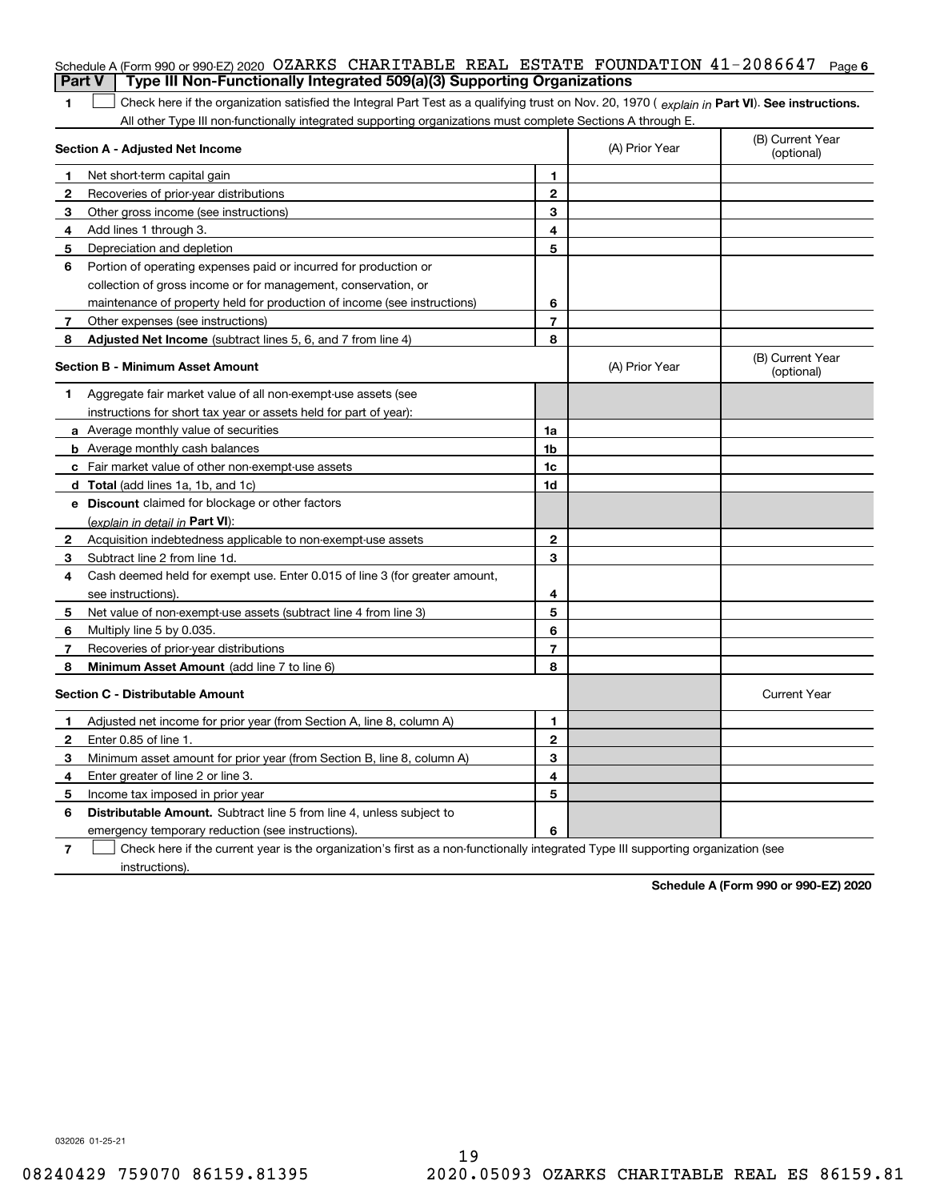Schedule A (Form 990 or 990-EZ) 2020 OZARKS CHARITABLE REAL ESTATE FOUNDATION 41-2086647 Page 6

**Part V | Type III Non-Functionally Integrated 509(a)(3) Supporting Organizations**

**1** ☐ Check here if the organization satisfied the Integral Part Test as a qualifying trust on Nov. 20, 1970 ( *explain in* **Part VI**). **See instructions.** All other Type III non-functionally integrated supporting organizations must complete Sections A through E.

| **Section A - Adjusted Net Income** | | | (A) Prior Year | (B) Current Year (optional) |
|---|---|---|---|---|
| **1** | Net short-term capital gain | **1** | | |
| **2** | Recoveries of prior-year distributions | **2** | | |
| **3** | Other gross income (see instructions) | **3** | | |
| **4** | Add lines 1 through 3. | **4** | | |
| **5** | Depreciation and depletion | **5** | | |
| **6** | Portion of operating expenses paid or incurred for production or collection of gross income or for management, conservation, or maintenance of property held for production of income (see instructions) | **6** | | |
| **7** | Other expenses (see instructions) | **7** | | |
| **8** | **Adjusted Net Income** (subtract lines 5, 6, and 7 from line 4) | **8** | | |

| **Section B - Minimum Asset Amount** | | | (A) Prior Year | (B) Current Year (optional) |
|---|---|---|---|---|
| **1** | Aggregate fair market value of all non-exempt-use assets (see instructions for short tax year or assets held for part of year): | | | |
| **a** | Average monthly value of securities | **1a** | | |
| **b** | Average monthly cash balances | **1b** | | |
| **c** | Fair market value of other non-exempt-use assets | **1c** | | |
| **d** | **Total** (add lines 1a, 1b, and 1c) | **1d** | | |
| **e** | **Discount** claimed for blockage or other factors (*explain in detail in* **Part VI**): | | | |
| **2** | Acquisition indebtedness applicable to non-exempt-use assets | **2** | | |
| **3** | Subtract line 2 from line 1d. | **3** | | |
| **4** | Cash deemed held for exempt use. Enter 0.015 of line 3 (for greater amount, see instructions). | **4** | | |
| **5** | Net value of non-exempt-use assets (subtract line 4 from line 3) | **5** | | |
| **6** | Multiply line 5 by 0.035. | **6** | | |
| **7** | Recoveries of prior-year distributions | **7** | | |
| **8** | **Minimum Asset Amount** (add line 7 to line 6) | **8** | | |

| **Section C - Distributable Amount** | | | | Current Year |
|---|---|---|---|---|
| **1** | Adjusted net income for prior year (from Section A, line 8, column A) | **1** | | |
| **2** | Enter 0.85 of line 1. | **2** | | |
| **3** | Minimum asset amount for prior year (from Section B, line 8, column A) | **3** | | |
| **4** | Enter greater of line 2 or line 3. | **4** | | |
| **5** | Income tax imposed in prior year | **5** | | |
| **6** | **Distributable Amount.** Subtract line 5 from line 4, unless subject to emergency temporary reduction (see instructions). | **6** | | |

**7** ☐ Check here if the current year is the organization's first as a non-functionally integrated Type III supporting organization (see instructions).

**Schedule A (Form 990 or 990-EZ) 2020**

032026 01-25-21

08240429 759070 86159.81395 2020.05093 OZARKS CHARITABLE REAL ES 86159.81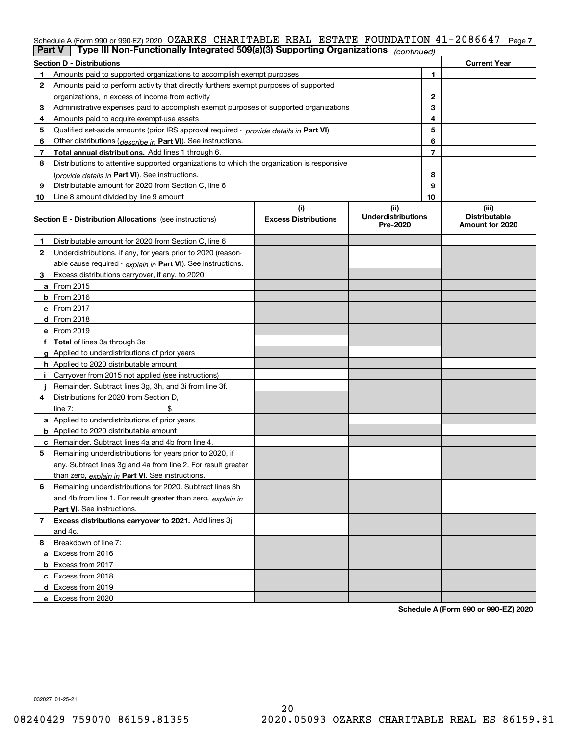Schedule A (Form 990 or 990-EZ) 2020 OZARKS CHARITABLE REAL ESTATE FOUNDATION 41-2086647 Page 7

## Part V | Type III Non-Functionally Integrated 509(a)(3) Supporting Organizations *(continued)*

| Section D - Distributions | | | Current Year |
|---|---|---|---|
| 1 | Amounts paid to supported organizations to accomplish exempt purposes | 1 | |
| 2 | Amounts paid to perform activity that directly furthers exempt purposes of supported organizations, in excess of income from activity | 2 | |
| 3 | Administrative expenses paid to accomplish exempt purposes of supported organizations | 3 | |
| 4 | Amounts paid to acquire exempt-use assets | 4 | |
| 5 | Qualified set-aside amounts (prior IRS approval required - *provide details in* **Part VI**) | 5 | |
| 6 | Other distributions (*describe in* **Part VI**). See instructions. | 6 | |
| 7 | **Total annual distributions.** Add lines 1 through 6. | 7 | |
| 8 | Distributions to attentive supported organizations to which the organization is responsive (*provide details in* **Part VI**). See instructions. | 8 | |
| 9 | Distributable amount for 2020 from Section C, line 6 | 9 | |
| 10 | Line 8 amount divided by line 9 amount | 10 | |

| Section E - Distribution Allocations (see instructions) | (i) Excess Distributions | (ii) Underdistributions Pre-2020 | (iii) Distributable Amount for 2020 |
|---|---|---|---|
| **1** Distributable amount for 2020 from Section C, line 6 | | | |
| **2** Underdistributions, if any, for years prior to 2020 (reasonable cause required - *explain in* **Part VI**). See instructions. | | | |
| **3** Excess distributions carryover, if any, to 2020 | | | |
| **a** From 2015 | | | |
| **b** From 2016 | | | |
| **c** From 2017 | | | |
| **d** From 2018 | | | |
| **e** From 2019 | | | |
| **f Total** of lines 3a through 3e | | | |
| **g** Applied to underdistributions of prior years | | | |
| **h** Applied to 2020 distributable amount | | | |
| **i** Carryover from 2015 not applied (see instructions) | | | |
| **j** Remainder. Subtract lines 3g, 3h, and 3i from line 3f. | | | |
| **4** Distributions for 2020 from Section D, line 7: $ | | | |
| **a** Applied to underdistributions of prior years | | | |
| **b** Applied to 2020 distributable amount | | | |
| **c** Remainder. Subtract lines 4a and 4b from line 4. | | | |
| **5** Remaining underdistributions for years prior to 2020, if any. Subtract lines 3g and 4a from line 2. For result greater than zero, *explain in* **Part VI.** See instructions. | | | |
| **6** Remaining underdistributions for 2020. Subtract lines 3h and 4b from line 1. For result greater than zero, *explain in* **Part VI**. See instructions. | | | |
| **7 Excess distributions carryover to 2021.** Add lines 3j and 4c. | | | |
| **8** Breakdown of line 7: | | | |
| **a** Excess from 2016 | | | |
| **b** Excess from 2017 | | | |
| **c** Excess from 2018 | | | |
| **d** Excess from 2019 | | | |
| **e** Excess from 2020 | | | |

**Schedule A (Form 990 or 990-EZ) 2020**

032027 01-25-21

08240429 759070 86159.81395 2020.05093 OZARKS CHARITABLE REAL ES 86159.81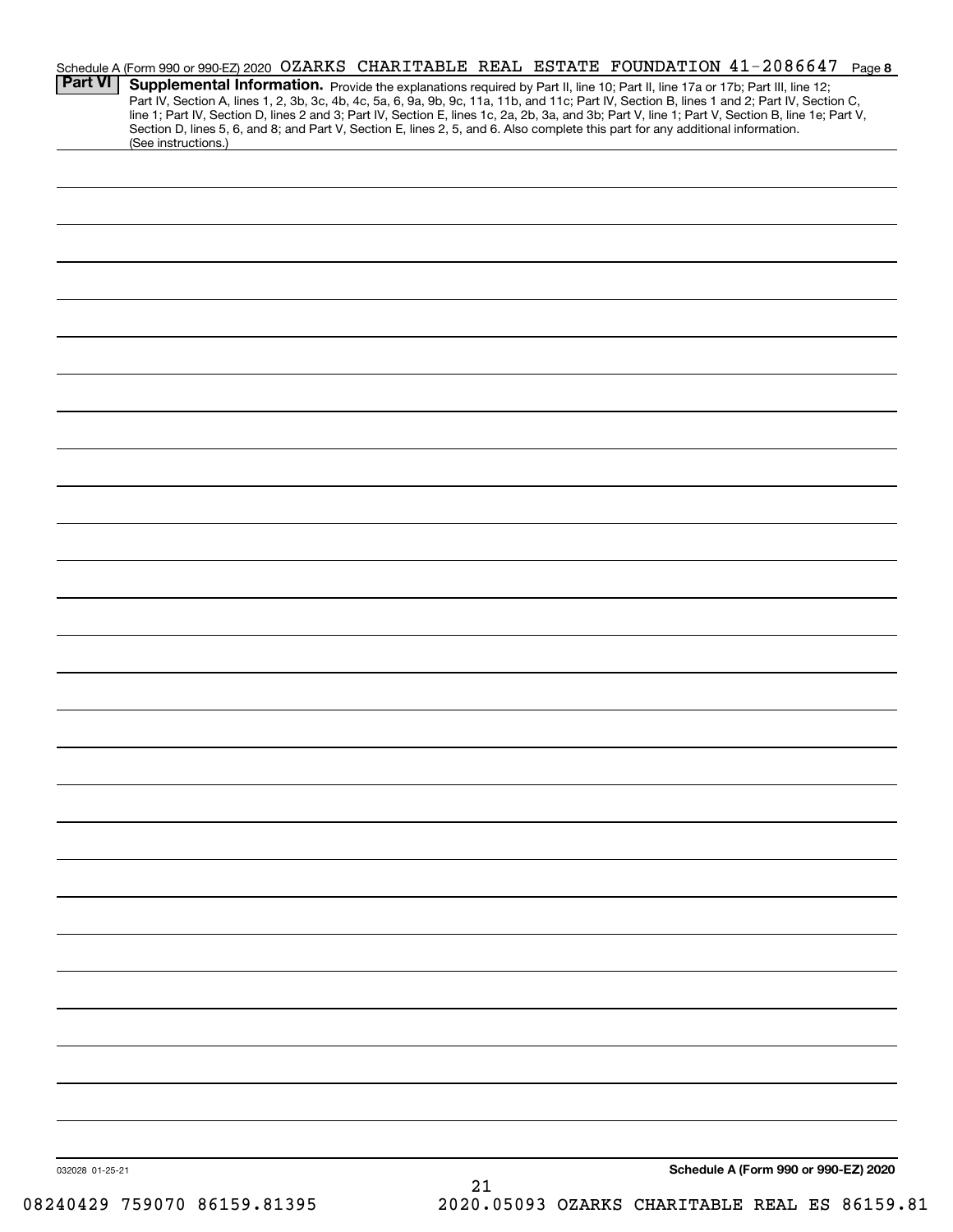Schedule A (Form 990 or 990-EZ) 2020 OZARKS CHARITABLE REAL ESTATE FOUNDATION 41-2086647 Page 8

**Part VI** **Supplemental Information.** Provide the explanations required by Part II, line 10; Part II, line 17a or 17b; Part III, line 12; Part IV, Section A, lines 1, 2, 3b, 3c, 4b, 4c, 5a, 6, 9a, 9b, 9c, 11a, 11b, and 11c; Part IV, Section B, lines 1 and 2; Part IV, Section C, line 1; Part IV, Section D, lines 2 and 3; Part IV, Section E, lines 1c, 2a, 2b, 3a, and 3b; Part V, line 1; Part V, Section B, line 1e; Part V, Section D, lines 5, 6, and 8; and Part V, Section E, lines 2, 5, and 6. Also complete this part for any additional information. (See instructions.)

032028 01-25-21 **Schedule A (Form 990 or 990-EZ) 2020**

08240429 759070 86159.81395 2020.05093 OZARKS CHARITABLE REAL ES 86159.81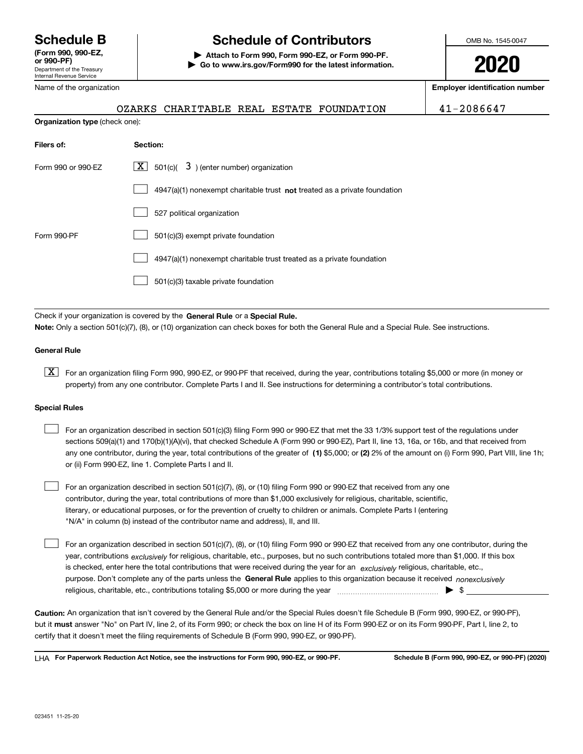# Schedule B

**(Form 990, 990-EZ, or 990-PF)**

Department of the Treasury
Internal Revenue Service

# Schedule of Contributors

**▶ Attach to Form 990, Form 990-EZ, or Form 990-PF.**
**▶ Go to www.irs.gov/Form990 for the latest information.**

OMB No. 1545-0047

**2020**

Name of the organization: OZARKS CHARITABLE REAL ESTATE FOUNDATION

**Employer identification number:** 41-2086647

**Organization type** (check one):

| **Filers of:** | **Section:** |
|---|---|
| Form 990 or 990-EZ | [X] 501(c)( 3 ) (enter number) organization |
| | [ ] 4947(a)(1) nonexempt charitable trust **not** treated as a private foundation |
| | [ ] 527 political organization |
| Form 990-PF | [ ] 501(c)(3) exempt private foundation |
| | [ ] 4947(a)(1) nonexempt charitable trust treated as a private foundation |
| | [ ] 501(c)(3) taxable private foundation |

Check if your organization is covered by the **General Rule** or a **Special Rule.**

**Note:** Only a section 501(c)(7), (8), or (10) organization can check boxes for both the General Rule and a Special Rule. See instructions.

**General Rule**

[X] For an organization filing Form 990, 990-EZ, or 990-PF that received, during the year, contributions totaling $5,000 or more (in money or property) from any one contributor. Complete Parts I and II. See instructions for determining a contributor's total contributions.

**Special Rules**

[ ] For an organization described in section 501(c)(3) filing Form 990 or 990-EZ that met the 33 1/3% support test of the regulations under sections 509(a)(1) and 170(b)(1)(A)(vi), that checked Schedule A (Form 990 or 990-EZ), Part II, line 13, 16a, or 16b, and that received from any one contributor, during the year, total contributions of the greater of **(1)** $5,000; or **(2)** 2% of the amount on (i) Form 990, Part VIII, line 1h; or (ii) Form 990-EZ, line 1. Complete Parts I and II.

[ ] For an organization described in section 501(c)(7), (8), or (10) filing Form 990 or 990-EZ that received from any one contributor, during the year, total contributions of more than $1,000 exclusively for religious, charitable, scientific, literary, or educational purposes, or for the prevention of cruelty to children or animals. Complete Parts I (entering "N/A" in column (b) instead of the contributor name and address), II, and III.

[ ] For an organization described in section 501(c)(7), (8), or (10) filing Form 990 or 990-EZ that received from any one contributor, during the year, contributions *exclusively* for religious, charitable, etc., purposes, but no such contributions totaled more than $1,000. If this box is checked, enter here the total contributions that were received during the year for an *exclusively* religious, charitable, etc., purpose. Don't complete any of the parts unless the **General Rule** applies to this organization because it received *nonexclusively* religious, charitable, etc., contributions totaling $5,000 or more during the year ▶ $ ______________

**Caution:** An organization that isn't covered by the General Rule and/or the Special Rules doesn't file Schedule B (Form 990, 990-EZ, or 990-PF), but it **must** answer "No" on Part IV, line 2, of its Form 990; or check the box on line H of its Form 990-EZ or on its Form 990-PF, Part I, line 2, to certify that it doesn't meet the filing requirements of Schedule B (Form 990, 990-EZ, or 990-PF).

LHA **For Paperwork Reduction Act Notice, see the instructions for Form 990, 990-EZ, or 990-PF.** **Schedule B (Form 990, 990-EZ, or 990-PF) (2020)**

023451 11-25-20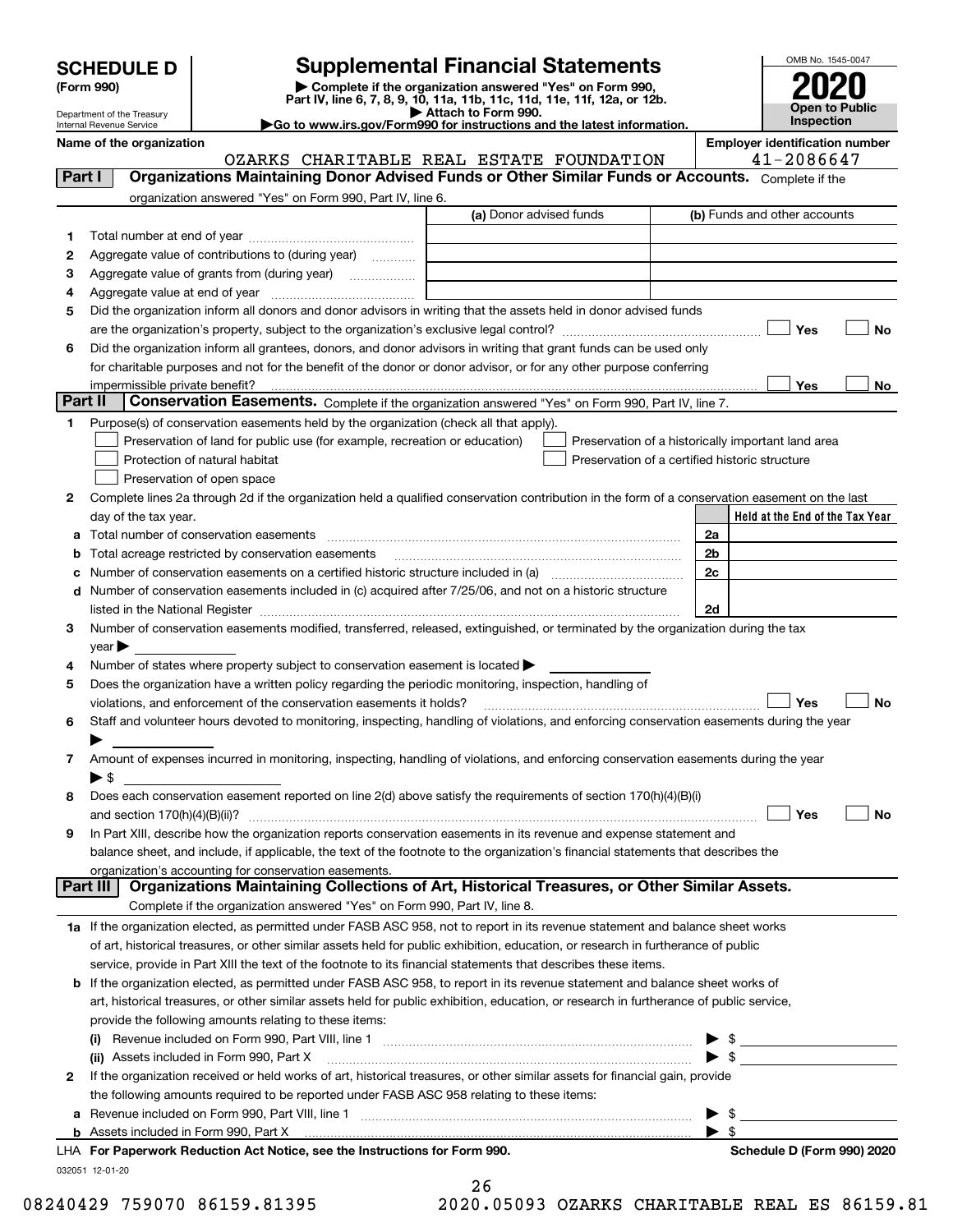**SCHEDULE D**
**(Form 990)**

Department of the Treasury
Internal Revenue Service

# Supplemental Financial Statements

▶ **Complete if the organization answered "Yes" on Form 990, Part IV, line 6, 7, 8, 9, 10, 11a, 11b, 11c, 11d, 11e, 11f, 12a, or 12b.**
▶ **Attach to Form 990.**
▶**Go to www.irs.gov/Form990 for instructions and the latest information.**

OMB No. 1545-0047

**2020**

**Open to Public Inspection**

**Name of the organization:** OZARKS CHARITABLE REAL ESTATE FOUNDATION

**Employer identification number:** 41-2086647

## Part I Organizations Maintaining Donor Advised Funds or Other Similar Funds or Accounts.
Complete if the organization answered "Yes" on Form 990, Part IV, line 6.

| | | (a) Donor advised funds | (b) Funds and other accounts |
|---|---|---|---|
| 1 | Total number at end of year | | |
| 2 | Aggregate value of contributions to (during year) | | |
| 3 | Aggregate value of grants from (during year) | | |
| 4 | Aggregate value at end of year | | |

5 Did the organization inform all donors and donor advisors in writing that the assets held in donor advised funds are the organization's property, subject to the organization's exclusive legal control? ☐ Yes ☐ No

6 Did the organization inform all grantees, donors, and donor advisors in writing that grant funds can be used only for charitable purposes and not for the benefit of the donor or donor advisor, or for any other purpose conferring impermissible private benefit? ☐ Yes ☐ No

## Part II Conservation Easements.
Complete if the organization answered "Yes" on Form 990, Part IV, line 7.

1 Purpose(s) of conservation easements held by the organization (check all that apply).

☐ Preservation of land for public use (for example, recreation or education)
☐ Preservation of a historically important land area
☐ Protection of natural habitat
☐ Preservation of a certified historic structure
☐ Preservation of open space

2 Complete lines 2a through 2d if the organization held a qualified conservation contribution in the form of a conservation easement on the last day of the tax year.

| | | | Held at the End of the Tax Year |
|---|---|---|---|
| a | Total number of conservation easements | 2a | |
| b | Total acreage restricted by conservation easements | 2b | |
| c | Number of conservation easements on a certified historic structure included in (a) | 2c | |
| d | Number of conservation easements included in (c) acquired after 7/25/06, and not on a historic structure listed in the National Register | 2d | |

3 Number of conservation easements modified, transferred, released, extinguished, or terminated by the organization during the tax year ▶

4 Number of states where property subject to conservation easement is located ▶

5 Does the organization have a written policy regarding the periodic monitoring, inspection, handling of violations, and enforcement of the conservation easements it holds? ☐ Yes ☐ No

6 Staff and volunteer hours devoted to monitoring, inspecting, handling of violations, and enforcing conservation easements during the year ▶

7 Amount of expenses incurred in monitoring, inspecting, handling of violations, and enforcing conservation easements during the year ▶ $

8 Does each conservation easement reported on line 2(d) above satisfy the requirements of section 170(h)(4)(B)(i) and section 170(h)(4)(B)(ii)? ☐ Yes ☐ No

9 In Part XIII, describe how the organization reports conservation easements in its revenue and expense statement and balance sheet, and include, if applicable, the text of the footnote to the organization's financial statements that describes the organization's accounting for conservation easements.

## Part III Organizations Maintaining Collections of Art, Historical Treasures, or Other Similar Assets.
Complete if the organization answered "Yes" on Form 990, Part IV, line 8.

1a If the organization elected, as permitted under FASB ASC 958, not to report in its revenue statement and balance sheet works of art, historical treasures, or other similar assets held for public exhibition, education, or research in furtherance of public service, provide in Part XIII the text of the footnote to its financial statements that describes these items.

b If the organization elected, as permitted under FASB ASC 958, to report in its revenue statement and balance sheet works of art, historical treasures, or other similar assets held for public exhibition, education, or research in furtherance of public service, provide the following amounts relating to these items:

(i) Revenue included on Form 990, Part VIII, line 1 ▶ $

(ii) Assets included in Form 990, Part X ▶ $

2 If the organization received or held works of art, historical treasures, or other similar assets for financial gain, provide the following amounts required to be reported under FASB ASC 958 relating to these items:

a Revenue included on Form 990, Part VIII, line 1 ▶ $

b Assets included in Form 990, Part X ▶ $

LHA **For Paperwork Reduction Act Notice, see the Instructions for Form 990.** **Schedule D (Form 990) 2020**

032051 12-01-20

08240429 759070 86159.81395 2020.05093 OZARKS CHARITABLE REAL ES 86159.81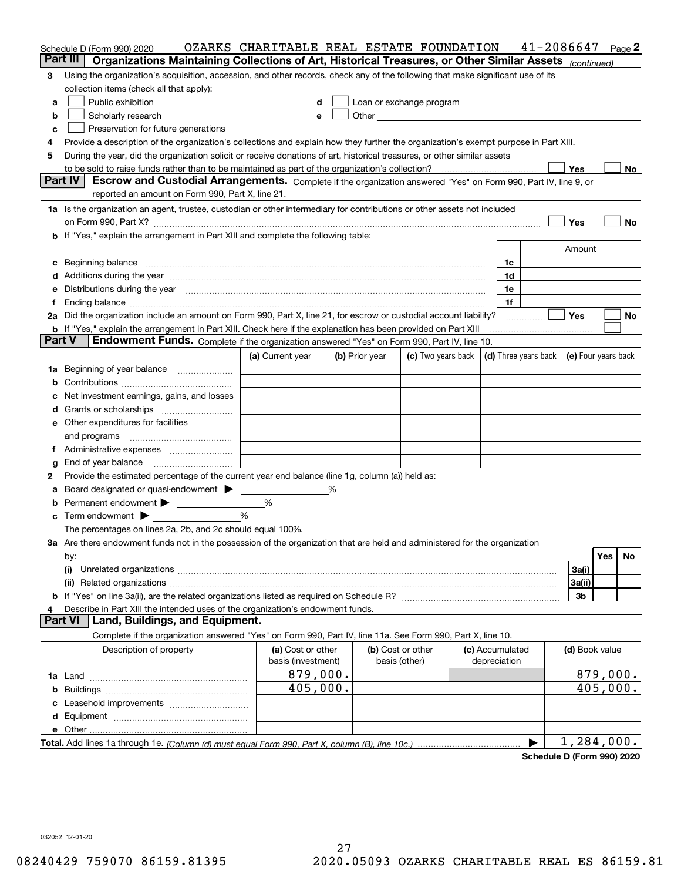Schedule D (Form 990) 2020 OZARKS CHARITABLE REAL ESTATE FOUNDATION 41-2086647 Page 2

## Part III Organizations Maintaining Collections of Art, Historical Treasures, or Other Similar Assets *(continued)*

**3** Using the organization's acquisition, accession, and other records, check any of the following that make significant use of its collection items (check all that apply):

- **a** ☐ Public exhibition
- **b** ☐ Scholarly research
- **c** ☐ Preservation for future generations
- **d** ☐ Loan or exchange program
- **e** ☐ Other

**4** Provide a description of the organization's collections and explain how they further the organization's exempt purpose in Part XIII.

**5** During the year, did the organization solicit or receive donations of art, historical treasures, or other similar assets to be sold to raise funds rather than to be maintained as part of the organization's collection? ☐ Yes ☐ No

## Part IV Escrow and Custodial Arrangements.

Complete if the organization answered "Yes" on Form 990, Part IV, line 9, or reported an amount on Form 990, Part X, line 21.

**1a** Is the organization an agent, trustee, custodian or other intermediary for contributions or other assets not included on Form 990, Part X? ☐ Yes ☐ No

**b** If "Yes," explain the arrangement in Part XIII and complete the following table:

| | | Amount |
|---|---|---|
| **c** Beginning balance | 1c | |
| **d** Additions during the year | 1d | |
| **e** Distributions during the year | 1e | |
| **f** Ending balance | 1f | |

**2a** Did the organization include an amount on Form 990, Part X, line 21, for escrow or custodial account liability? ☐ Yes ☐ No

**b** If "Yes," explain the arrangement in Part XIII. Check here if the explanation has been provided on Part XIII ☐

## Part V Endowment Funds.

Complete if the organization answered "Yes" on Form 990, Part IV, line 10.

| | (a) Current year | (b) Prior year | (c) Two years back | (d) Three years back | (e) Four years back |
|---|---|---|---|---|---|
| **1a** Beginning of year balance | | | | | |
| **b** Contributions | | | | | |
| **c** Net investment earnings, gains, and losses | | | | | |
| **d** Grants or scholarships | | | | | |
| **e** Other expenditures for facilities and programs | | | | | |
| **f** Administrative expenses | | | | | |
| **g** End of year balance | | | | | |

**2** Provide the estimated percentage of the current year end balance (line 1g, column (a)) held as:

- **a** Board designated or quasi-endowment ▶ ______ %
- **b** Permanent endowment ▶ ______ %
- **c** Term endowment ▶ ______ %

The percentages on lines 2a, 2b, and 2c should equal 100%.

**3a** Are there endowment funds not in the possession of the organization that are held and administered for the organization by:

| | | Yes | No |
|---|---|---|---|
| **(i)** Unrelated organizations | 3a(i) | | |
| **(ii)** Related organizations | 3a(ii) | | |
| **b** If "Yes" on line 3a(ii), are the related organizations listed as required on Schedule R? | 3b | | |

**4** Describe in Part XIII the intended uses of the organization's endowment funds.

## Part VI Land, Buildings, and Equipment.

Complete if the organization answered "Yes" on Form 990, Part IV, line 11a. See Form 990, Part X, line 10.

| Description of property | (a) Cost or other basis (investment) | (b) Cost or other basis (other) | (c) Accumulated depreciation | (d) Book value |
|---|---|---|---|---|
| **1a** Land | 879,000. | | | 879,000. |
| **b** Buildings | 405,000. | | | 405,000. |
| **c** Leasehold improvements | | | | |
| **d** Equipment | | | | |
| **e** Other | | | | |
| **Total.** Add lines 1a through 1e. *(Column (d) must equal Form 990, Part X, column (B), line 10c.)* | | | ▶ | 1,284,000. |

**Schedule D (Form 990) 2020**

032052 12-01-20

08240429 759070 86159.81395 2020.05093 OZARKS CHARITABLE REAL ES 86159.81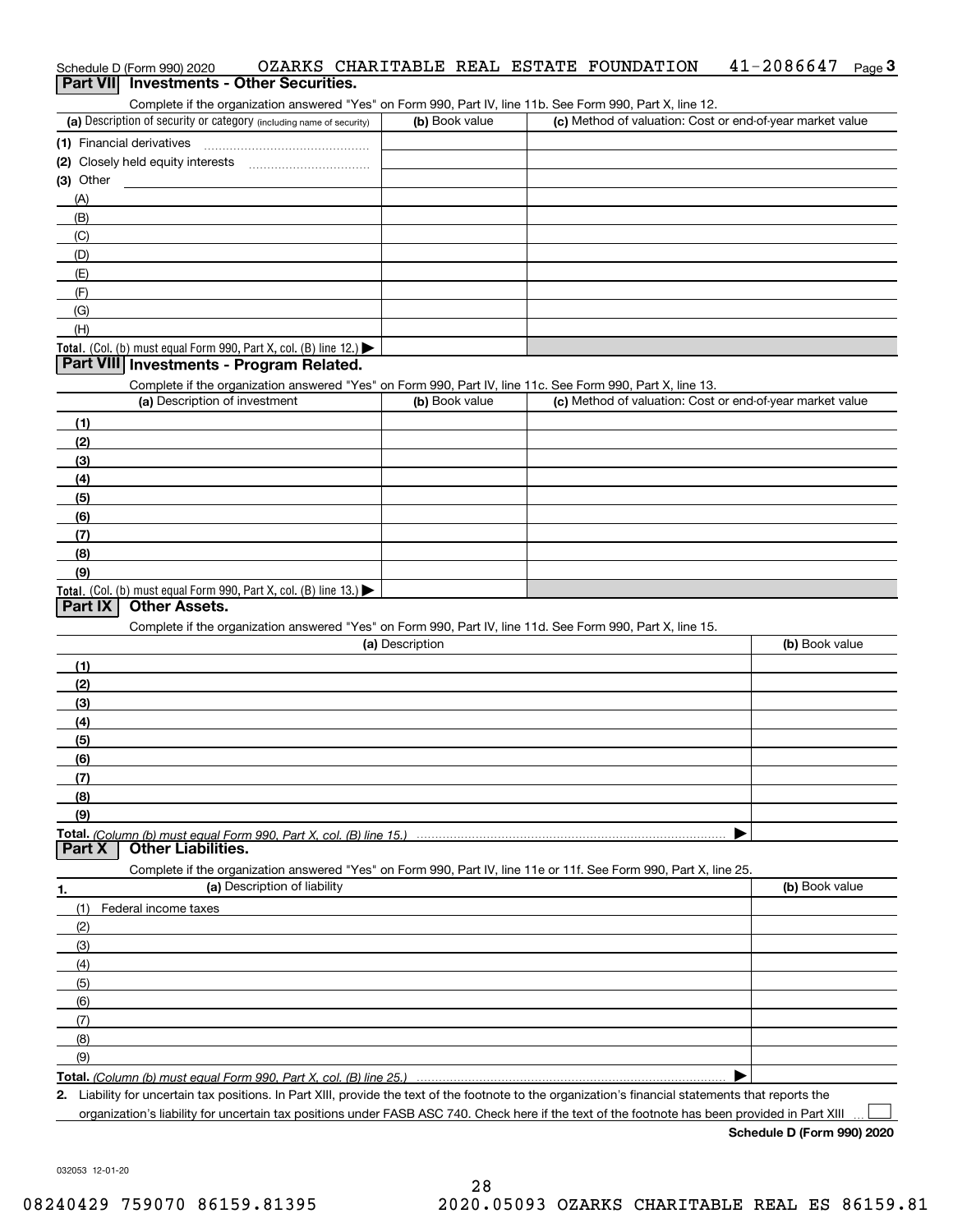Schedule D (Form 990) 2020 OZARKS CHARITABLE REAL ESTATE FOUNDATION 41-2086647 Page 3

## Part VII Investments - Other Securities.

Complete if the organization answered "Yes" on Form 990, Part IV, line 11b. See Form 990, Part X, line 12.

| (a) Description of security or category (including name of security) | (b) Book value | (c) Method of valuation: Cost or end-of-year market value |
|---|---|---|
| (1) Financial derivatives | | |
| (2) Closely held equity interests | | |
| (3) Other | | |
| (A) | | |
| (B) | | |
| (C) | | |
| (D) | | |
| (E) | | |
| (F) | | |
| (G) | | |
| (H) | | |
| **Total.** (Col. (b) must equal Form 990, Part X, col. (B) line 12.) ▶ | | |

## Part VIII Investments - Program Related.

Complete if the organization answered "Yes" on Form 990, Part IV, line 11c. See Form 990, Part X, line 13.

| (a) Description of investment | (b) Book value | (c) Method of valuation: Cost or end-of-year market value |
|---|---|---|
| (1) | | |
| (2) | | |
| (3) | | |
| (4) | | |
| (5) | | |
| (6) | | |
| (7) | | |
| (8) | | |
| (9) | | |
| **Total.** (Col. (b) must equal Form 990, Part X, col. (B) line 13.) ▶ | | |

## Part IX Other Assets.

Complete if the organization answered "Yes" on Form 990, Part IV, line 11d. See Form 990, Part X, line 15.

| (a) Description | (b) Book value |
|---|---|
| (1) | |
| (2) | |
| (3) | |
| (4) | |
| (5) | |
| (6) | |
| (7) | |
| (8) | |
| (9) | |
| **Total.** *(Column (b) must equal Form 990, Part X, col. (B) line 15.)* ▶ | |

## Part X Other Liabilities.

Complete if the organization answered "Yes" on Form 990, Part IV, line 11e or 11f. See Form 990, Part X, line 25.

| 1. (a) Description of liability | (b) Book value |
|---|---|
| (1) Federal income taxes | |
| (2) | |
| (3) | |
| (4) | |
| (5) | |
| (6) | |
| (7) | |
| (8) | |
| (9) | |
| **Total.** *(Column (b) must equal Form 990, Part X, col. (B) line 25.)* ▶ | |

**2.** Liability for uncertain tax positions. In Part XIII, provide the text of the footnote to the organization's financial statements that reports the organization's liability for uncertain tax positions under FASB ASC 740. Check here if the text of the footnote has been provided in Part XIII ☐

**Schedule D (Form 990) 2020**

032053 12-01-20

08240429 759070 86159.81395 2020.05093 OZARKS CHARITABLE REAL ES 86159.81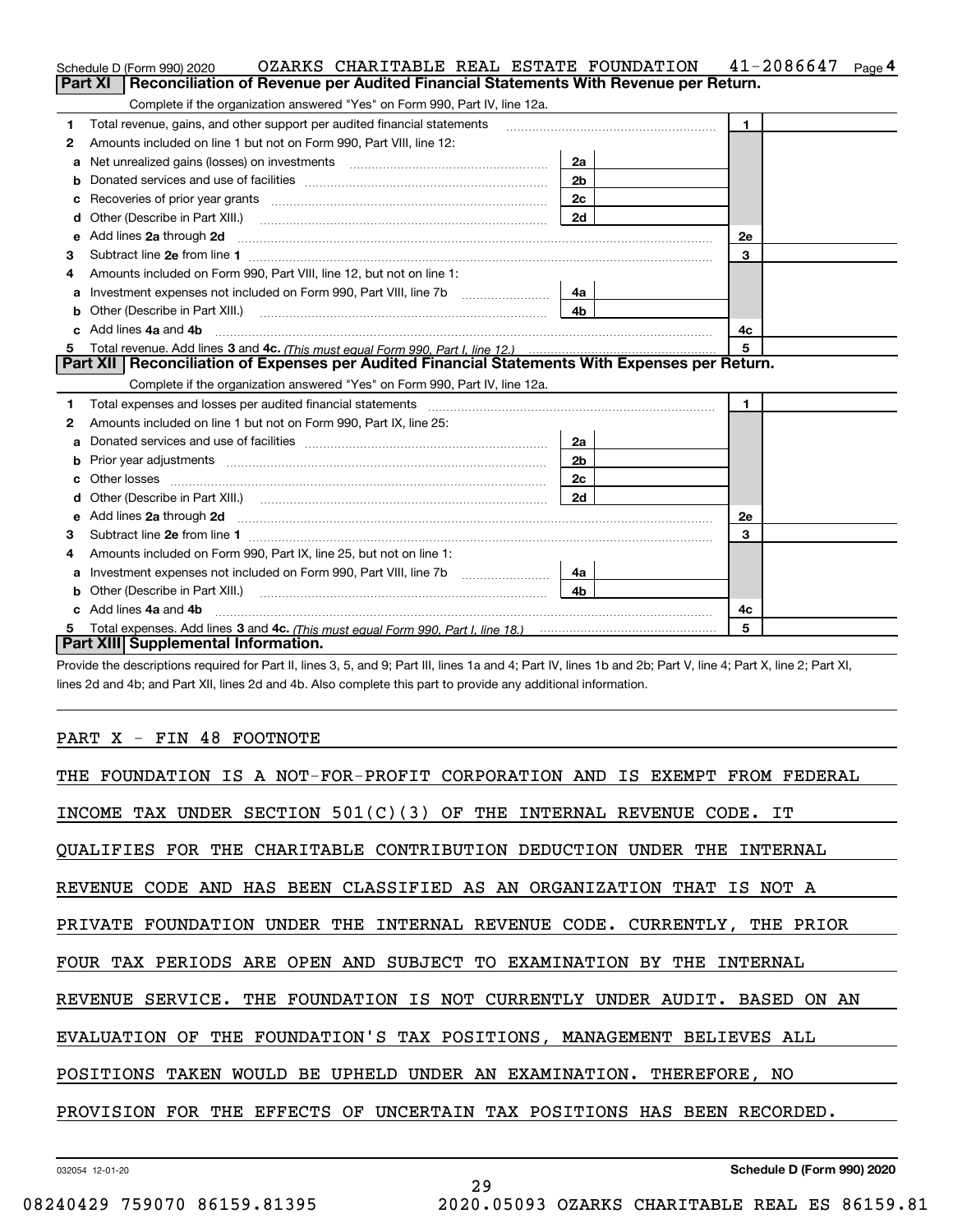Schedule D (Form 990) 2020 OZARKS CHARITABLE REAL ESTATE FOUNDATION 41-2086647 Page 4

## Part XI Reconciliation of Revenue per Audited Financial Statements With Revenue per Return.

Complete if the organization answered "Yes" on Form 990, Part IV, line 12a.

| | | | | | |
|---|---|---|---|---|---|
| 1 | Total revenue, gains, and other support per audited financial statements | | | 1 | |
| 2 | Amounts included on line 1 but not on Form 990, Part VIII, line 12: | | | | |
| a | Net unrealized gains (losses) on investments | 2a | | | |
| b | Donated services and use of facilities | 2b | | | |
| c | Recoveries of prior year grants | 2c | | | |
| d | Other (Describe in Part XIII.) | 2d | | | |
| e | Add lines 2a through 2d | | | 2e | |
| 3 | Subtract line 2e from line 1 | | | 3 | |
| 4 | Amounts included on Form 990, Part VIII, line 12, but not on line 1: | | | | |
| a | Investment expenses not included on Form 990, Part VIII, line 7b | 4a | | | |
| b | Other (Describe in Part XIII.) | 4b | | | |
| c | Add lines 4a and 4b | | | 4c | |
| 5 | Total revenue. Add lines 3 and 4c. *(This must equal Form 990, Part I, line 12.)* | | | 5 | |

## Part XII Reconciliation of Expenses per Audited Financial Statements With Expenses per Return.

Complete if the organization answered "Yes" on Form 990, Part IV, line 12a.

| | | | | | |
|---|---|---|---|---|---|
| 1 | Total expenses and losses per audited financial statements | | | 1 | |
| 2 | Amounts included on line 1 but not on Form 990, Part IX, line 25: | | | | |
| a | Donated services and use of facilities | 2a | | | |
| b | Prior year adjustments | 2b | | | |
| c | Other losses | 2c | | | |
| d | Other (Describe in Part XIII.) | 2d | | | |
| e | Add lines 2a through 2d | | | 2e | |
| 3 | Subtract line 2e from line 1 | | | 3 | |
| 4 | Amounts included on Form 990, Part IX, line 25, but not on line 1: | | | | |
| a | Investment expenses not included on Form 990, Part VIII, line 7b | 4a | | | |
| b | Other (Describe in Part XIII.) | 4b | | | |
| c | Add lines 4a and 4b | | | 4c | |
| 5 | Total expenses. Add lines 3 and 4c. *(This must equal Form 990, Part I, line 18.)* | | | 5 | |

## Part XIII Supplemental Information.

Provide the descriptions required for Part II, lines 3, 5, and 9; Part III, lines 1a and 4; Part IV, lines 1b and 2b; Part V, line 4; Part X, line 2; Part XI, lines 2d and 4b; and Part XII, lines 2d and 4b. Also complete this part to provide any additional information.

PART X - FIN 48 FOOTNOTE

THE FOUNDATION IS A NOT-FOR-PROFIT CORPORATION AND IS EXEMPT FROM FEDERAL INCOME TAX UNDER SECTION 501(C)(3) OF THE INTERNAL REVENUE CODE. IT QUALIFIES FOR THE CHARITABLE CONTRIBUTION DEDUCTION UNDER THE INTERNAL REVENUE CODE AND HAS BEEN CLASSIFIED AS AN ORGANIZATION THAT IS NOT A PRIVATE FOUNDATION UNDER THE INTERNAL REVENUE CODE. CURRENTLY, THE PRIOR FOUR TAX PERIODS ARE OPEN AND SUBJECT TO EXAMINATION BY THE INTERNAL REVENUE SERVICE. THE FOUNDATION IS NOT CURRENTLY UNDER AUDIT. BASED ON AN EVALUATION OF THE FOUNDATION'S TAX POSITIONS, MANAGEMENT BELIEVES ALL POSITIONS TAKEN WOULD BE UPHELD UNDER AN EXAMINATION. THEREFORE, NO PROVISION FOR THE EFFECTS OF UNCERTAIN TAX POSITIONS HAS BEEN RECORDED.

032054 12-01-20 Schedule D (Form 990) 2020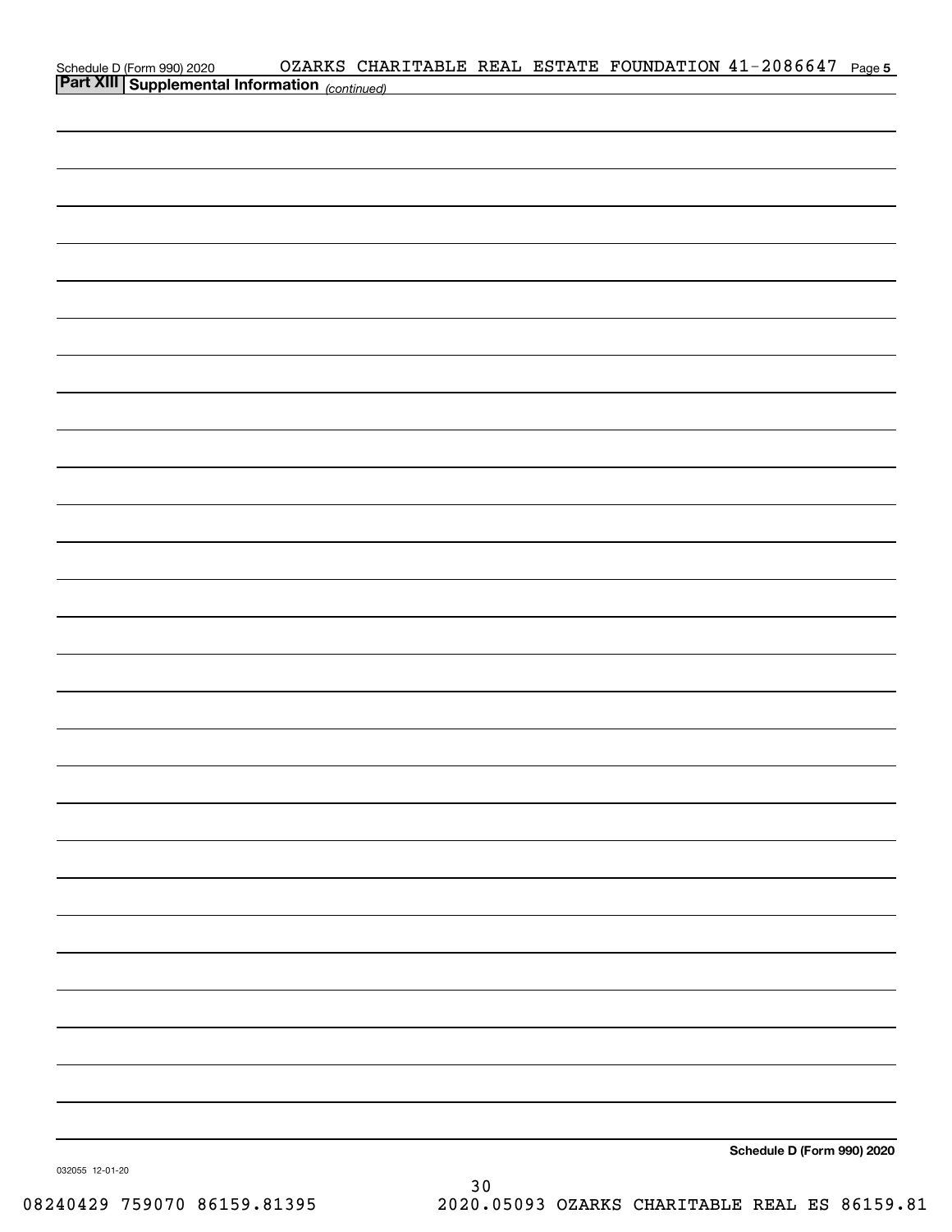## Part XIII Supplemental Information *(continued)*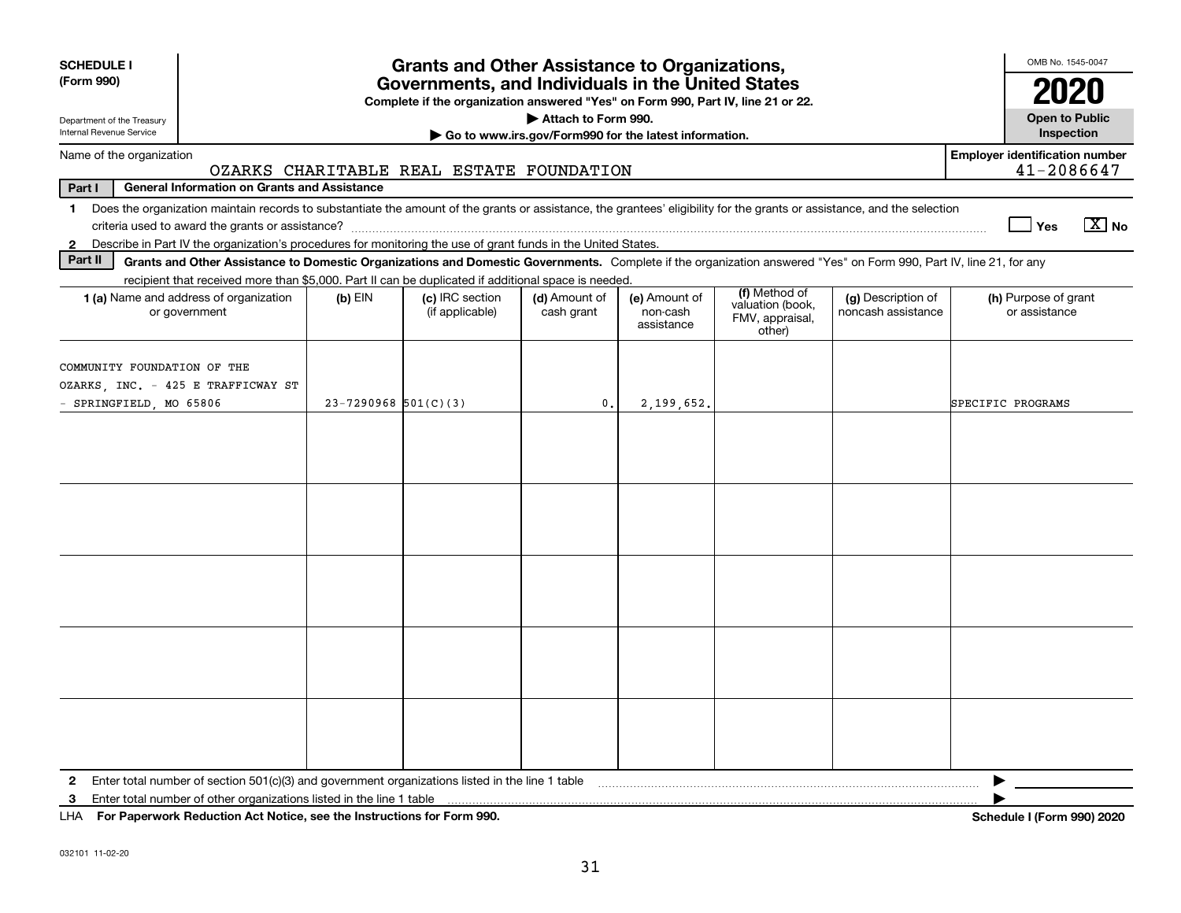**SCHEDULE I**
**(Form 990)**

Department of the Treasury
Internal Revenue Service

# Grants and Other Assistance to Organizations, Governments, and Individuals in the United States

**Complete if the organization answered "Yes" on Form 990, Part IV, line 21 or 22.**

▶ **Attach to Form 990.**

▶ **Go to www.irs.gov/Form990 for the latest information.**

OMB No. 1545-0047

**2020**

**Open to Public Inspection**

Name of the organization: OZARKS CHARITABLE REAL ESTATE FOUNDATION

**Employer identification number:** 41-2086647

**Part I — General Information on Grants and Assistance**

1 Does the organization maintain records to substantiate the amount of the grants or assistance, the grantees' eligibility for the grants or assistance, and the selection criteria used to award the grants or assistance? ☐ Yes ☒ No

2 Describe in Part IV the organization's procedures for monitoring the use of grant funds in the United States.

**Part II — Grants and Other Assistance to Domestic Organizations and Domestic Governments.** Complete if the organization answered "Yes" on Form 990, Part IV, line 21, for any recipient that received more than $5,000. Part II can be duplicated if additional space is needed.

| 1 (a) Name and address of organization or government | (b) EIN | (c) IRC section (if applicable) | (d) Amount of cash grant | (e) Amount of non-cash assistance | (f) Method of valuation (book, FMV, appraisal, other) | (g) Description of noncash assistance | (h) Purpose of grant or assistance |
|---|---|---|---|---|---|---|---|
| COMMUNITY FOUNDATION OF THE OZARKS, INC. - 425 E TRAFFICWAY ST - SPRINGFIELD, MO 65806 | 23-7290968 | 501(C)(3) | 0. | 2,199,652. | | | SPECIFIC PROGRAMS |
| | | | | | | | |
| | | | | | | | |
| | | | | | | | |
| | | | | | | | |
| | | | | | | | |

2 Enter total number of section 501(c)(3) and government organizations listed in the line 1 table ▶

3 Enter total number of other organizations listed in the line 1 table ▶

LHA **For Paperwork Reduction Act Notice, see the Instructions for Form 990.** **Schedule I (Form 990) 2020**

032101 11-02-20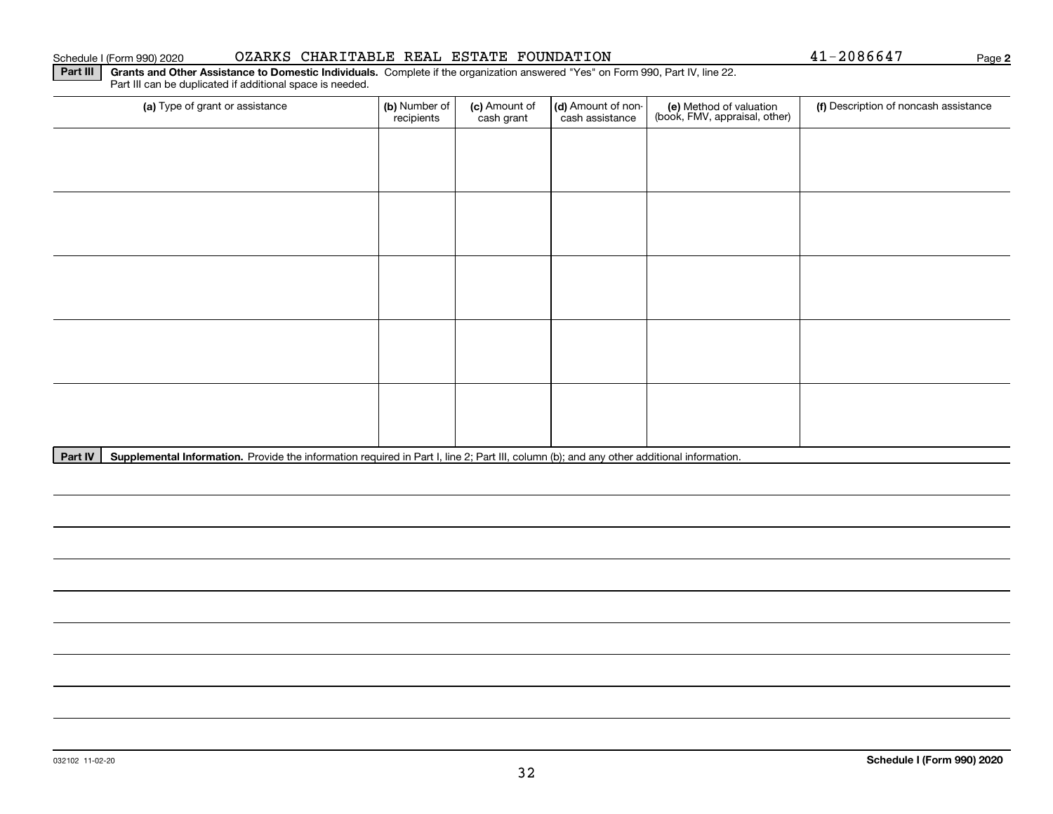Schedule I (Form 990) 2020 OZARKS CHARITABLE REAL ESTATE FOUNDATION 41-2086647 Page 2

**Part III** **Grants and Other Assistance to Domestic Individuals.** Complete if the organization answered "Yes" on Form 990, Part IV, line 22. Part III can be duplicated if additional space is needed.

| (a) Type of grant or assistance | (b) Number of recipients | (c) Amount of cash grant | (d) Amount of non-cash assistance | (e) Method of valuation (book, FMV, appraisal, other) | (f) Description of noncash assistance |
|---|---|---|---|---|---|
| | | | | | |
| | | | | | |
| | | | | | |
| | | | | | |
| | | | | | |

**Part IV** **Supplemental Information.** Provide the information required in Part I, line 2; Part III, column (b); and any other additional information.

032102 11-02-20 **Schedule I (Form 990) 2020**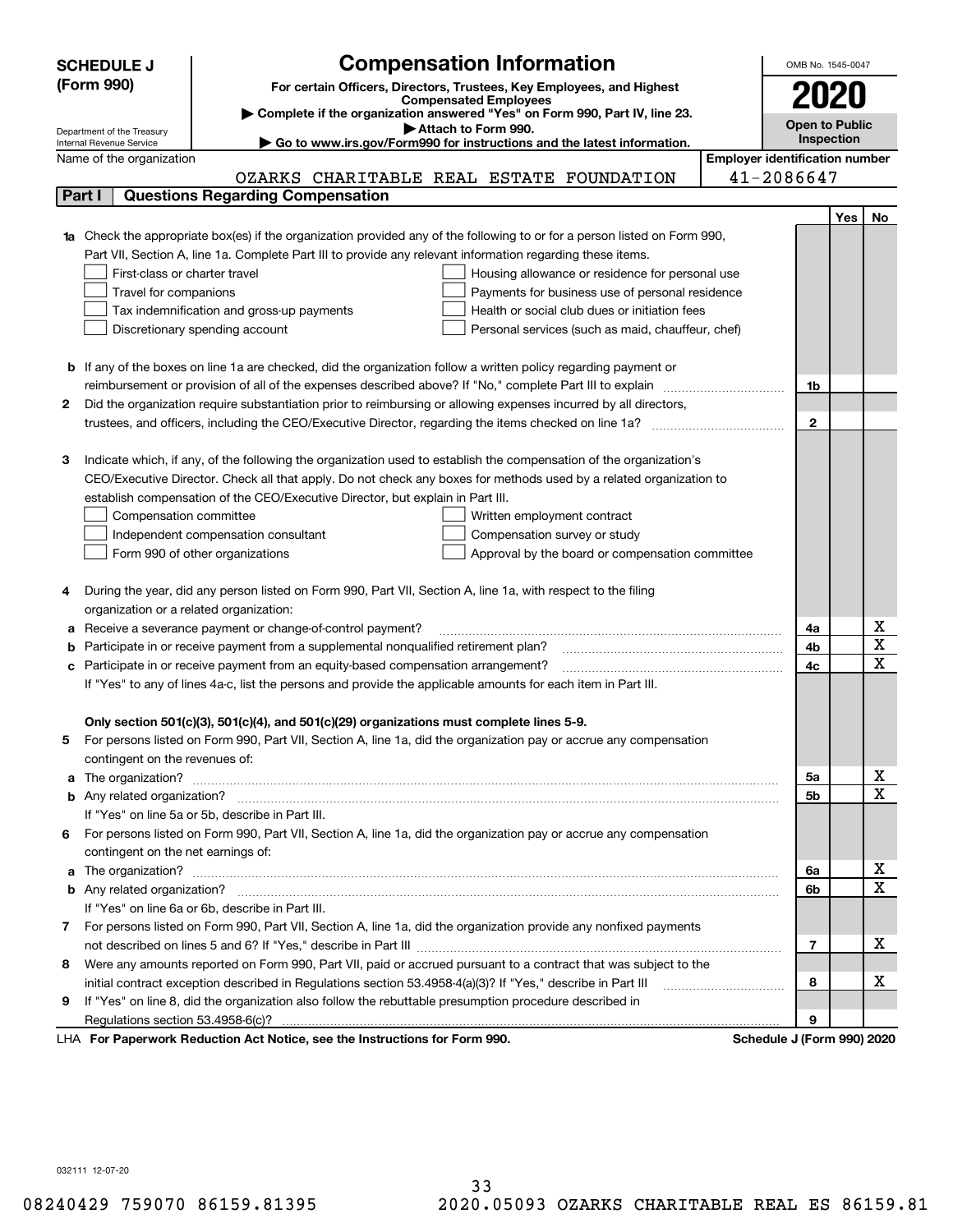**SCHEDULE J (Form 990)**

Department of the Treasury
Internal Revenue Service

# Compensation Information

**For certain Officers, Directors, Trustees, Key Employees, and Highest Compensated Employees**

▶ **Complete if the organization answered "Yes" on Form 990, Part IV, line 23.**

▶ **Attach to Form 990.**

▶ **Go to www.irs.gov/Form990 for instructions and the latest information.**

OMB No. 1545-0047

**2020**

**Open to Public Inspection**

Name of the organization: OZARKS CHARITABLE REAL ESTATE FOUNDATION

**Employer identification number:** 41-2086647

## Part I Questions Regarding Compensation

| | | | Yes | No |
|---|---|---|---|---|
| **1a** | Check the appropriate box(es) if the organization provided any of the following to or for a person listed on Form 990, Part VII, Section A, line 1a. Complete Part III to provide any relevant information regarding these items.<br>☐ First-class or charter travel ☐ Housing allowance or residence for personal use<br>☐ Travel for companions ☐ Payments for business use of personal residence<br>☐ Tax indemnification and gross-up payments ☐ Health or social club dues or initiation fees<br>☐ Discretionary spending account ☐ Personal services (such as maid, chauffeur, chef) | | | |
| **b** | If any of the boxes on line 1a are checked, did the organization follow a written policy regarding payment or reimbursement or provision of all of the expenses described above? If "No," complete Part III to explain | 1b | | |
| **2** | Did the organization require substantiation prior to reimbursing or allowing expenses incurred by all directors, trustees, and officers, including the CEO/Executive Director, regarding the items checked on line 1a? | 2 | | |
| **3** | Indicate which, if any, of the following the organization used to establish the compensation of the organization's CEO/Executive Director. Check all that apply. Do not check any boxes for methods used by a related organization to establish compensation of the CEO/Executive Director, but explain in Part III.<br>☐ Compensation committee ☐ Written employment contract<br>☐ Independent compensation consultant ☐ Compensation survey or study<br>☐ Form 990 of other organizations ☐ Approval by the board or compensation committee | | | |
| **4** | During the year, did any person listed on Form 990, Part VII, Section A, line 1a, with respect to the filing organization or a related organization: | | | |
| **a** | Receive a severance payment or change-of-control payment? | 4a | | X |
| **b** | Participate in or receive payment from a supplemental nonqualified retirement plan? | 4b | | X |
| **c** | Participate in or receive payment from an equity-based compensation arrangement? | 4c | | X |
| | If "Yes" to any of lines 4a-c, list the persons and provide the applicable amounts for each item in Part III. | | | |
| | **Only section 501(c)(3), 501(c)(4), and 501(c)(29) organizations must complete lines 5-9.** | | | |
| **5** | For persons listed on Form 990, Part VII, Section A, line 1a, did the organization pay or accrue any compensation contingent on the revenues of: | | | |
| **a** | The organization? | 5a | | X |
| **b** | Any related organization? | 5b | | X |
| | If "Yes" on line 5a or 5b, describe in Part III. | | | |
| **6** | For persons listed on Form 990, Part VII, Section A, line 1a, did the organization pay or accrue any compensation contingent on the net earnings of: | | | |
| **a** | The organization? | 6a | | X |
| **b** | Any related organization? | 6b | | X |
| | If "Yes" on line 6a or 6b, describe in Part III. | | | |
| **7** | For persons listed on Form 990, Part VII, Section A, line 1a, did the organization provide any nonfixed payments not described on lines 5 and 6? If "Yes," describe in Part III | 7 | | X |
| **8** | Were any amounts reported on Form 990, Part VII, paid or accrued pursuant to a contract that was subject to the initial contract exception described in Regulations section 53.4958-4(a)(3)? If "Yes," describe in Part III | 8 | | X |
| **9** | If "Yes" on line 8, did the organization also follow the rebuttable presumption procedure described in Regulations section 53.4958-6(c)? | 9 | | |

LHA **For Paperwork Reduction Act Notice, see the Instructions for Form 990.** **Schedule J (Form 990) 2020**

032111 12-07-20

08240429 759070 86159.81395 2020.05093 OZARKS CHARITABLE REAL ES 86159.81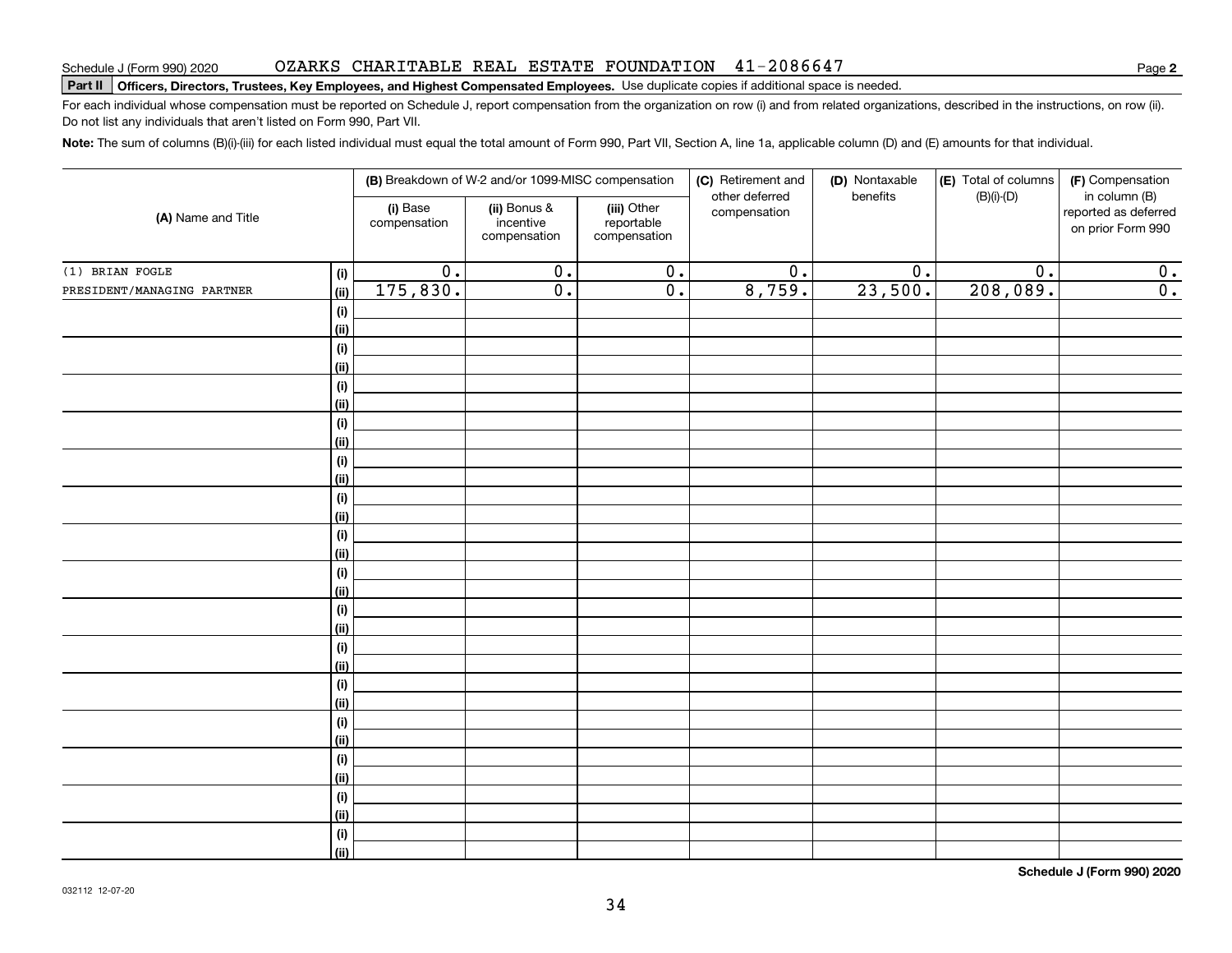Schedule J (Form 990) 2020 OZARKS CHARITABLE REAL ESTATE FOUNDATION 41-2086647

**Part II Officers, Directors, Trustees, Key Employees, and Highest Compensated Employees.** Use duplicate copies if additional space is needed.

For each individual whose compensation must be reported on Schedule J, report compensation from the organization on row (i) and from related organizations, described in the instructions, on row (ii). Do not list any individuals that aren't listed on Form 990, Part VII.

**Note:** The sum of columns (B)(i)-(iii) for each listed individual must equal the total amount of Form 990, Part VII, Section A, line 1a, applicable column (D) and (E) amounts for that individual.

| (A) Name and Title | | (B) Breakdown of W-2 and/or 1099-MISC compensation | | | (C) Retirement and other deferred compensation | (D) Nontaxable benefits | (E) Total of columns (B)(i)-(D) | (F) Compensation in column (B) reported as deferred on prior Form 990 |
|---|---|---|---|---|---|---|---|---|
| | | (i) Base compensation | (ii) Bonus & incentive compensation | (iii) Other reportable compensation | | | | |
| (1) BRIAN FOGLE | (i) | 0. | 0. | 0. | 0. | 0. | 0. | 0. |
| PRESIDENT/MANAGING PARTNER | (ii) | 175,830. | 0. | 0. | 8,759. | 23,500. | 208,089. | 0. |
| | (i) | | | | | | | |
| | (ii) | | | | | | | |
| | (i) | | | | | | | |
| | (ii) | | | | | | | |
| | (i) | | | | | | | |
| | (ii) | | | | | | | |
| | (i) | | | | | | | |
| | (ii) | | | | | | | |
| | (i) | | | | | | | |
| | (ii) | | | | | | | |
| | (i) | | | | | | | |
| | (ii) | | | | | | | |
| | (i) | | | | | | | |
| | (ii) | | | | | | | |
| | (i) | | | | | | | |
| | (ii) | | | | | | | |
| | (i) | | | | | | | |
| | (ii) | | | | | | | |
| | (i) | | | | | | | |
| | (ii) | | | | | | | |
| | (i) | | | | | | | |
| | (ii) | | | | | | | |
| | (i) | | | | | | | |
| | (ii) | | | | | | | |
| | (i) | | | | | | | |
| | (ii) | | | | | | | |
| | (i) | | | | | | | |
| | (ii) | | | | | | | |
| | (i) | | | | | | | |
| | (ii) | | | | | | | |

Schedule J (Form 990) 2020

032112 12-07-20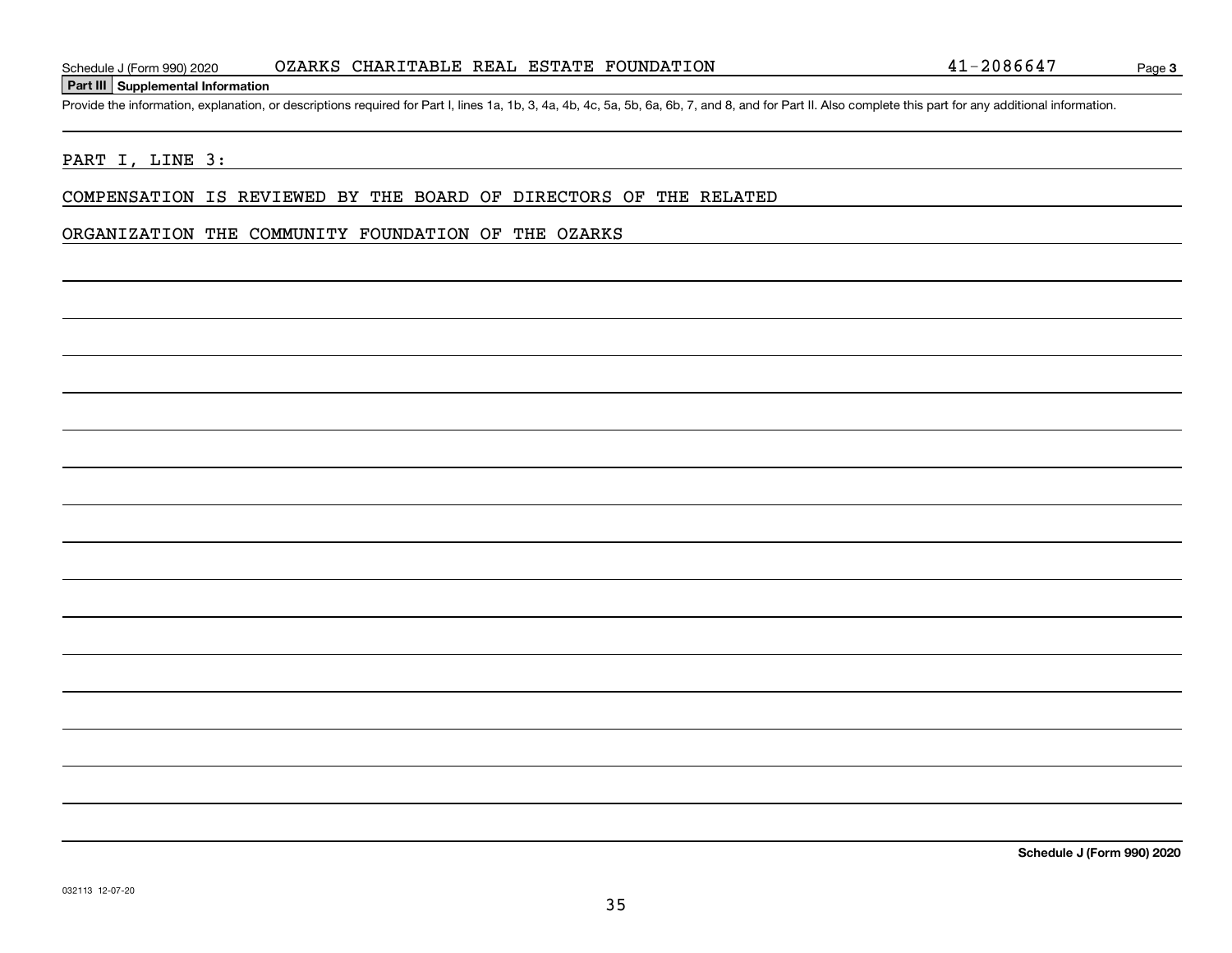## Part III Supplemental Information

Provide the information, explanation, or descriptions required for Part I, lines 1a, 1b, 3, 4a, 4b, 4c, 5a, 5b, 6a, 6b, 7, and 8, and for Part II. Also complete this part for any additional information.

PART I, LINE 3:

COMPENSATION IS REVIEWED BY THE BOARD OF DIRECTORS OF THE RELATED ORGANIZATION THE COMMUNITY FOUNDATION OF THE OZARKS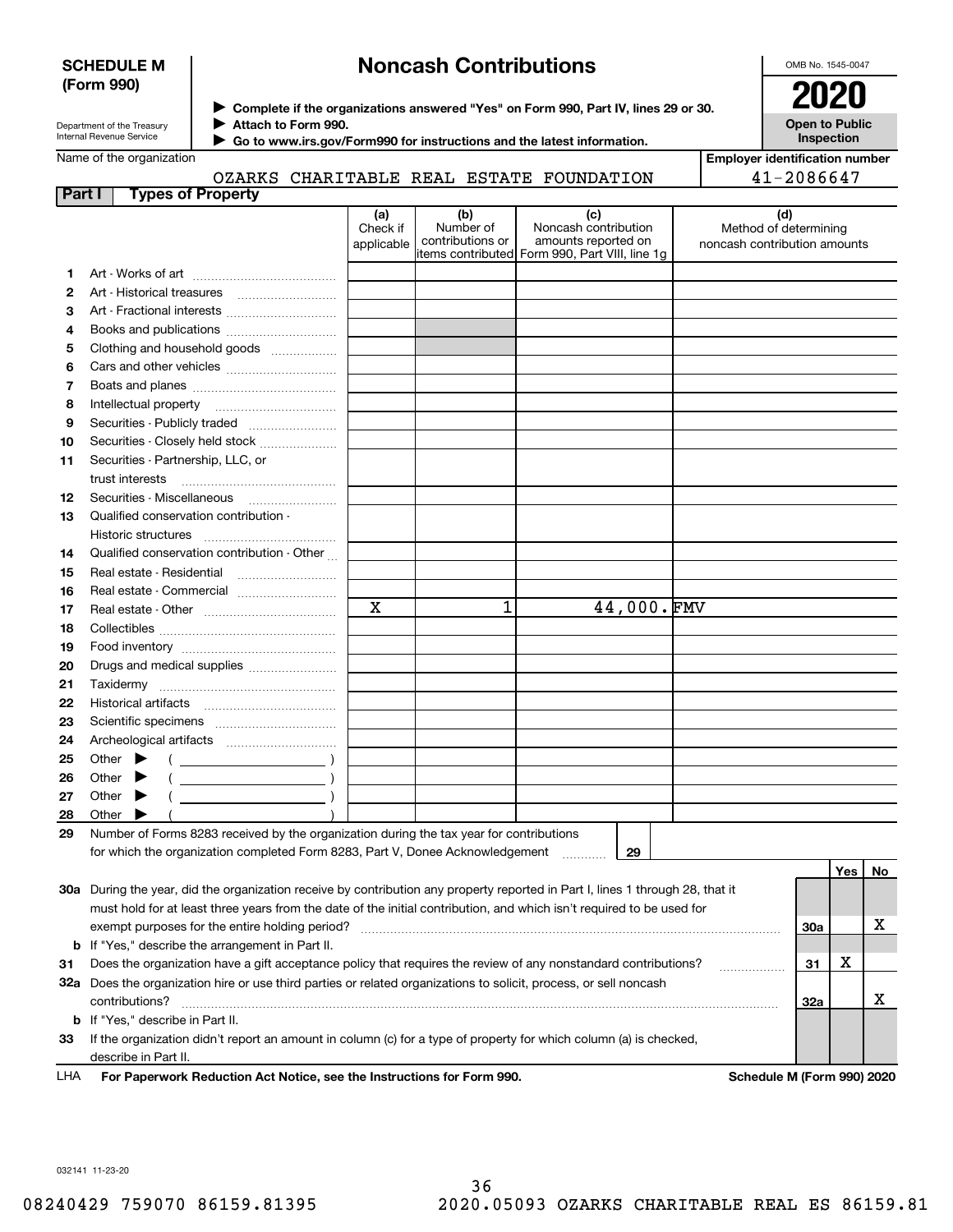**SCHEDULE M (Form 990)**

Department of the Treasury
Internal Revenue Service

# Noncash Contributions

▶ Complete if the organizations answered "Yes" on Form 990, Part IV, lines 29 or 30.
▶ Attach to Form 990.
▶ Go to www.irs.gov/Form990 for instructions and the latest information.

OMB No. 1545-0047

**2020**

**Open to Public Inspection**

Name of the organization: OZARKS CHARITABLE REAL ESTATE FOUNDATION

Employer identification number: 41-2086647

## Part I Types of Property

| | | (a) Check if applicable | (b) Number of contributions or items contributed | (c) Noncash contribution amounts reported on Form 990, Part VIII, line 1g | (d) Method of determining noncash contribution amounts |
|---|---|---|---|---|---|
| 1 | Art - Works of art | | | | |
| 2 | Art - Historical treasures | | | | |
| 3 | Art - Fractional interests | | | | |
| 4 | Books and publications | | | | |
| 5 | Clothing and household goods | | | | |
| 6 | Cars and other vehicles | | | | |
| 7 | Boats and planes | | | | |
| 8 | Intellectual property | | | | |
| 9 | Securities - Publicly traded | | | | |
| 10 | Securities - Closely held stock | | | | |
| 11 | Securities - Partnership, LLC, or trust interests | | | | |
| 12 | Securities - Miscellaneous | | | | |
| 13 | Qualified conservation contribution - Historic structures | | | | |
| 14 | Qualified conservation contribution - Other | | | | |
| 15 | Real estate - Residential | | | | |
| 16 | Real estate - Commercial | | | | |
| 17 | Real estate - Other | X | 1 | 44,000. | FMV |
| 18 | Collectibles | | | | |
| 19 | Food inventory | | | | |
| 20 | Drugs and medical supplies | | | | |
| 21 | Taxidermy | | | | |
| 22 | Historical artifacts | | | | |
| 23 | Scientific specimens | | | | |
| 24 | Archeological artifacts | | | | |
| 25 | Other ▶ ( ) | | | | |
| 26 | Other ▶ ( ) | | | | |
| 27 | Other ▶ ( ) | | | | |
| 28 | Other ▶ ( ) | | | | |

29 Number of Forms 8283 received by the organization during the tax year for contributions for which the organization completed Form 8283, Part V, Donee Acknowledgement ..... **29**

| | | | Yes | No |
|---|---|---|---|---|
| 30a | During the year, did the organization receive by contribution any property reported in Part I, lines 1 through 28, that it must hold for at least three years from the date of the initial contribution, and which isn't required to be used for exempt purposes for the entire holding period? | 30a | | X |
| b | If "Yes," describe the arrangement in Part II. | | | |
| 31 | Does the organization have a gift acceptance policy that requires the review of any nonstandard contributions? | 31 | X | |
| 32a | Does the organization hire or use third parties or related organizations to solicit, process, or sell noncash contributions? | 32a | | X |
| b | If "Yes," describe in Part II. | | | |
| 33 | If the organization didn't report an amount in column (c) for a type of property for which column (a) is checked, describe in Part II. | | | |

LHA **For Paperwork Reduction Act Notice, see the Instructions for Form 990.** **Schedule M (Form 990) 2020**

032141 11-23-20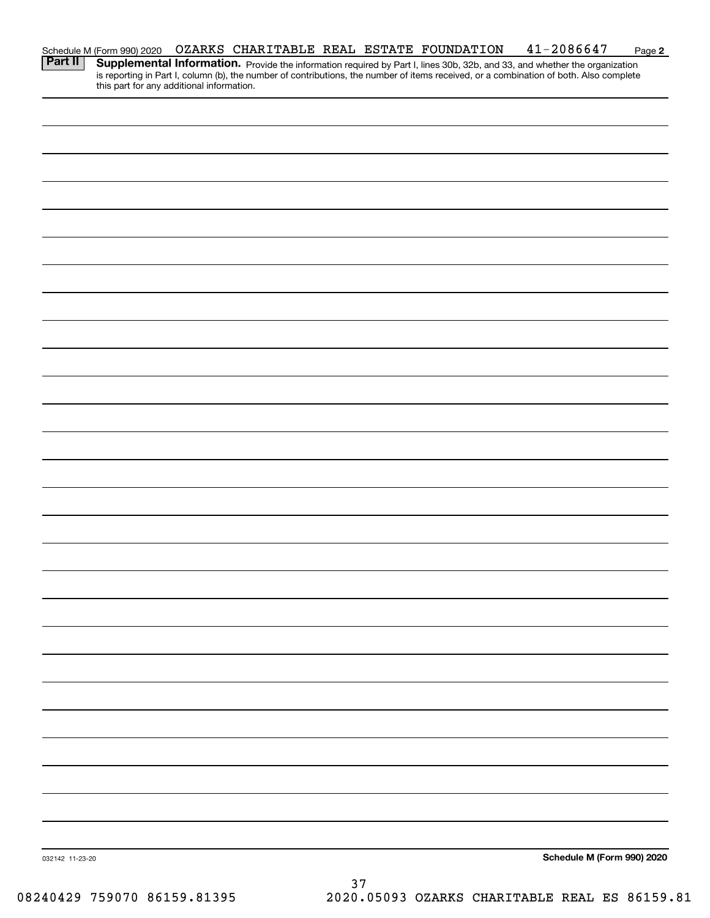Schedule M (Form 990) 2020 OZARKS CHARITABLE REAL ESTATE FOUNDATION 41-2086647

**Part II** **Supplemental Information.** Provide the information required by Part I, lines 30b, 32b, and 33, and whether the organization is reporting in Part I, column (b), the number of contributions, the number of items received, or a combination of both. Also complete this part for any additional information.

032142 11-23-20

**Schedule M (Form 990) 2020**

08240429 759070 86159.81395 2020.05093 OZARKS CHARITABLE REAL ES 86159.81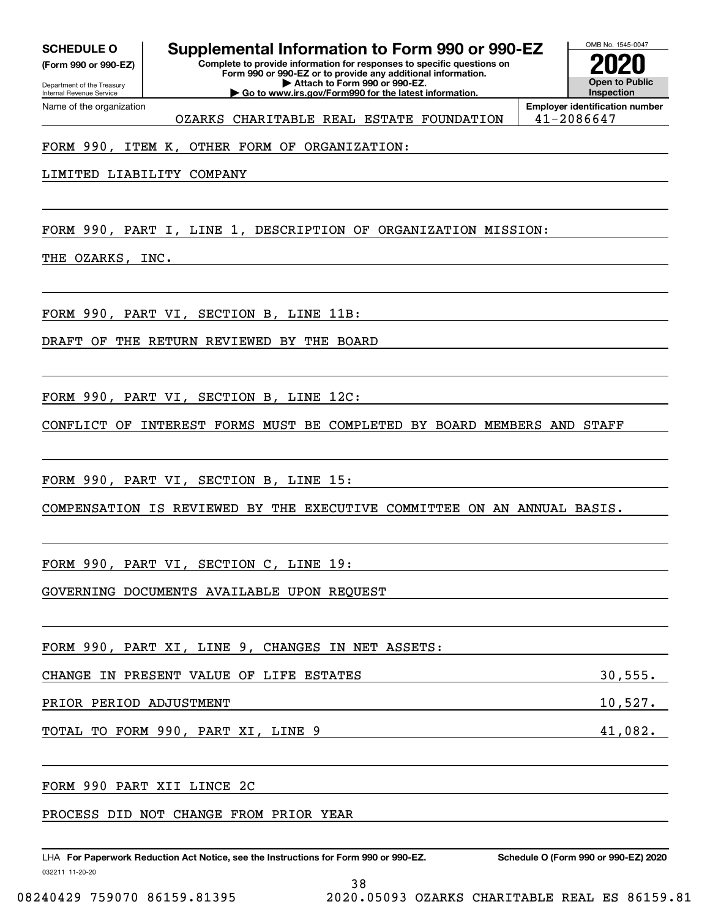**SCHEDULE O**
**(Form 990 or 990-EZ)**

Department of the Treasury
Internal Revenue Service

# Supplemental Information to Form 990 or 990-EZ

**Complete to provide information for responses to specific questions on Form 990 or 990-EZ or to provide any additional information.**
**▶ Attach to Form 990 or 990-EZ.**
**▶ Go to www.irs.gov/Form990 for the latest information.**

OMB No. 1545-0047
**2020**
**Open to Public Inspection**

Name of the organization: OZARKS CHARITABLE REAL ESTATE FOUNDATION
Employer identification number: 41-2086647

FORM 990, ITEM K, OTHER FORM OF ORGANIZATION:

LIMITED LIABILITY COMPANY

FORM 990, PART I, LINE 1, DESCRIPTION OF ORGANIZATION MISSION:

THE OZARKS, INC.

FORM 990, PART VI, SECTION B, LINE 11B:

DRAFT OF THE RETURN REVIEWED BY THE BOARD

FORM 990, PART VI, SECTION B, LINE 12C:

CONFLICT OF INTEREST FORMS MUST BE COMPLETED BY BOARD MEMBERS AND STAFF

FORM 990, PART VI, SECTION B, LINE 15:

COMPENSATION IS REVIEWED BY THE EXECUTIVE COMMITTEE ON AN ANNUAL BASIS.

FORM 990, PART VI, SECTION C, LINE 19:

GOVERNING DOCUMENTS AVAILABLE UPON REQUEST

FORM 990, PART XI, LINE 9, CHANGES IN NET ASSETS:

| | |
|---|---|
| CHANGE IN PRESENT VALUE OF LIFE ESTATES | 30,555. |
| PRIOR PERIOD ADJUSTMENT | 10,527. |
| TOTAL TO FORM 990, PART XI, LINE 9 | 41,082. |

FORM 990 PART XII LINCE 2C

PROCESS DID NOT CHANGE FROM PRIOR YEAR

LHA **For Paperwork Reduction Act Notice, see the Instructions for Form 990 or 990-EZ.** **Schedule O (Form 990 or 990-EZ) 2020**

032211 11-20-20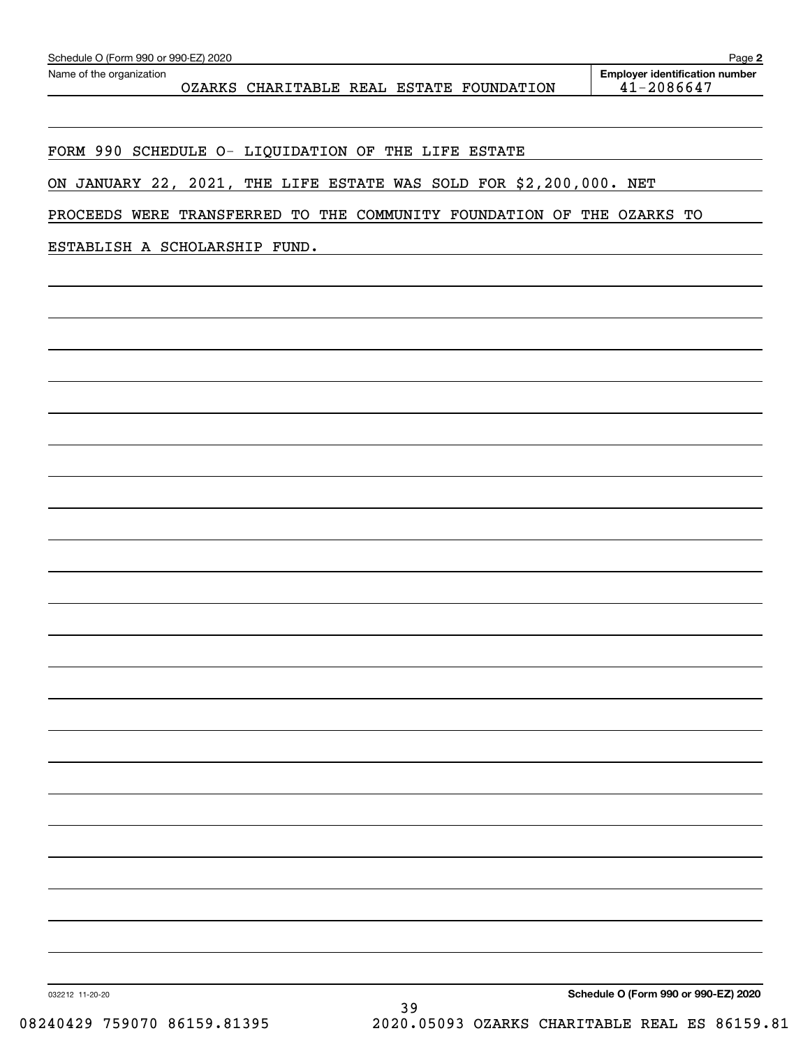Schedule O (Form 990 or 990-EZ) 2020

Name of the organization: OZARKS CHARITABLE REAL ESTATE FOUNDATION

Employer identification number: 41-2086647

FORM 990 SCHEDULE O- LIQUIDATION OF THE LIFE ESTATE

ON JANUARY 22, 2021, THE LIFE ESTATE WAS SOLD FOR $2,200,000. NET PROCEEDS WERE TRANSFERRED TO THE COMMUNITY FOUNDATION OF THE OZARKS TO ESTABLISH A SCHOLARSHIP FUND.

Schedule O (Form 990 or 990-EZ) 2020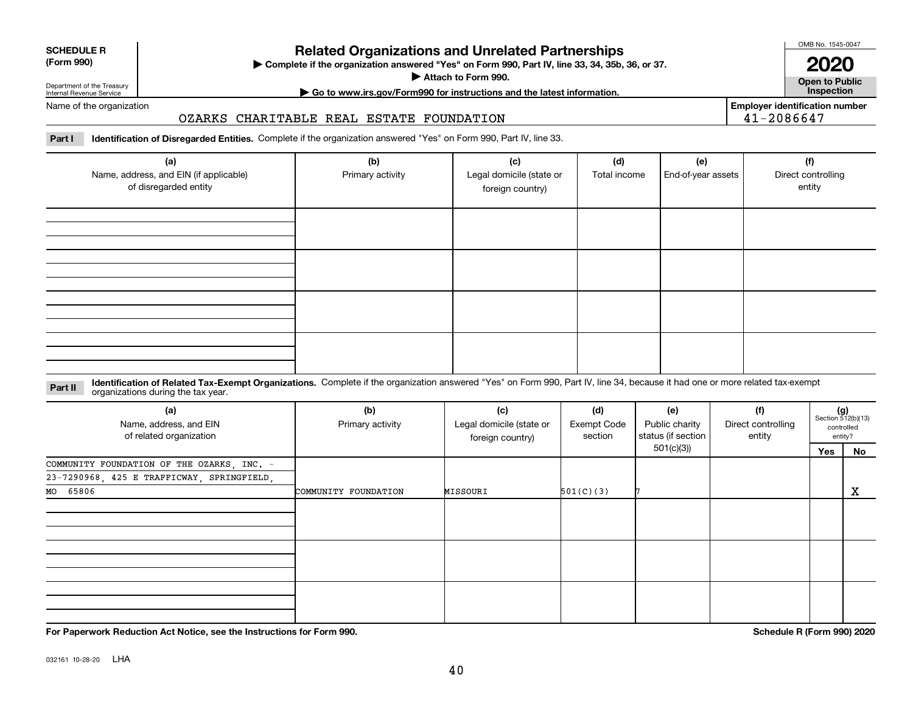**SCHEDULE R**
**(Form 990)**

Department of the Treasury
Internal Revenue Service

# Related Organizations and Unrelated Partnerships

▶ **Complete if the organization answered "Yes" on Form 990, Part IV, line 33, 34, 35b, 36, or 37.**
▶ **Attach to Form 990.**
▶ **Go to www.irs.gov/Form990 for instructions and the latest information.**

OMB No. 1545-0047
**2020**
**Open to Public Inspection**

Name of the organization: OZARKS CHARITABLE REAL ESTATE FOUNDATION

**Employer identification number:** 41-2086647

**Part I** **Identification of Disregarded Entities.** Complete if the organization answered "Yes" on Form 990, Part IV, line 33.

| (a) Name, address, and EIN (if applicable) of disregarded entity | (b) Primary activity | (c) Legal domicile (state or foreign country) | (d) Total income | (e) End-of-year assets | (f) Direct controlling entity |
|---|---|---|---|---|---|
| | | | | | |
| | | | | | |
| | | | | | |
| | | | | | |

**Part II** **Identification of Related Tax-Exempt Organizations.** Complete if the organization answered "Yes" on Form 990, Part IV, line 34, because it had one or more related tax-exempt organizations during the tax year.

| (a) Name, address, and EIN of related organization | (b) Primary activity | (c) Legal domicile (state or foreign country) | (d) Exempt Code section | (e) Public charity status (if section 501(c)(3)) | (f) Direct controlling entity | (g) Section 512(b)(13) controlled entity? Yes | No |
|---|---|---|---|---|---|---|---|
| COMMUNITY FOUNDATION OF THE OZARKS, INC. - 23-7290968, 425 E TRAFFICWAY, SPRINGFIELD, MO 65806 | COMMUNITY FOUNDATION | MISSOURI | 501(C)(3) | 7 | | | X |
| | | | | | | | |
| | | | | | | | |
| | | | | | | | |

**For Paperwork Reduction Act Notice, see the Instructions for Form 990.** **Schedule R (Form 990) 2020**

032161 10-28-20 LHA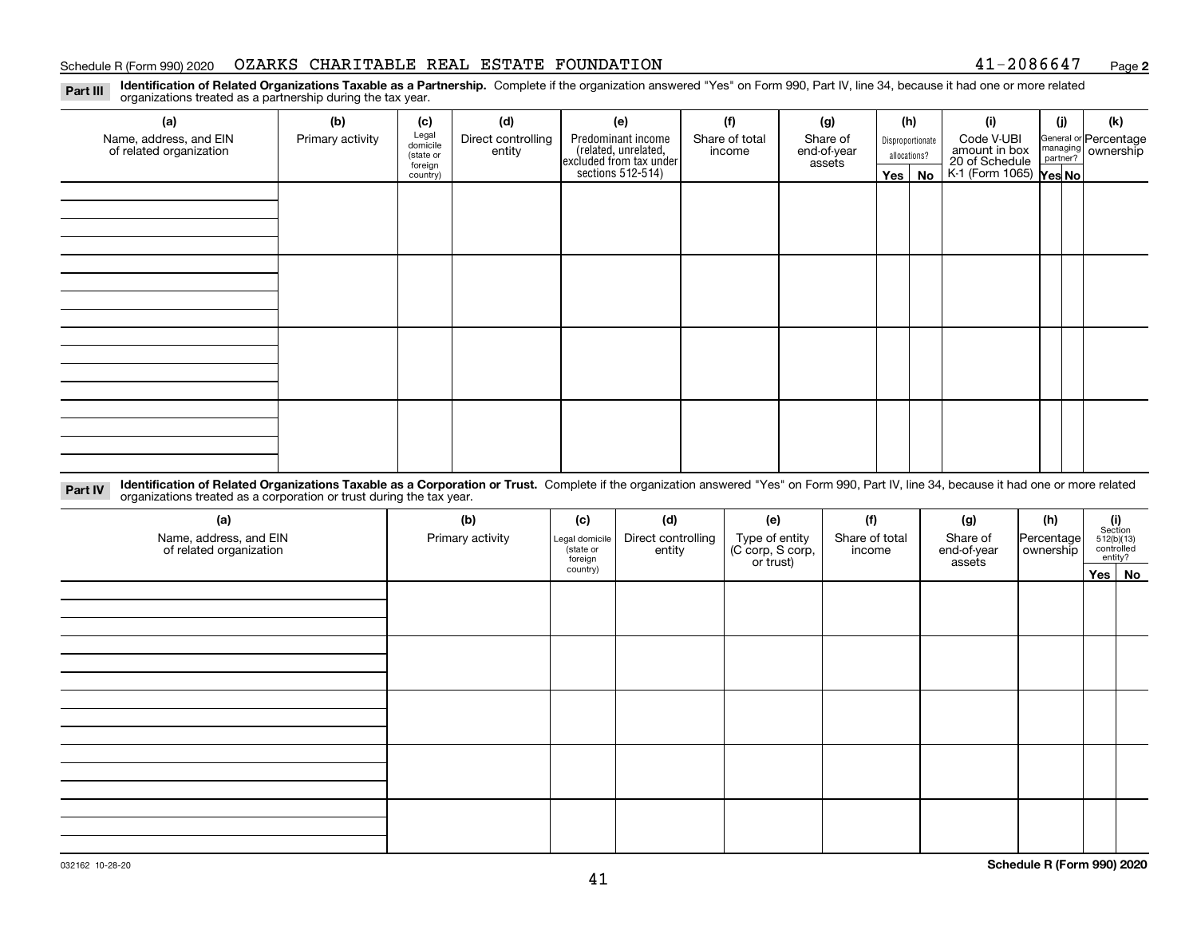## Part III Identification of Related Organizations Taxable as a Partnership.

Complete if the organization answered "Yes" on Form 990, Part IV, line 34, because it had one or more related organizations treated as a partnership during the tax year.

| (a) Name, address, and EIN of related organization | (b) Primary activity | (c) Legal domicile (state or foreign country) | (d) Direct controlling entity | (e) Predominant income (related, unrelated, excluded from tax under sections 512-514) | (f) Share of total income | (g) Share of end-of-year assets | (h) Disproportionate allocations? Yes | (h) No | (i) Code V-UBI amount in box 20 of Schedule K-1 (Form 1065) | (j) General or managing partner? Yes | (j) No | (k) Percentage ownership |
|---|---|---|---|---|---|---|---|---|---|---|---|---|
| | | | | | | | | | | | | |
| | | | | | | | | | | | | |
| | | | | | | | | | | | | |
| | | | | | | | | | | | | |

## Part IV Identification of Related Organizations Taxable as a Corporation or Trust.

Complete if the organization answered "Yes" on Form 990, Part IV, line 34, because it had one or more related organizations treated as a corporation or trust during the tax year.

| (a) Name, address, and EIN of related organization | (b) Primary activity | (c) Legal domicile (state or foreign country) | (d) Direct controlling entity | (e) Type of entity (C corp, S corp, or trust) | (f) Share of total income | (g) Share of end-of-year assets | (h) Percentage ownership | (i) Section 512(b)(13) controlled entity? Yes | (i) No |
|---|---|---|---|---|---|---|---|---|---|
| | | | | | | | | | |
| | | | | | | | | | |
| | | | | | | | | | |
| | | | | | | | | | |
| | | | | | | | | | |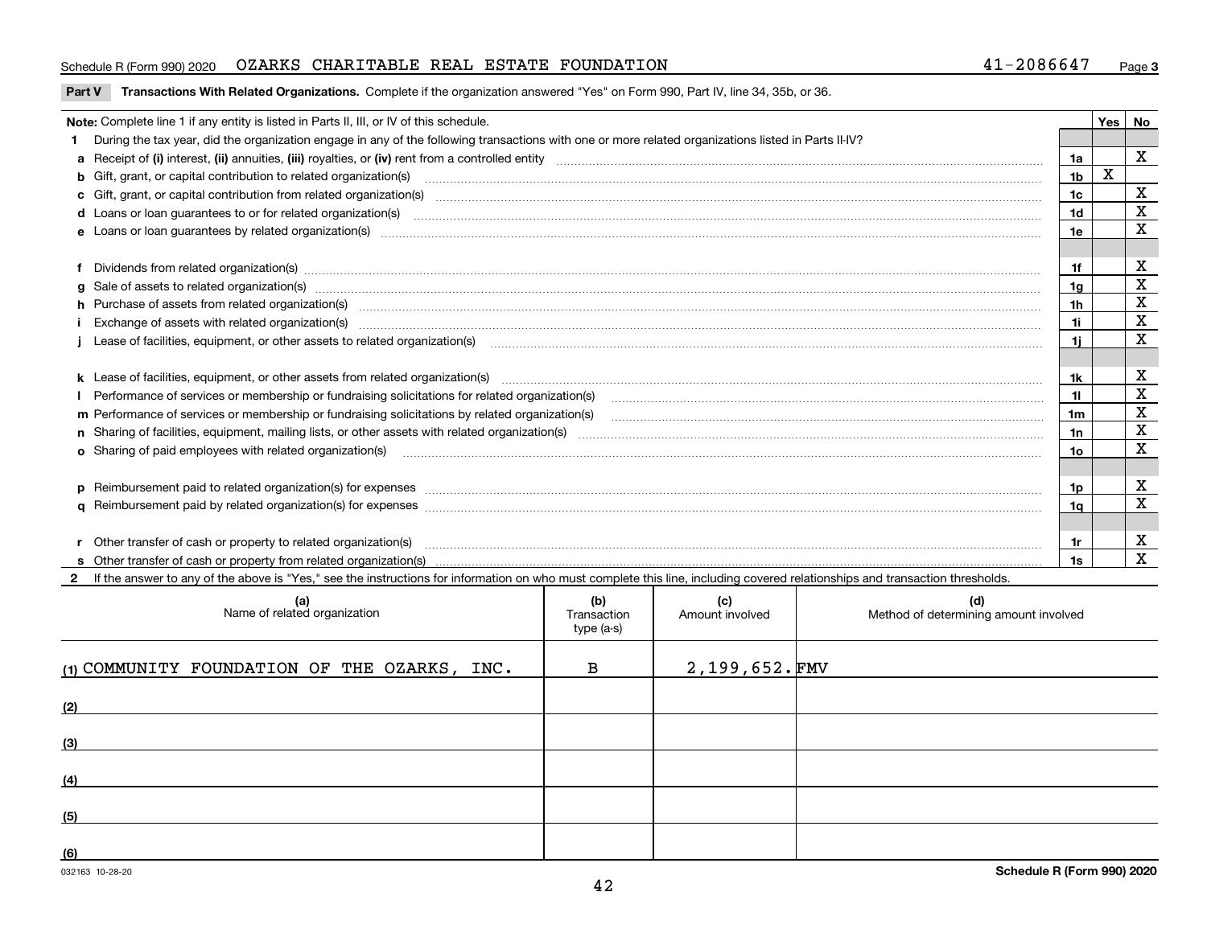Schedule R (Form 990) 2020 OZARKS CHARITABLE REAL ESTATE FOUNDATION 41-2086647 Page 3

**Part V Transactions With Related Organizations.** Complete if the organization answered "Yes" on Form 990, Part IV, line 34, 35b, or 36.

| **Note:** Complete line 1 if any entity is listed in Parts II, III, or IV of this schedule. | | Yes | No |
|---|---|---|---|
| **1** During the tax year, did the organization engage in any of the following transactions with one or more related organizations listed in Parts II-IV? | | | |
| **a** Receipt of **(i)** interest, **(ii)** annuities, **(iii)** royalties, or **(iv)** rent from a controlled entity | 1a | | X |
| **b** Gift, grant, or capital contribution to related organization(s) | 1b | X | |
| **c** Gift, grant, or capital contribution from related organization(s) | 1c | | X |
| **d** Loans or loan guarantees to or for related organization(s) | 1d | | X |
| **e** Loans or loan guarantees by related organization(s) | 1e | | X |
| **f** Dividends from related organization(s) | 1f | | X |
| **g** Sale of assets to related organization(s) | 1g | | X |
| **h** Purchase of assets from related organization(s) | 1h | | X |
| **i** Exchange of assets with related organization(s) | 1i | | X |
| **j** Lease of facilities, equipment, or other assets to related organization(s) | 1j | | X |
| **k** Lease of facilities, equipment, or other assets from related organization(s) | 1k | | X |
| **l** Performance of services or membership or fundraising solicitations for related organization(s) | 1l | | X |
| **m** Performance of services or membership or fundraising solicitations by related organization(s) | 1m | | X |
| **n** Sharing of facilities, equipment, mailing lists, or other assets with related organization(s) | 1n | | X |
| **o** Sharing of paid employees with related organization(s) | 1o | | X |
| **p** Reimbursement paid to related organization(s) for expenses | 1p | | X |
| **q** Reimbursement paid by related organization(s) for expenses | 1q | | X |
| **r** Other transfer of cash or property to related organization(s) | 1r | | X |
| **s** Other transfer of cash or property from related organization(s) | 1s | | X |

**2** If the answer to any of the above is "Yes," see the instructions for information on who must complete this line, including covered relationships and transaction thresholds.

| (a) Name of related organization | (b) Transaction type (a-s) | (c) Amount involved | (d) Method of determining amount involved |
|---|---|---|---|
| (1) COMMUNITY FOUNDATION OF THE OZARKS, INC. | B | 2,199,652. | FMV |
| (2) | | | |
| (3) | | | |
| (4) | | | |
| (5) | | | |
| (6) | | | |

032163 10-28-20 Schedule R (Form 990) 2020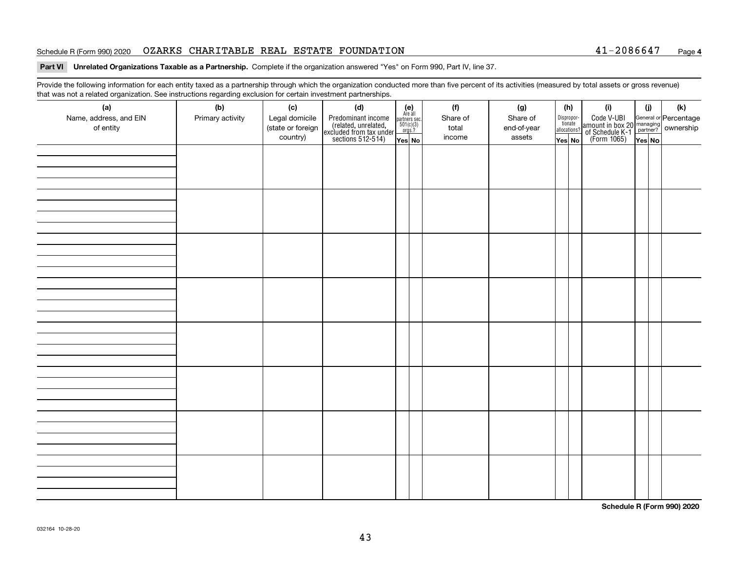Schedule R (Form 990) 2020 OZARKS CHARITABLE REAL ESTATE FOUNDATION 41-2086647 Page **4**

**Part VI Unrelated Organizations Taxable as a Partnership.** Complete if the organization answered "Yes" on Form 990, Part IV, line 37.

Provide the following information for each entity taxed as a partnership through which the organization conducted more than five percent of its activities (measured by total assets or gross revenue) that was not a related organization. See instructions regarding exclusion for certain investment partnerships.

| (a) Name, address, and EIN of entity | (b) Primary activity | (c) Legal domicile (state or foreign country) | (d) Predominant income (related, unrelated, excluded from tax under sections 512-514) | (e) Are all partners sec. 501(c)(3) orgs.? | | (f) Share of total income | (g) Share of end-of-year assets | (h) Disproportionate allocations? | | (i) Code V-UBI amount in box 20 of Schedule K-1 (Form 1065) | (j) General or managing partner? | | (k) Percentage ownership |
|---|---|---|---|---|---|---|---|---|---|---|---|---|---|
| | | | | Yes | No | | | Yes | No | | Yes | No | |
| | | | | | | | | | | | | | |
| | | | | | | | | | | | | | |
| | | | | | | | | | | | | | |
| | | | | | | | | | | | | | |
| | | | | | | | | | | | | | |
| | | | | | | | | | | | | | |
| | | | | | | | | | | | | | |
| | | | | | | | | | | | | | |

**Schedule R (Form 990) 2020**

032164 10-28-20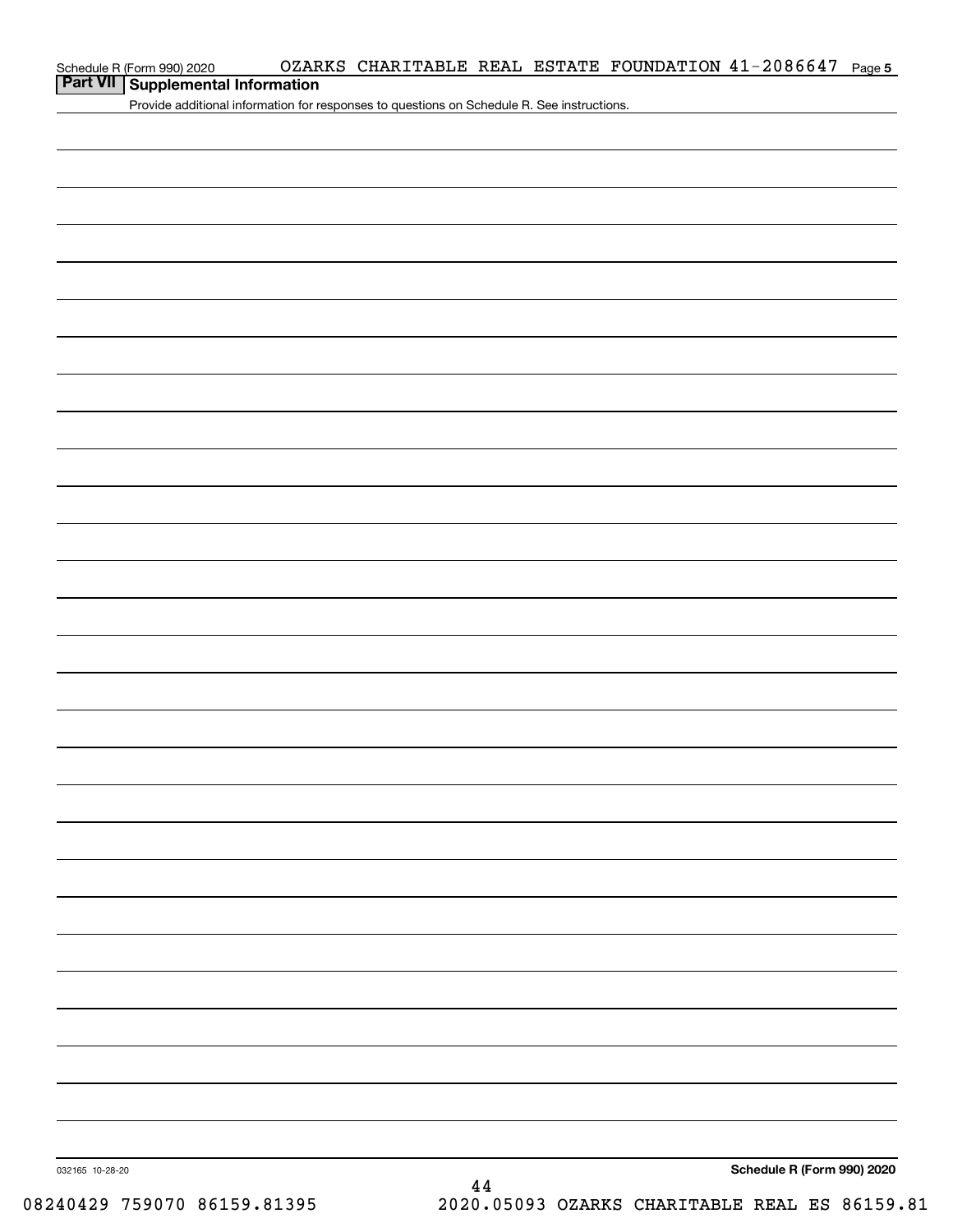Schedule R (Form 990) 2020 OZARKS CHARITABLE REAL ESTATE FOUNDATION 41-2086647

## Part VII Supplemental Information

Provide additional information for responses to questions on Schedule R. See instructions.

032165 10-28-20

Schedule R (Form 990) 2020

08240429 759070 86159.81395 2020.05093 OZARKS CHARITABLE REAL ES 86159.81